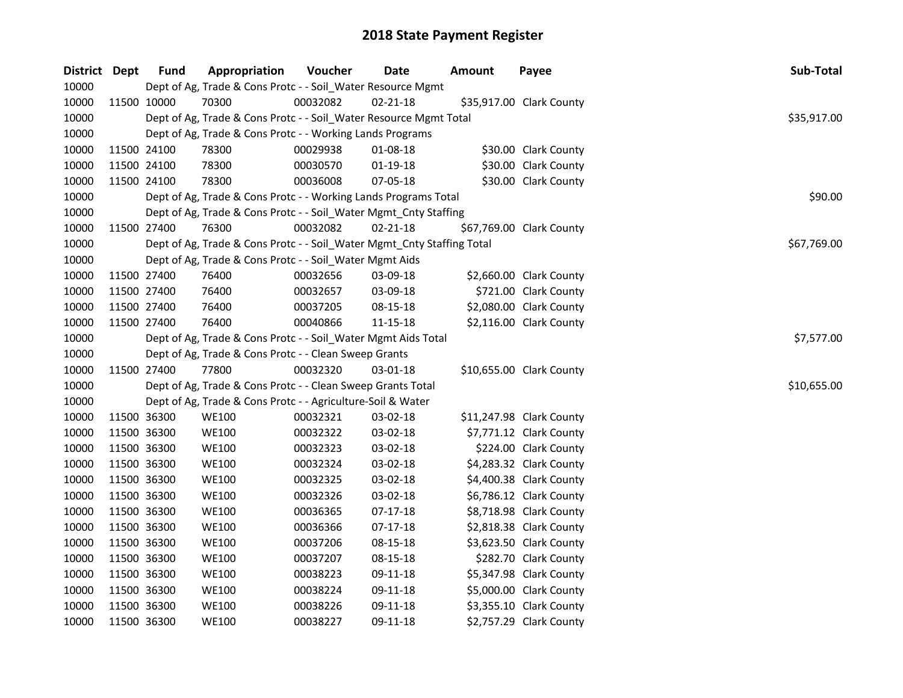# 2018 State Payment Register

| District | Dept | Fund | Appropriation | Voucher | Date | Amount | Payee | Sub-Total |
|---|---|---|---|---|---|---|---|---|
| 10000 | | Dept of Ag, Trade & Cons Protc - - Soil_Water Resource Mgmt | | | | | | |
| 10000 | 11500 | 10000 | 70300 | 00032082 | 02-21-18 | $35,917.00 | Clark County | |
| 10000 | | Dept of Ag, Trade & Cons Protc - - Soil_Water Resource Mgmt Total | | | | | | $35,917.00 |
| 10000 | | Dept of Ag, Trade & Cons Protc - - Working Lands Programs | | | | | | |
| 10000 | 11500 | 24100 | 78300 | 00029938 | 01-08-18 | $30.00 | Clark County | |
| 10000 | 11500 | 24100 | 78300 | 00030570 | 01-19-18 | $30.00 | Clark County | |
| 10000 | 11500 | 24100 | 78300 | 00036008 | 07-05-18 | $30.00 | Clark County | |
| 10000 | | Dept of Ag, Trade & Cons Protc - - Working Lands Programs Total | | | | | | $90.00 |
| 10000 | | Dept of Ag, Trade & Cons Protc - - Soil_Water Mgmt_Cnty Staffing | | | | | | |
| 10000 | 11500 | 27400 | 76300 | 00032082 | 02-21-18 | $67,769.00 | Clark County | |
| 10000 | | Dept of Ag, Trade & Cons Protc - - Soil_Water Mgmt_Cnty Staffing Total | | | | | | $67,769.00 |
| 10000 | | Dept of Ag, Trade & Cons Protc - - Soil_Water Mgmt Aids | | | | | | |
| 10000 | 11500 | 27400 | 76400 | 00032656 | 03-09-18 | $2,660.00 | Clark County | |
| 10000 | 11500 | 27400 | 76400 | 00032657 | 03-09-18 | $721.00 | Clark County | |
| 10000 | 11500 | 27400 | 76400 | 00037205 | 08-15-18 | $2,080.00 | Clark County | |
| 10000 | 11500 | 27400 | 76400 | 00040866 | 11-15-18 | $2,116.00 | Clark County | |
| 10000 | | Dept of Ag, Trade & Cons Protc - - Soil_Water Mgmt Aids Total | | | | | | $7,577.00 |
| 10000 | | Dept of Ag, Trade & Cons Protc - - Clean Sweep Grants | | | | | | |
| 10000 | 11500 | 27400 | 77800 | 00032320 | 03-01-18 | $10,655.00 | Clark County | |
| 10000 | | Dept of Ag, Trade & Cons Protc - - Clean Sweep Grants Total | | | | | | $10,655.00 |
| 10000 | | Dept of Ag, Trade & Cons Protc - - Agriculture-Soil & Water | | | | | | |
| 10000 | 11500 | 36300 | WE100 | 00032321 | 03-02-18 | $11,247.98 | Clark County | |
| 10000 | 11500 | 36300 | WE100 | 00032322 | 03-02-18 | $7,771.12 | Clark County | |
| 10000 | 11500 | 36300 | WE100 | 00032323 | 03-02-18 | $224.00 | Clark County | |
| 10000 | 11500 | 36300 | WE100 | 00032324 | 03-02-18 | $4,283.32 | Clark County | |
| 10000 | 11500 | 36300 | WE100 | 00032325 | 03-02-18 | $4,400.38 | Clark County | |
| 10000 | 11500 | 36300 | WE100 | 00032326 | 03-02-18 | $6,786.12 | Clark County | |
| 10000 | 11500 | 36300 | WE100 | 00036365 | 07-17-18 | $8,718.98 | Clark County | |
| 10000 | 11500 | 36300 | WE100 | 00036366 | 07-17-18 | $2,818.38 | Clark County | |
| 10000 | 11500 | 36300 | WE100 | 00037206 | 08-15-18 | $3,623.50 | Clark County | |
| 10000 | 11500 | 36300 | WE100 | 00037207 | 08-15-18 | $282.70 | Clark County | |
| 10000 | 11500 | 36300 | WE100 | 00038223 | 09-11-18 | $5,347.98 | Clark County | |
| 10000 | 11500 | 36300 | WE100 | 00038224 | 09-11-18 | $5,000.00 | Clark County | |
| 10000 | 11500 | 36300 | WE100 | 00038226 | 09-11-18 | $3,355.10 | Clark County | |
| 10000 | 11500 | 36300 | WE100 | 00038227 | 09-11-18 | $2,757.29 | Clark County | |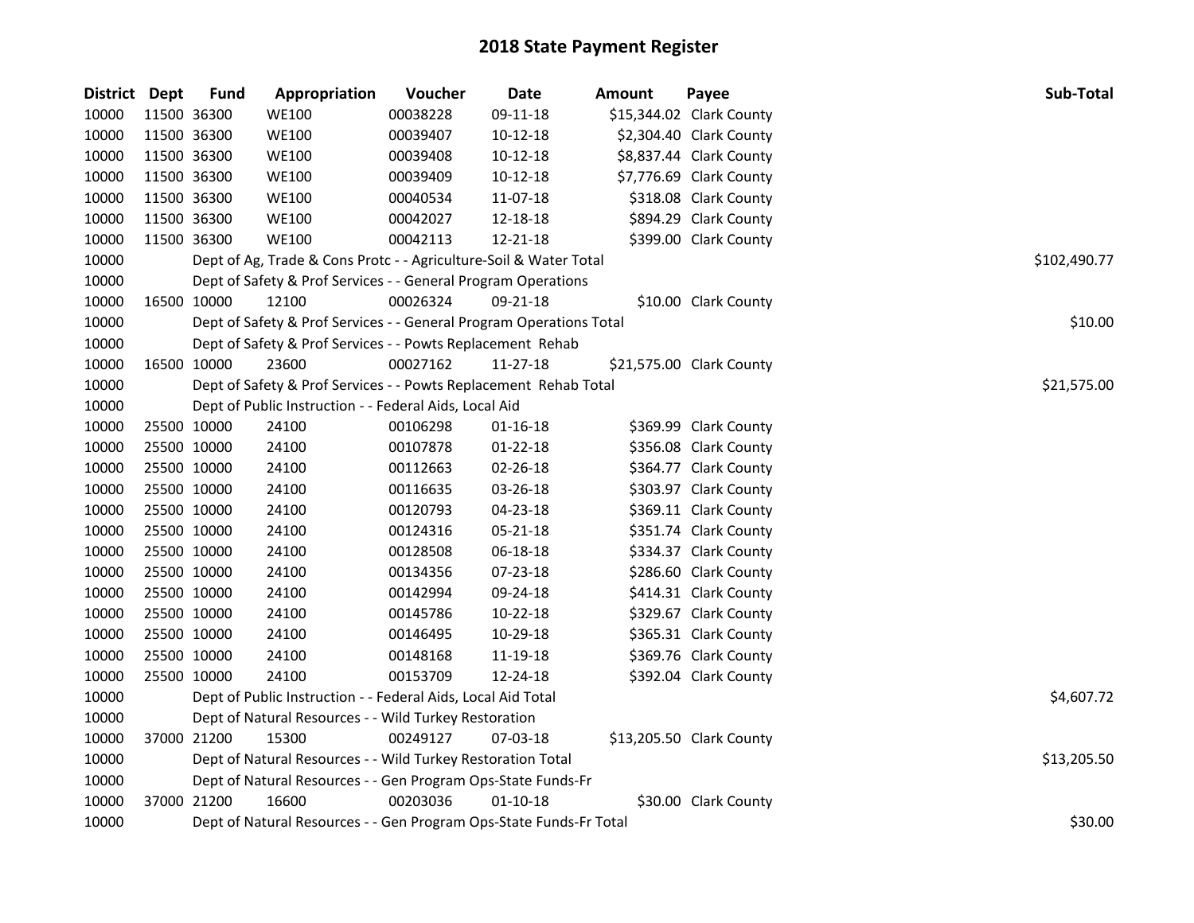# 2018 State Payment Register

| District | Dept | Fund | Appropriation | Voucher | Date | Amount | Payee | Sub-Total |
|---|---|---|---|---|---|---|---|---|
| 10000 | 11500 | 36300 | WE100 | 00038228 | 09-11-18 | $15,344.02 | Clark County | |
| 10000 | 11500 | 36300 | WE100 | 00039407 | 10-12-18 | $2,304.40 | Clark County | |
| 10000 | 11500 | 36300 | WE100 | 00039408 | 10-12-18 | $8,837.44 | Clark County | |
| 10000 | 11500 | 36300 | WE100 | 00039409 | 10-12-18 | $7,776.69 | Clark County | |
| 10000 | 11500 | 36300 | WE100 | 00040534 | 11-07-18 | $318.08 | Clark County | |
| 10000 | 11500 | 36300 | WE100 | 00042027 | 12-18-18 | $894.29 | Clark County | |
| 10000 | 11500 | 36300 | WE100 | 00042113 | 12-21-18 | $399.00 | Clark County | |
| 10000 | | | Dept of Ag, Trade & Cons Protc - - Agriculture-Soil & Water Total | | | | | $102,490.77 |
| 10000 | | | Dept of Safety & Prof Services - - General Program Operations | | | | | |
| 10000 | 16500 | 10000 | 12100 | 00026324 | 09-21-18 | $10.00 | Clark County | |
| 10000 | | | Dept of Safety & Prof Services - - General Program Operations Total | | | | | $10.00 |
| 10000 | | | Dept of Safety & Prof Services - - Powts Replacement Rehab | | | | | |
| 10000 | 16500 | 10000 | 23600 | 00027162 | 11-27-18 | $21,575.00 | Clark County | |
| 10000 | | | Dept of Safety & Prof Services - - Powts Replacement Rehab Total | | | | | $21,575.00 |
| 10000 | | | Dept of Public Instruction - - Federal Aids, Local Aid | | | | | |
| 10000 | 25500 | 10000 | 24100 | 00106298 | 01-16-18 | $369.99 | Clark County | |
| 10000 | 25500 | 10000 | 24100 | 00107878 | 01-22-18 | $356.08 | Clark County | |
| 10000 | 25500 | 10000 | 24100 | 00112663 | 02-26-18 | $364.77 | Clark County | |
| 10000 | 25500 | 10000 | 24100 | 00116635 | 03-26-18 | $303.97 | Clark County | |
| 10000 | 25500 | 10000 | 24100 | 00120793 | 04-23-18 | $369.11 | Clark County | |
| 10000 | 25500 | 10000 | 24100 | 00124316 | 05-21-18 | $351.74 | Clark County | |
| 10000 | 25500 | 10000 | 24100 | 00128508 | 06-18-18 | $334.37 | Clark County | |
| 10000 | 25500 | 10000 | 24100 | 00134356 | 07-23-18 | $286.60 | Clark County | |
| 10000 | 25500 | 10000 | 24100 | 00142994 | 09-24-18 | $414.31 | Clark County | |
| 10000 | 25500 | 10000 | 24100 | 00145786 | 10-22-18 | $329.67 | Clark County | |
| 10000 | 25500 | 10000 | 24100 | 00146495 | 10-29-18 | $365.31 | Clark County | |
| 10000 | 25500 | 10000 | 24100 | 00148168 | 11-19-18 | $369.76 | Clark County | |
| 10000 | 25500 | 10000 | 24100 | 00153709 | 12-24-18 | $392.04 | Clark County | |
| 10000 | | | Dept of Public Instruction - - Federal Aids, Local Aid Total | | | | | $4,607.72 |
| 10000 | | | Dept of Natural Resources - - Wild Turkey Restoration | | | | | |
| 10000 | 37000 | 21200 | 15300 | 00249127 | 07-03-18 | $13,205.50 | Clark County | |
| 10000 | | | Dept of Natural Resources - - Wild Turkey Restoration Total | | | | | $13,205.50 |
| 10000 | | | Dept of Natural Resources - - Gen Program Ops-State Funds-Fr | | | | | |
| 10000 | 37000 | 21200 | 16600 | 00203036 | 01-10-18 | $30.00 | Clark County | |
| 10000 | | | Dept of Natural Resources - - Gen Program Ops-State Funds-Fr Total | | | | | $30.00 |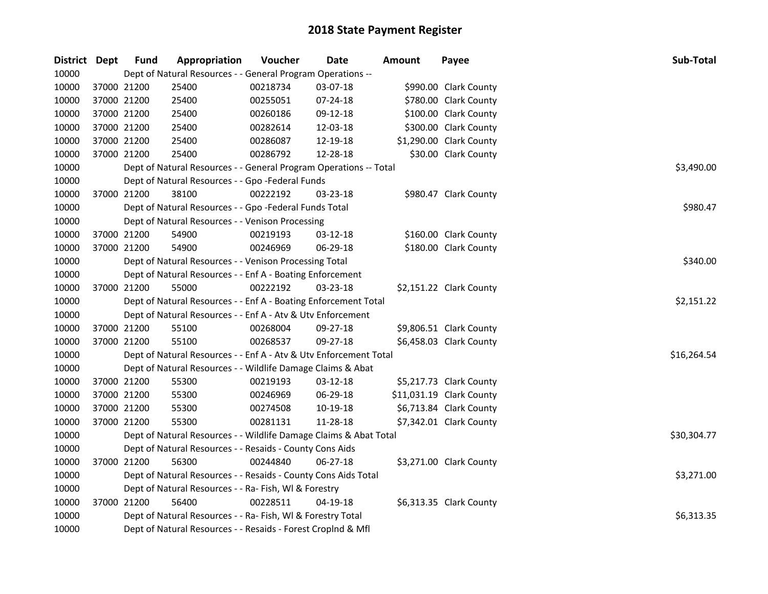# 2018 State Payment Register

| District | Dept | Fund | Appropriation | Voucher | Date | Amount | Payee | Sub-Total |
|---|---|---|---|---|---|---|---|---|
| 10000 | | Dept of Natural Resources - - General Program Operations -- | | | | | | |
| 10000 | 37000 | 21200 | 25400 | 00218734 | 03-07-18 | $990.00 | Clark County | |
| 10000 | 37000 | 21200 | 25400 | 00255051 | 07-24-18 | $780.00 | Clark County | |
| 10000 | 37000 | 21200 | 25400 | 00260186 | 09-12-18 | $100.00 | Clark County | |
| 10000 | 37000 | 21200 | 25400 | 00282614 | 12-03-18 | $300.00 | Clark County | |
| 10000 | 37000 | 21200 | 25400 | 00286087 | 12-19-18 | $1,290.00 | Clark County | |
| 10000 | 37000 | 21200 | 25400 | 00286792 | 12-28-18 | $30.00 | Clark County | |
| 10000 | | Dept of Natural Resources - - General Program Operations -- Total | | | | | | $3,490.00 |
| 10000 | | Dept of Natural Resources - - Gpo -Federal Funds | | | | | | |
| 10000 | 37000 | 21200 | 38100 | 00222192 | 03-23-18 | $980.47 | Clark County | |
| 10000 | | Dept of Natural Resources - - Gpo -Federal Funds Total | | | | | | $980.47 |
| 10000 | | Dept of Natural Resources - - Venison Processing | | | | | | |
| 10000 | 37000 | 21200 | 54900 | 00219193 | 03-12-18 | $160.00 | Clark County | |
| 10000 | 37000 | 21200 | 54900 | 00246969 | 06-29-18 | $180.00 | Clark County | |
| 10000 | | Dept of Natural Resources - - Venison Processing Total | | | | | | $340.00 |
| 10000 | | Dept of Natural Resources - - Enf A - Boating Enforcement | | | | | | |
| 10000 | 37000 | 21200 | 55000 | 00222192 | 03-23-18 | $2,151.22 | Clark County | |
| 10000 | | Dept of Natural Resources - - Enf A - Boating Enforcement Total | | | | | | $2,151.22 |
| 10000 | | Dept of Natural Resources - - Enf A - Atv & Utv Enforcement | | | | | | |
| 10000 | 37000 | 21200 | 55100 | 00268004 | 09-27-18 | $9,806.51 | Clark County | |
| 10000 | 37000 | 21200 | 55100 | 00268537 | 09-27-18 | $6,458.03 | Clark County | |
| 10000 | | Dept of Natural Resources - - Enf A - Atv & Utv Enforcement Total | | | | | | $16,264.54 |
| 10000 | | Dept of Natural Resources - - Wildlife Damage Claims & Abat | | | | | | |
| 10000 | 37000 | 21200 | 55300 | 00219193 | 03-12-18 | $5,217.73 | Clark County | |
| 10000 | 37000 | 21200 | 55300 | 00246969 | 06-29-18 | $11,031.19 | Clark County | |
| 10000 | 37000 | 21200 | 55300 | 00274508 | 10-19-18 | $6,713.84 | Clark County | |
| 10000 | 37000 | 21200 | 55300 | 00281131 | 11-28-18 | $7,342.01 | Clark County | |
| 10000 | | Dept of Natural Resources - - Wildlife Damage Claims & Abat Total | | | | | | $30,304.77 |
| 10000 | | Dept of Natural Resources - - Resaids - County Cons Aids | | | | | | |
| 10000 | 37000 | 21200 | 56300 | 00244840 | 06-27-18 | $3,271.00 | Clark County | |
| 10000 | | Dept of Natural Resources - - Resaids - County Cons Aids Total | | | | | | $3,271.00 |
| 10000 | | Dept of Natural Resources - - Ra- Fish, Wl & Forestry | | | | | | |
| 10000 | 37000 | 21200 | 56400 | 00228511 | 04-19-18 | $6,313.35 | Clark County | |
| 10000 | | Dept of Natural Resources - - Ra- Fish, Wl & Forestry Total | | | | | | $6,313.35 |
| 10000 | | Dept of Natural Resources - - Resaids - Forest Croplnd & Mfl | | | | | | |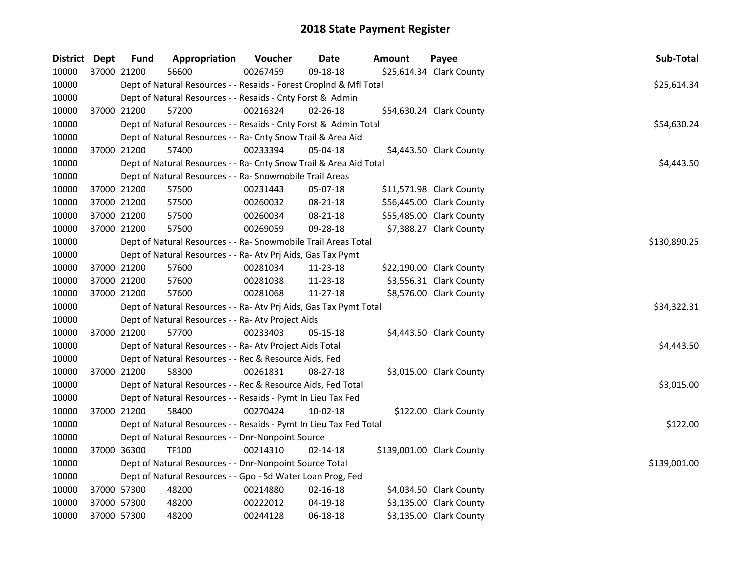# 2018 State Payment Register

| District | Dept | Fund | Appropriation | Voucher | Date | Amount | Payee | Sub-Total |
|---|---|---|---|---|---|---|---|---|
| 10000 | 37000 | 21200 | 56600 | 00267459 | 09-18-18 | $25,614.34 | Clark County | |
| 10000 | | | Dept of Natural Resources - - Resaids - Forest Croplnd & Mfl Total | | | | | $25,614.34 |
| 10000 | | | Dept of Natural Resources - - Resaids - Cnty Forst & Admin | | | | | |
| 10000 | 37000 | 21200 | 57200 | 00216324 | 02-26-18 | $54,630.24 | Clark County | |
| 10000 | | | Dept of Natural Resources - - Resaids - Cnty Forst & Admin Total | | | | | $54,630.24 |
| 10000 | | | Dept of Natural Resources - - Ra- Cnty Snow Trail & Area Aid | | | | | |
| 10000 | 37000 | 21200 | 57400 | 00233394 | 05-04-18 | $4,443.50 | Clark County | |
| 10000 | | | Dept of Natural Resources - - Ra- Cnty Snow Trail & Area Aid Total | | | | | $4,443.50 |
| 10000 | | | Dept of Natural Resources - - Ra- Snowmobile Trail Areas | | | | | |
| 10000 | 37000 | 21200 | 57500 | 00231443 | 05-07-18 | $11,571.98 | Clark County | |
| 10000 | 37000 | 21200 | 57500 | 00260032 | 08-21-18 | $56,445.00 | Clark County | |
| 10000 | 37000 | 21200 | 57500 | 00260034 | 08-21-18 | $55,485.00 | Clark County | |
| 10000 | 37000 | 21200 | 57500 | 00269059 | 09-28-18 | $7,388.27 | Clark County | |
| 10000 | | | Dept of Natural Resources - - Ra- Snowmobile Trail Areas Total | | | | | $130,890.25 |
| 10000 | | | Dept of Natural Resources - - Ra- Atv Prj Aids, Gas Tax Pymt | | | | | |
| 10000 | 37000 | 21200 | 57600 | 00281034 | 11-23-18 | $22,190.00 | Clark County | |
| 10000 | 37000 | 21200 | 57600 | 00281038 | 11-23-18 | $3,556.31 | Clark County | |
| 10000 | 37000 | 21200 | 57600 | 00281068 | 11-27-18 | $8,576.00 | Clark County | |
| 10000 | | | Dept of Natural Resources - - Ra- Atv Prj Aids, Gas Tax Pymt Total | | | | | $34,322.31 |
| 10000 | | | Dept of Natural Resources - - Ra- Atv Project Aids | | | | | |
| 10000 | 37000 | 21200 | 57700 | 00233403 | 05-15-18 | $4,443.50 | Clark County | |
| 10000 | | | Dept of Natural Resources - - Ra- Atv Project Aids Total | | | | | $4,443.50 |
| 10000 | | | Dept of Natural Resources - - Rec & Resource Aids, Fed | | | | | |
| 10000 | 37000 | 21200 | 58300 | 00261831 | 08-27-18 | $3,015.00 | Clark County | |
| 10000 | | | Dept of Natural Resources - - Rec & Resource Aids, Fed Total | | | | | $3,015.00 |
| 10000 | | | Dept of Natural Resources - - Resaids - Pymt In Lieu Tax Fed | | | | | |
| 10000 | 37000 | 21200 | 58400 | 00270424 | 10-02-18 | $122.00 | Clark County | |
| 10000 | | | Dept of Natural Resources - - Resaids - Pymt In Lieu Tax Fed Total | | | | | $122.00 |
| 10000 | | | Dept of Natural Resources - - Dnr-Nonpoint Source | | | | | |
| 10000 | 37000 | 36300 | TF100 | 00214310 | 02-14-18 | $139,001.00 | Clark County | |
| 10000 | | | Dept of Natural Resources - - Dnr-Nonpoint Source Total | | | | | $139,001.00 |
| 10000 | | | Dept of Natural Resources - - Gpo - Sd Water Loan Prog, Fed | | | | | |
| 10000 | 37000 | 57300 | 48200 | 00214880 | 02-16-18 | $4,034.50 | Clark County | |
| 10000 | 37000 | 57300 | 48200 | 00222012 | 04-19-18 | $3,135.00 | Clark County | |
| 10000 | 37000 | 57300 | 48200 | 00244128 | 06-18-18 | $3,135.00 | Clark County | |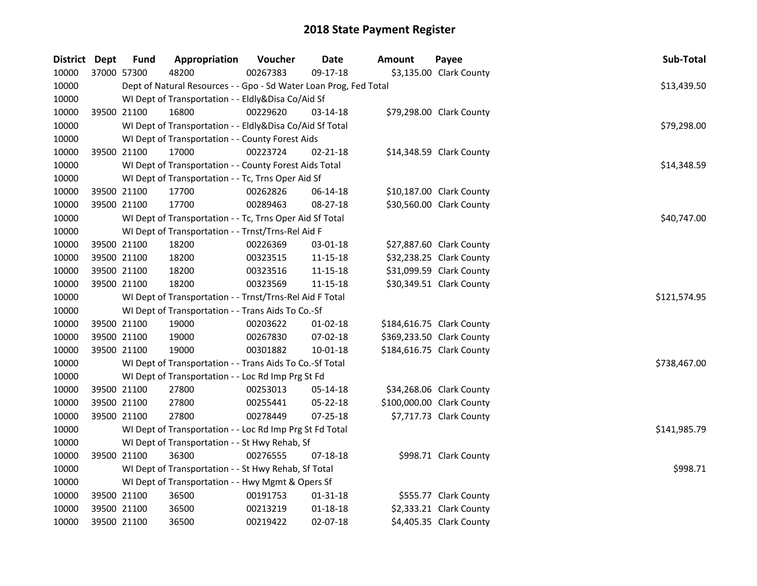# 2018 State Payment Register

| District | Dept | Fund | Appropriation | Voucher | Date | Amount | Payee | Sub-Total |
|---|---|---|---|---|---|---|---|---|
| 10000 | 37000 | 57300 | 48200 | 00267383 | 09-17-18 | $3,135.00 | Clark County | |
| 10000 | | Dept of Natural Resources - - Gpo - Sd Water Loan Prog, Fed Total | | | | | | $13,439.50 |
| 10000 | | WI Dept of Transportation - - Eldly&Disa Co/Aid Sf | | | | | | |
| 10000 | 39500 | 21100 | 16800 | 00229620 | 03-14-18 | $79,298.00 | Clark County | |
| 10000 | | WI Dept of Transportation - - Eldly&Disa Co/Aid Sf Total | | | | | | $79,298.00 |
| 10000 | | WI Dept of Transportation - - County Forest Aids | | | | | | |
| 10000 | 39500 | 21100 | 17000 | 00223724 | 02-21-18 | $14,348.59 | Clark County | |
| 10000 | | WI Dept of Transportation - - County Forest Aids Total | | | | | | $14,348.59 |
| 10000 | | WI Dept of Transportation - - Tc, Trns Oper Aid Sf | | | | | | |
| 10000 | 39500 | 21100 | 17700 | 00262826 | 06-14-18 | $10,187.00 | Clark County | |
| 10000 | 39500 | 21100 | 17700 | 00289463 | 08-27-18 | $30,560.00 | Clark County | |
| 10000 | | WI Dept of Transportation - - Tc, Trns Oper Aid Sf Total | | | | | | $40,747.00 |
| 10000 | | WI Dept of Transportation - - Trnst/Trns-Rel Aid F | | | | | | |
| 10000 | 39500 | 21100 | 18200 | 00226369 | 03-01-18 | $27,887.60 | Clark County | |
| 10000 | 39500 | 21100 | 18200 | 00323515 | 11-15-18 | $32,238.25 | Clark County | |
| 10000 | 39500 | 21100 | 18200 | 00323516 | 11-15-18 | $31,099.59 | Clark County | |
| 10000 | 39500 | 21100 | 18200 | 00323569 | 11-15-18 | $30,349.51 | Clark County | |
| 10000 | | WI Dept of Transportation - - Trnst/Trns-Rel Aid F Total | | | | | | $121,574.95 |
| 10000 | | WI Dept of Transportation - - Trans Aids To Co.-Sf | | | | | | |
| 10000 | 39500 | 21100 | 19000 | 00203622 | 01-02-18 | $184,616.75 | Clark County | |
| 10000 | 39500 | 21100 | 19000 | 00267830 | 07-02-18 | $369,233.50 | Clark County | |
| 10000 | 39500 | 21100 | 19000 | 00301882 | 10-01-18 | $184,616.75 | Clark County | |
| 10000 | | WI Dept of Transportation - - Trans Aids To Co.-Sf Total | | | | | | $738,467.00 |
| 10000 | | WI Dept of Transportation - - Loc Rd Imp Prg St Fd | | | | | | |
| 10000 | 39500 | 21100 | 27800 | 00253013 | 05-14-18 | $34,268.06 | Clark County | |
| 10000 | 39500 | 21100 | 27800 | 00255441 | 05-22-18 | $100,000.00 | Clark County | |
| 10000 | 39500 | 21100 | 27800 | 00278449 | 07-25-18 | $7,717.73 | Clark County | |
| 10000 | | WI Dept of Transportation - - Loc Rd Imp Prg St Fd Total | | | | | | $141,985.79 |
| 10000 | | WI Dept of Transportation - - St Hwy Rehab, Sf | | | | | | |
| 10000 | 39500 | 21100 | 36300 | 00276555 | 07-18-18 | $998.71 | Clark County | |
| 10000 | | WI Dept of Transportation - - St Hwy Rehab, Sf Total | | | | | | $998.71 |
| 10000 | | WI Dept of Transportation - - Hwy Mgmt & Opers Sf | | | | | | |
| 10000 | 39500 | 21100 | 36500 | 00191753 | 01-31-18 | $555.77 | Clark County | |
| 10000 | 39500 | 21100 | 36500 | 00213219 | 01-18-18 | $2,333.21 | Clark County | |
| 10000 | 39500 | 21100 | 36500 | 00219422 | 02-07-18 | $4,405.35 | Clark County | |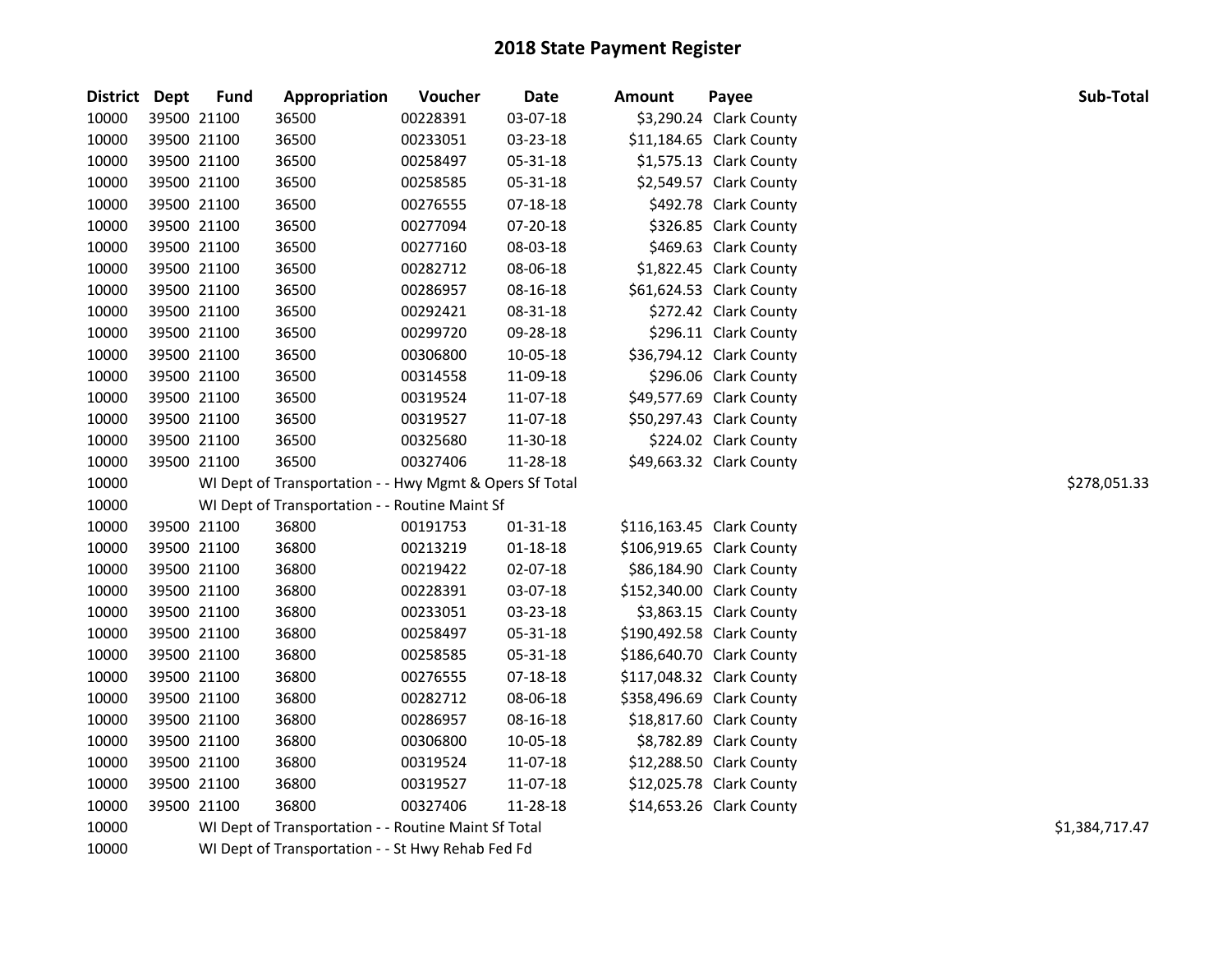# 2018 State Payment Register

| District | Dept | Fund | Appropriation | Voucher | Date | Amount | Payee | Sub-Total |
|---|---|---|---|---|---|---|---|---|
| 10000 | 39500 | 21100 | 36500 | 00228391 | 03-07-18 | $3,290.24 | Clark County | |
| 10000 | 39500 | 21100 | 36500 | 00233051 | 03-23-18 | $11,184.65 | Clark County | |
| 10000 | 39500 | 21100 | 36500 | 00258497 | 05-31-18 | $1,575.13 | Clark County | |
| 10000 | 39500 | 21100 | 36500 | 00258585 | 05-31-18 | $2,549.57 | Clark County | |
| 10000 | 39500 | 21100 | 36500 | 00276555 | 07-18-18 | $492.78 | Clark County | |
| 10000 | 39500 | 21100 | 36500 | 00277094 | 07-20-18 | $326.85 | Clark County | |
| 10000 | 39500 | 21100 | 36500 | 00277160 | 08-03-18 | $469.63 | Clark County | |
| 10000 | 39500 | 21100 | 36500 | 00282712 | 08-06-18 | $1,822.45 | Clark County | |
| 10000 | 39500 | 21100 | 36500 | 00286957 | 08-16-18 | $61,624.53 | Clark County | |
| 10000 | 39500 | 21100 | 36500 | 00292421 | 08-31-18 | $272.42 | Clark County | |
| 10000 | 39500 | 21100 | 36500 | 00299720 | 09-28-18 | $296.11 | Clark County | |
| 10000 | 39500 | 21100 | 36500 | 00306800 | 10-05-18 | $36,794.12 | Clark County | |
| 10000 | 39500 | 21100 | 36500 | 00314558 | 11-09-18 | $296.06 | Clark County | |
| 10000 | 39500 | 21100 | 36500 | 00319524 | 11-07-18 | $49,577.69 | Clark County | |
| 10000 | 39500 | 21100 | 36500 | 00319527 | 11-07-18 | $50,297.43 | Clark County | |
| 10000 | 39500 | 21100 | 36500 | 00325680 | 11-30-18 | $224.02 | Clark County | |
| 10000 | 39500 | 21100 | 36500 | 00327406 | 11-28-18 | $49,663.32 | Clark County | |
| 10000 | | | WI Dept of Transportation - - Hwy Mgmt & Opers Sf Total | | | | | $278,051.33 |
| 10000 | | | WI Dept of Transportation - - Routine Maint Sf | | | | | |
| 10000 | 39500 | 21100 | 36800 | 00191753 | 01-31-18 | $116,163.45 | Clark County | |
| 10000 | 39500 | 21100 | 36800 | 00213219 | 01-18-18 | $106,919.65 | Clark County | |
| 10000 | 39500 | 21100 | 36800 | 00219422 | 02-07-18 | $86,184.90 | Clark County | |
| 10000 | 39500 | 21100 | 36800 | 00228391 | 03-07-18 | $152,340.00 | Clark County | |
| 10000 | 39500 | 21100 | 36800 | 00233051 | 03-23-18 | $3,863.15 | Clark County | |
| 10000 | 39500 | 21100 | 36800 | 00258497 | 05-31-18 | $190,492.58 | Clark County | |
| 10000 | 39500 | 21100 | 36800 | 00258585 | 05-31-18 | $186,640.70 | Clark County | |
| 10000 | 39500 | 21100 | 36800 | 00276555 | 07-18-18 | $117,048.32 | Clark County | |
| 10000 | 39500 | 21100 | 36800 | 00282712 | 08-06-18 | $358,496.69 | Clark County | |
| 10000 | 39500 | 21100 | 36800 | 00286957 | 08-16-18 | $18,817.60 | Clark County | |
| 10000 | 39500 | 21100 | 36800 | 00306800 | 10-05-18 | $8,782.89 | Clark County | |
| 10000 | 39500 | 21100 | 36800 | 00319524 | 11-07-18 | $12,288.50 | Clark County | |
| 10000 | 39500 | 21100 | 36800 | 00319527 | 11-07-18 | $12,025.78 | Clark County | |
| 10000 | 39500 | 21100 | 36800 | 00327406 | 11-28-18 | $14,653.26 | Clark County | |
| 10000 | | | WI Dept of Transportation - - Routine Maint Sf Total | | | | | $1,384,717.47 |
| 10000 | | | WI Dept of Transportation - - St Hwy Rehab Fed Fd | | | | | |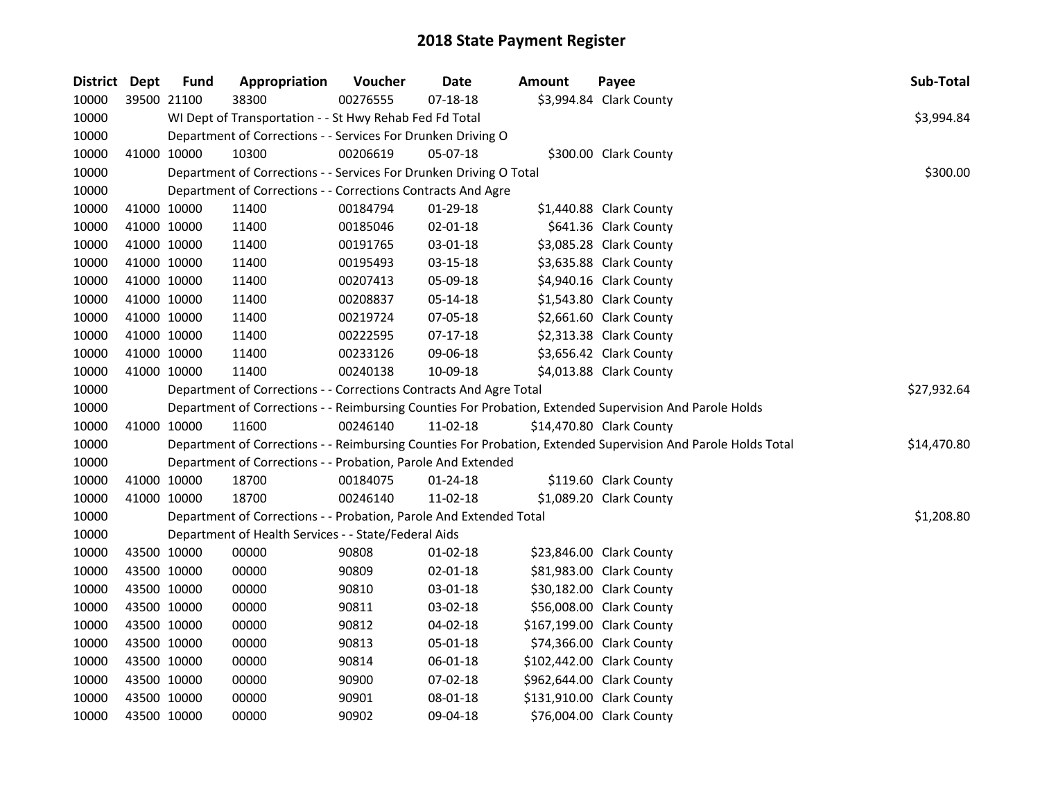# 2018 State Payment Register

| District | Dept | Fund | Appropriation | Voucher | Date | Amount | Payee | Sub-Total |
|---|---|---|---|---|---|---|---|---|
| 10000 | 39500 | 21100 | 38300 | 00276555 | 07-18-18 | $3,994.84 | Clark County | |
| 10000 | | | WI Dept of Transportation - - St Hwy Rehab Fed Fd Total | | | | | $3,994.84 |
| 10000 | | | Department of Corrections - - Services For Drunken Driving O | | | | | |
| 10000 | 41000 | 10000 | 10300 | 00206619 | 05-07-18 | $300.00 | Clark County | |
| 10000 | | | Department of Corrections - - Services For Drunken Driving O Total | | | | | $300.00 |
| 10000 | | | Department of Corrections - - Corrections Contracts And Agre | | | | | |
| 10000 | 41000 | 10000 | 11400 | 00184794 | 01-29-18 | $1,440.88 | Clark County | |
| 10000 | 41000 | 10000 | 11400 | 00185046 | 02-01-18 | $641.36 | Clark County | |
| 10000 | 41000 | 10000 | 11400 | 00191765 | 03-01-18 | $3,085.28 | Clark County | |
| 10000 | 41000 | 10000 | 11400 | 00195493 | 03-15-18 | $3,635.88 | Clark County | |
| 10000 | 41000 | 10000 | 11400 | 00207413 | 05-09-18 | $4,940.16 | Clark County | |
| 10000 | 41000 | 10000 | 11400 | 00208837 | 05-14-18 | $1,543.80 | Clark County | |
| 10000 | 41000 | 10000 | 11400 | 00219724 | 07-05-18 | $2,661.60 | Clark County | |
| 10000 | 41000 | 10000 | 11400 | 00222595 | 07-17-18 | $2,313.38 | Clark County | |
| 10000 | 41000 | 10000 | 11400 | 00233126 | 09-06-18 | $3,656.42 | Clark County | |
| 10000 | 41000 | 10000 | 11400 | 00240138 | 10-09-18 | $4,013.88 | Clark County | |
| 10000 | | | Department of Corrections - - Corrections Contracts And Agre Total | | | | | $27,932.64 |
| 10000 | | | Department of Corrections - - Reimbursing Counties For Probation, Extended Supervision And Parole Holds | | | | | |
| 10000 | 41000 | 10000 | 11600 | 00246140 | 11-02-18 | $14,470.80 | Clark County | |
| 10000 | | | Department of Corrections - - Reimbursing Counties For Probation, Extended Supervision And Parole Holds Total | | | | | $14,470.80 |
| 10000 | | | Department of Corrections - - Probation, Parole And Extended | | | | | |
| 10000 | 41000 | 10000 | 18700 | 00184075 | 01-24-18 | $119.60 | Clark County | |
| 10000 | 41000 | 10000 | 18700 | 00246140 | 11-02-18 | $1,089.20 | Clark County | |
| 10000 | | | Department of Corrections - - Probation, Parole And Extended Total | | | | | $1,208.80 |
| 10000 | | | Department of Health Services - - State/Federal Aids | | | | | |
| 10000 | 43500 | 10000 | 00000 | 90808 | 01-02-18 | $23,846.00 | Clark County | |
| 10000 | 43500 | 10000 | 00000 | 90809 | 02-01-18 | $81,983.00 | Clark County | |
| 10000 | 43500 | 10000 | 00000 | 90810 | 03-01-18 | $30,182.00 | Clark County | |
| 10000 | 43500 | 10000 | 00000 | 90811 | 03-02-18 | $56,008.00 | Clark County | |
| 10000 | 43500 | 10000 | 00000 | 90812 | 04-02-18 | $167,199.00 | Clark County | |
| 10000 | 43500 | 10000 | 00000 | 90813 | 05-01-18 | $74,366.00 | Clark County | |
| 10000 | 43500 | 10000 | 00000 | 90814 | 06-01-18 | $102,442.00 | Clark County | |
| 10000 | 43500 | 10000 | 00000 | 90900 | 07-02-18 | $962,644.00 | Clark County | |
| 10000 | 43500 | 10000 | 00000 | 90901 | 08-01-18 | $131,910.00 | Clark County | |
| 10000 | 43500 | 10000 | 00000 | 90902 | 09-04-18 | $76,004.00 | Clark County | |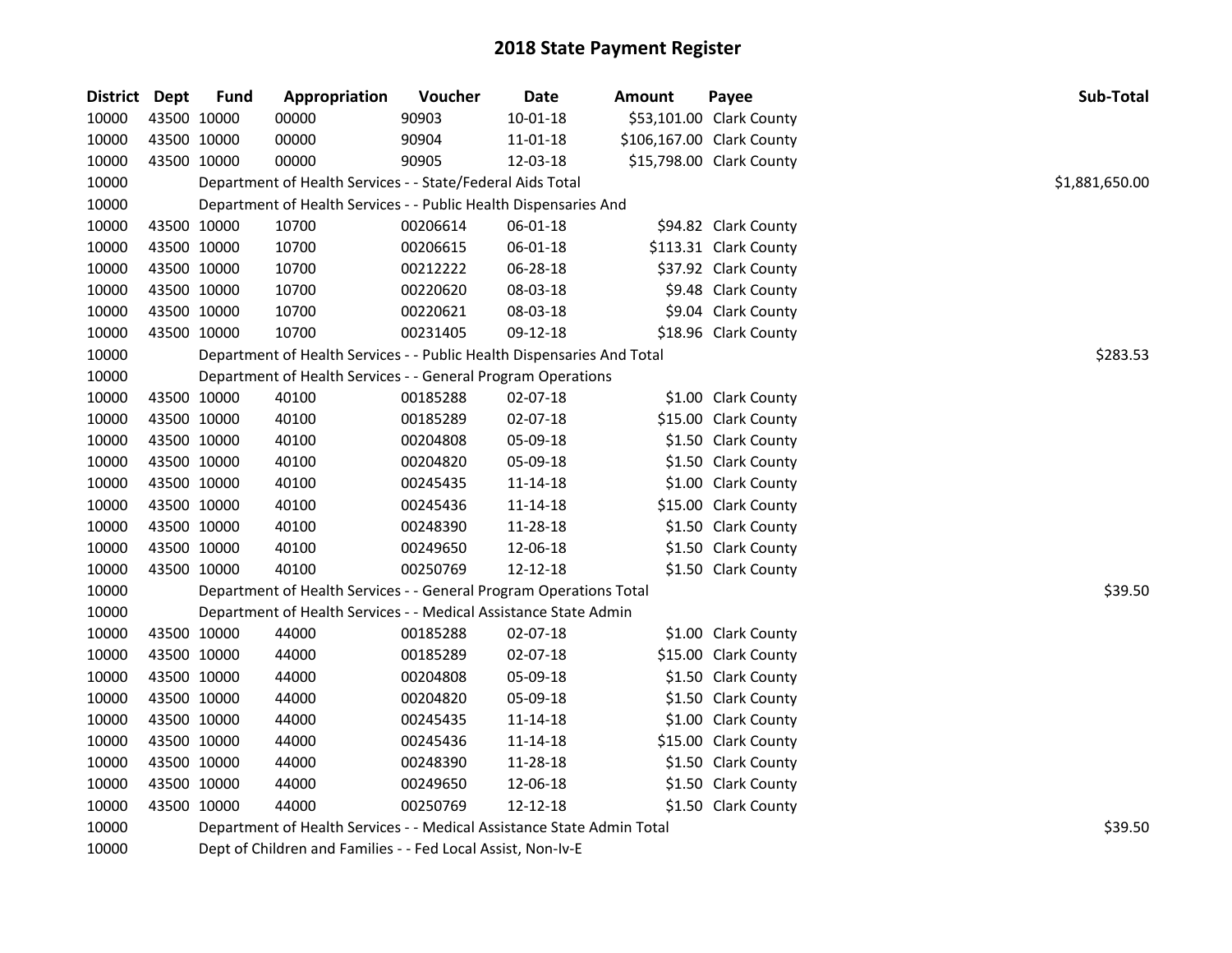# 2018 State Payment Register

| District | Dept | Fund | Appropriation | Voucher | Date | Amount | Payee | Sub-Total |
|---|---|---|---|---|---|---|---|---|
| 10000 | 43500 | 10000 | 00000 | 90903 | 10-01-18 | $53,101.00 | Clark County | |
| 10000 | 43500 | 10000 | 00000 | 90904 | 11-01-18 | $106,167.00 | Clark County | |
| 10000 | 43500 | 10000 | 00000 | 90905 | 12-03-18 | $15,798.00 | Clark County | |
| 10000 | | Department of Health Services - - State/Federal Aids Total | | | | | | $1,881,650.00 |
| 10000 | | Department of Health Services - - Public Health Dispensaries And | | | | | | |
| 10000 | 43500 | 10000 | 10700 | 00206614 | 06-01-18 | $94.82 | Clark County | |
| 10000 | 43500 | 10000 | 10700 | 00206615 | 06-01-18 | $113.31 | Clark County | |
| 10000 | 43500 | 10000 | 10700 | 00212222 | 06-28-18 | $37.92 | Clark County | |
| 10000 | 43500 | 10000 | 10700 | 00220620 | 08-03-18 | $9.48 | Clark County | |
| 10000 | 43500 | 10000 | 10700 | 00220621 | 08-03-18 | $9.04 | Clark County | |
| 10000 | 43500 | 10000 | 10700 | 00231405 | 09-12-18 | $18.96 | Clark County | |
| 10000 | | Department of Health Services - - Public Health Dispensaries And Total | | | | | | $283.53 |
| 10000 | | Department of Health Services - - General Program Operations | | | | | | |
| 10000 | 43500 | 10000 | 40100 | 00185288 | 02-07-18 | $1.00 | Clark County | |
| 10000 | 43500 | 10000 | 40100 | 00185289 | 02-07-18 | $15.00 | Clark County | |
| 10000 | 43500 | 10000 | 40100 | 00204808 | 05-09-18 | $1.50 | Clark County | |
| 10000 | 43500 | 10000 | 40100 | 00204820 | 05-09-18 | $1.50 | Clark County | |
| 10000 | 43500 | 10000 | 40100 | 00245435 | 11-14-18 | $1.00 | Clark County | |
| 10000 | 43500 | 10000 | 40100 | 00245436 | 11-14-18 | $15.00 | Clark County | |
| 10000 | 43500 | 10000 | 40100 | 00248390 | 11-28-18 | $1.50 | Clark County | |
| 10000 | 43500 | 10000 | 40100 | 00249650 | 12-06-18 | $1.50 | Clark County | |
| 10000 | 43500 | 10000 | 40100 | 00250769 | 12-12-18 | $1.50 | Clark County | |
| 10000 | | Department of Health Services - - General Program Operations Total | | | | | | $39.50 |
| 10000 | | Department of Health Services - - Medical Assistance State Admin | | | | | | |
| 10000 | 43500 | 10000 | 44000 | 00185288 | 02-07-18 | $1.00 | Clark County | |
| 10000 | 43500 | 10000 | 44000 | 00185289 | 02-07-18 | $15.00 | Clark County | |
| 10000 | 43500 | 10000 | 44000 | 00204808 | 05-09-18 | $1.50 | Clark County | |
| 10000 | 43500 | 10000 | 44000 | 00204820 | 05-09-18 | $1.50 | Clark County | |
| 10000 | 43500 | 10000 | 44000 | 00245435 | 11-14-18 | $1.00 | Clark County | |
| 10000 | 43500 | 10000 | 44000 | 00245436 | 11-14-18 | $15.00 | Clark County | |
| 10000 | 43500 | 10000 | 44000 | 00248390 | 11-28-18 | $1.50 | Clark County | |
| 10000 | 43500 | 10000 | 44000 | 00249650 | 12-06-18 | $1.50 | Clark County | |
| 10000 | 43500 | 10000 | 44000 | 00250769 | 12-12-18 | $1.50 | Clark County | |
| 10000 | | Department of Health Services - - Medical Assistance State Admin Total | | | | | | $39.50 |
| 10000 | | Dept of Children and Families - - Fed Local Assist, Non-Iv-E | | | | | | |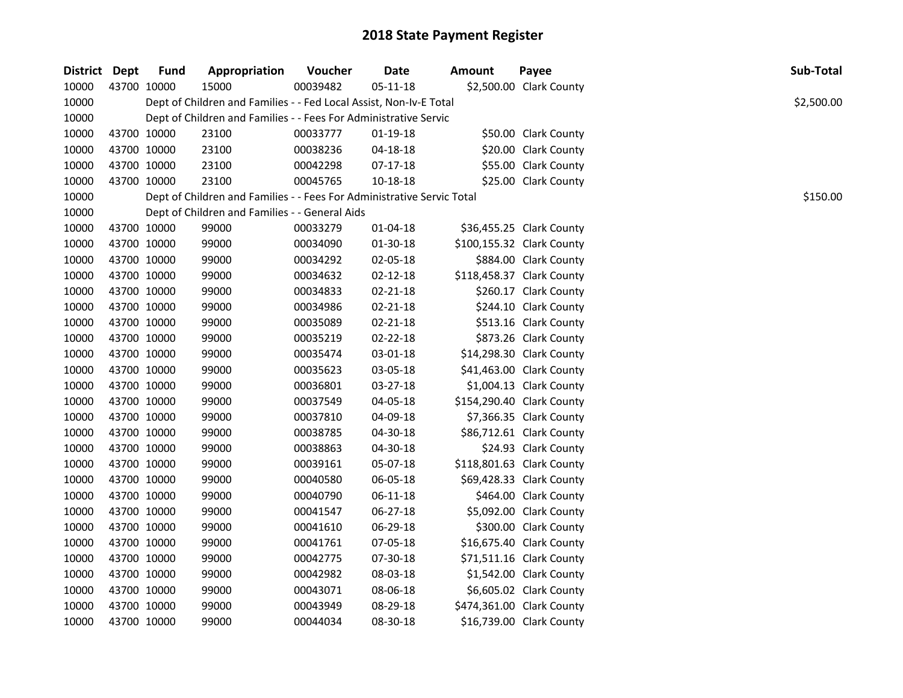# 2018 State Payment Register

| District | Dept | Fund | Appropriation | Voucher | Date | Amount | Payee | Sub-Total |
|---|---|---|---|---|---|---|---|---|
| 10000 | 43700 | 10000 | 15000 | 00039482 | 05-11-18 | $2,500.00 | Clark County | |
| 10000 | | | Dept of Children and Families - - Fed Local Assist, Non-Iv-E Total | | | | | $2,500.00 |
| 10000 | | | Dept of Children and Families - - Fees For Administrative Servic | | | | | |
| 10000 | 43700 | 10000 | 23100 | 00033777 | 01-19-18 | $50.00 | Clark County | |
| 10000 | 43700 | 10000 | 23100 | 00038236 | 04-18-18 | $20.00 | Clark County | |
| 10000 | 43700 | 10000 | 23100 | 00042298 | 07-17-18 | $55.00 | Clark County | |
| 10000 | 43700 | 10000 | 23100 | 00045765 | 10-18-18 | $25.00 | Clark County | |
| 10000 | | | Dept of Children and Families - - Fees For Administrative Servic Total | | | | | $150.00 |
| 10000 | | | Dept of Children and Families - - General Aids | | | | | |
| 10000 | 43700 | 10000 | 99000 | 00033279 | 01-04-18 | $36,455.25 | Clark County | |
| 10000 | 43700 | 10000 | 99000 | 00034090 | 01-30-18 | $100,155.32 | Clark County | |
| 10000 | 43700 | 10000 | 99000 | 00034292 | 02-05-18 | $884.00 | Clark County | |
| 10000 | 43700 | 10000 | 99000 | 00034632 | 02-12-18 | $118,458.37 | Clark County | |
| 10000 | 43700 | 10000 | 99000 | 00034833 | 02-21-18 | $260.17 | Clark County | |
| 10000 | 43700 | 10000 | 99000 | 00034986 | 02-21-18 | $244.10 | Clark County | |
| 10000 | 43700 | 10000 | 99000 | 00035089 | 02-21-18 | $513.16 | Clark County | |
| 10000 | 43700 | 10000 | 99000 | 00035219 | 02-22-18 | $873.26 | Clark County | |
| 10000 | 43700 | 10000 | 99000 | 00035474 | 03-01-18 | $14,298.30 | Clark County | |
| 10000 | 43700 | 10000 | 99000 | 00035623 | 03-05-18 | $41,463.00 | Clark County | |
| 10000 | 43700 | 10000 | 99000 | 00036801 | 03-27-18 | $1,004.13 | Clark County | |
| 10000 | 43700 | 10000 | 99000 | 00037549 | 04-05-18 | $154,290.40 | Clark County | |
| 10000 | 43700 | 10000 | 99000 | 00037810 | 04-09-18 | $7,366.35 | Clark County | |
| 10000 | 43700 | 10000 | 99000 | 00038785 | 04-30-18 | $86,712.61 | Clark County | |
| 10000 | 43700 | 10000 | 99000 | 00038863 | 04-30-18 | $24.93 | Clark County | |
| 10000 | 43700 | 10000 | 99000 | 00039161 | 05-07-18 | $118,801.63 | Clark County | |
| 10000 | 43700 | 10000 | 99000 | 00040580 | 06-05-18 | $69,428.33 | Clark County | |
| 10000 | 43700 | 10000 | 99000 | 00040790 | 06-11-18 | $464.00 | Clark County | |
| 10000 | 43700 | 10000 | 99000 | 00041547 | 06-27-18 | $5,092.00 | Clark County | |
| 10000 | 43700 | 10000 | 99000 | 00041610 | 06-29-18 | $300.00 | Clark County | |
| 10000 | 43700 | 10000 | 99000 | 00041761 | 07-05-18 | $16,675.40 | Clark County | |
| 10000 | 43700 | 10000 | 99000 | 00042775 | 07-30-18 | $71,511.16 | Clark County | |
| 10000 | 43700 | 10000 | 99000 | 00042982 | 08-03-18 | $1,542.00 | Clark County | |
| 10000 | 43700 | 10000 | 99000 | 00043071 | 08-06-18 | $6,605.02 | Clark County | |
| 10000 | 43700 | 10000 | 99000 | 00043949 | 08-29-18 | $474,361.00 | Clark County | |
| 10000 | 43700 | 10000 | 99000 | 00044034 | 08-30-18 | $16,739.00 | Clark County | |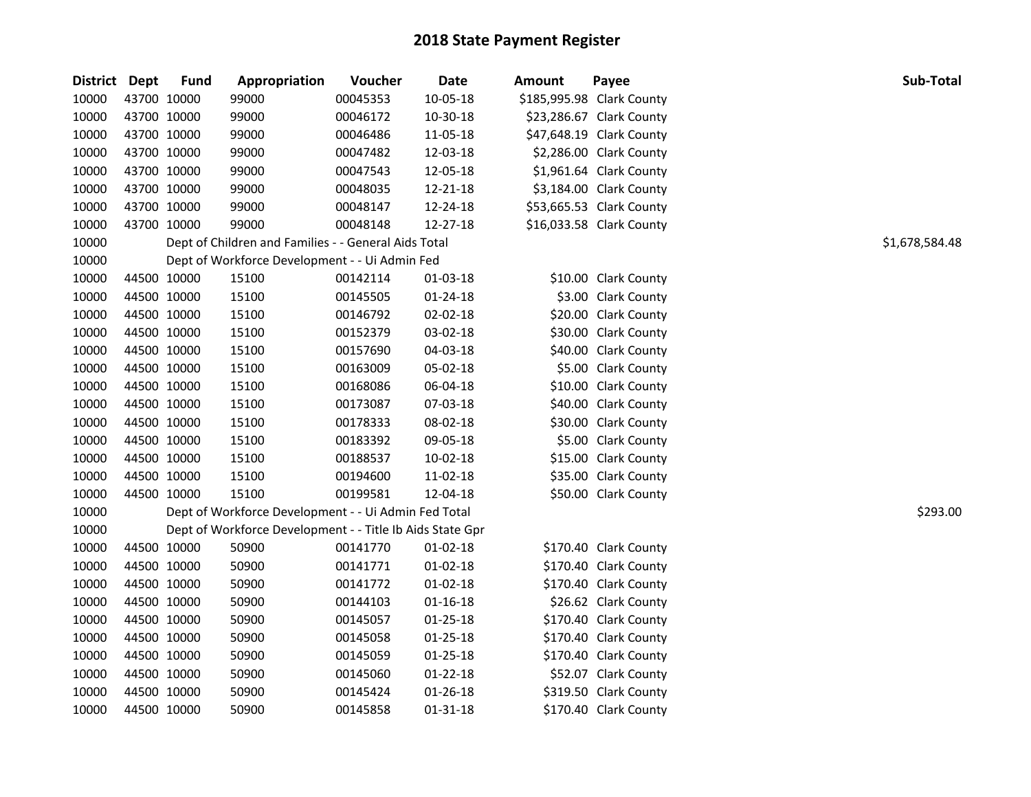# 2018 State Payment Register

| District | Dept | Fund | Appropriation | Voucher | Date | Amount | Payee | Sub-Total |
|---|---|---|---|---|---|---|---|---|
| 10000 | 43700 | 10000 | 99000 | 00045353 | 10-05-18 | $185,995.98 | Clark County | |
| 10000 | 43700 | 10000 | 99000 | 00046172 | 10-30-18 | $23,286.67 | Clark County | |
| 10000 | 43700 | 10000 | 99000 | 00046486 | 11-05-18 | $47,648.19 | Clark County | |
| 10000 | 43700 | 10000 | 99000 | 00047482 | 12-03-18 | $2,286.00 | Clark County | |
| 10000 | 43700 | 10000 | 99000 | 00047543 | 12-05-18 | $1,961.64 | Clark County | |
| 10000 | 43700 | 10000 | 99000 | 00048035 | 12-21-18 | $3,184.00 | Clark County | |
| 10000 | 43700 | 10000 | 99000 | 00048147 | 12-24-18 | $53,665.53 | Clark County | |
| 10000 | 43700 | 10000 | 99000 | 00048148 | 12-27-18 | $16,033.58 | Clark County | |
| 10000 | | Dept of Children and Families - - General Aids Total | | | | | | $1,678,584.48 |
| 10000 | | Dept of Workforce Development - - Ui Admin Fed | | | | | | |
| 10000 | 44500 | 10000 | 15100 | 00142114 | 01-03-18 | $10.00 | Clark County | |
| 10000 | 44500 | 10000 | 15100 | 00145505 | 01-24-18 | $3.00 | Clark County | |
| 10000 | 44500 | 10000 | 15100 | 00146792 | 02-02-18 | $20.00 | Clark County | |
| 10000 | 44500 | 10000 | 15100 | 00152379 | 03-02-18 | $30.00 | Clark County | |
| 10000 | 44500 | 10000 | 15100 | 00157690 | 04-03-18 | $40.00 | Clark County | |
| 10000 | 44500 | 10000 | 15100 | 00163009 | 05-02-18 | $5.00 | Clark County | |
| 10000 | 44500 | 10000 | 15100 | 00168086 | 06-04-18 | $10.00 | Clark County | |
| 10000 | 44500 | 10000 | 15100 | 00173087 | 07-03-18 | $40.00 | Clark County | |
| 10000 | 44500 | 10000 | 15100 | 00178333 | 08-02-18 | $30.00 | Clark County | |
| 10000 | 44500 | 10000 | 15100 | 00183392 | 09-05-18 | $5.00 | Clark County | |
| 10000 | 44500 | 10000 | 15100 | 00188537 | 10-02-18 | $15.00 | Clark County | |
| 10000 | 44500 | 10000 | 15100 | 00194600 | 11-02-18 | $35.00 | Clark County | |
| 10000 | 44500 | 10000 | 15100 | 00199581 | 12-04-18 | $50.00 | Clark County | |
| 10000 | | Dept of Workforce Development - - Ui Admin Fed Total | | | | | | $293.00 |
| 10000 | | Dept of Workforce Development - - Title Ib Aids State Gpr | | | | | | |
| 10000 | 44500 | 10000 | 50900 | 00141770 | 01-02-18 | $170.40 | Clark County | |
| 10000 | 44500 | 10000 | 50900 | 00141771 | 01-02-18 | $170.40 | Clark County | |
| 10000 | 44500 | 10000 | 50900 | 00141772 | 01-02-18 | $170.40 | Clark County | |
| 10000 | 44500 | 10000 | 50900 | 00144103 | 01-16-18 | $26.62 | Clark County | |
| 10000 | 44500 | 10000 | 50900 | 00145057 | 01-25-18 | $170.40 | Clark County | |
| 10000 | 44500 | 10000 | 50900 | 00145058 | 01-25-18 | $170.40 | Clark County | |
| 10000 | 44500 | 10000 | 50900 | 00145059 | 01-25-18 | $170.40 | Clark County | |
| 10000 | 44500 | 10000 | 50900 | 00145060 | 01-22-18 | $52.07 | Clark County | |
| 10000 | 44500 | 10000 | 50900 | 00145424 | 01-26-18 | $319.50 | Clark County | |
| 10000 | 44500 | 10000 | 50900 | 00145858 | 01-31-18 | $170.40 | Clark County | |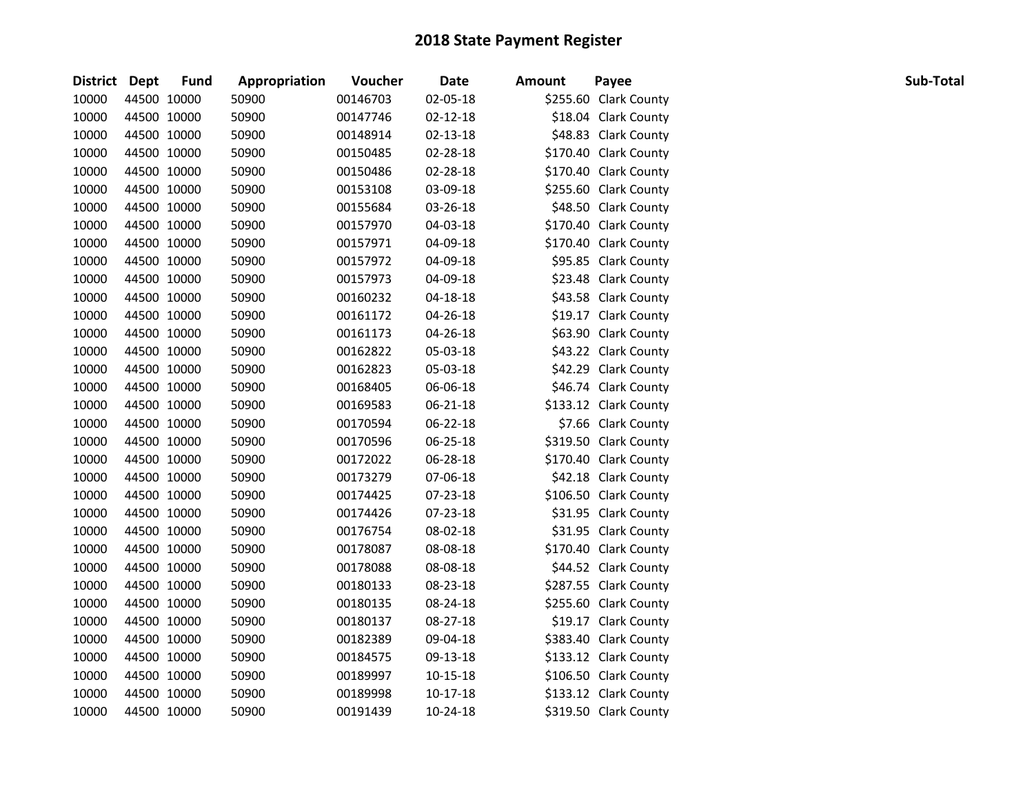# 2018 State Payment Register

| District | Dept | Fund | Appropriation | Voucher | Date | Amount | Payee | Sub-Total |
|---|---|---|---|---|---|---|---|---|
| 10000 | 44500 | 10000 | 50900 | 00146703 | 02-05-18 | $255.60 | Clark County | |
| 10000 | 44500 | 10000 | 50900 | 00147746 | 02-12-18 | $18.04 | Clark County | |
| 10000 | 44500 | 10000 | 50900 | 00148914 | 02-13-18 | $48.83 | Clark County | |
| 10000 | 44500 | 10000 | 50900 | 00150485 | 02-28-18 | $170.40 | Clark County | |
| 10000 | 44500 | 10000 | 50900 | 00150486 | 02-28-18 | $170.40 | Clark County | |
| 10000 | 44500 | 10000 | 50900 | 00153108 | 03-09-18 | $255.60 | Clark County | |
| 10000 | 44500 | 10000 | 50900 | 00155684 | 03-26-18 | $48.50 | Clark County | |
| 10000 | 44500 | 10000 | 50900 | 00157970 | 04-03-18 | $170.40 | Clark County | |
| 10000 | 44500 | 10000 | 50900 | 00157971 | 04-09-18 | $170.40 | Clark County | |
| 10000 | 44500 | 10000 | 50900 | 00157972 | 04-09-18 | $95.85 | Clark County | |
| 10000 | 44500 | 10000 | 50900 | 00157973 | 04-09-18 | $23.48 | Clark County | |
| 10000 | 44500 | 10000 | 50900 | 00160232 | 04-18-18 | $43.58 | Clark County | |
| 10000 | 44500 | 10000 | 50900 | 00161172 | 04-26-18 | $19.17 | Clark County | |
| 10000 | 44500 | 10000 | 50900 | 00161173 | 04-26-18 | $63.90 | Clark County | |
| 10000 | 44500 | 10000 | 50900 | 00162822 | 05-03-18 | $43.22 | Clark County | |
| 10000 | 44500 | 10000 | 50900 | 00162823 | 05-03-18 | $42.29 | Clark County | |
| 10000 | 44500 | 10000 | 50900 | 00168405 | 06-06-18 | $46.74 | Clark County | |
| 10000 | 44500 | 10000 | 50900 | 00169583 | 06-21-18 | $133.12 | Clark County | |
| 10000 | 44500 | 10000 | 50900 | 00170594 | 06-22-18 | $7.66 | Clark County | |
| 10000 | 44500 | 10000 | 50900 | 00170596 | 06-25-18 | $319.50 | Clark County | |
| 10000 | 44500 | 10000 | 50900 | 00172022 | 06-28-18 | $170.40 | Clark County | |
| 10000 | 44500 | 10000 | 50900 | 00173279 | 07-06-18 | $42.18 | Clark County | |
| 10000 | 44500 | 10000 | 50900 | 00174425 | 07-23-18 | $106.50 | Clark County | |
| 10000 | 44500 | 10000 | 50900 | 00174426 | 07-23-18 | $31.95 | Clark County | |
| 10000 | 44500 | 10000 | 50900 | 00176754 | 08-02-18 | $31.95 | Clark County | |
| 10000 | 44500 | 10000 | 50900 | 00178087 | 08-08-18 | $170.40 | Clark County | |
| 10000 | 44500 | 10000 | 50900 | 00178088 | 08-08-18 | $44.52 | Clark County | |
| 10000 | 44500 | 10000 | 50900 | 00180133 | 08-23-18 | $287.55 | Clark County | |
| 10000 | 44500 | 10000 | 50900 | 00180135 | 08-24-18 | $255.60 | Clark County | |
| 10000 | 44500 | 10000 | 50900 | 00180137 | 08-27-18 | $19.17 | Clark County | |
| 10000 | 44500 | 10000 | 50900 | 00182389 | 09-04-18 | $383.40 | Clark County | |
| 10000 | 44500 | 10000 | 50900 | 00184575 | 09-13-18 | $133.12 | Clark County | |
| 10000 | 44500 | 10000 | 50900 | 00189997 | 10-15-18 | $106.50 | Clark County | |
| 10000 | 44500 | 10000 | 50900 | 00189998 | 10-17-18 | $133.12 | Clark County | |
| 10000 | 44500 | 10000 | 50900 | 00191439 | 10-24-18 | $319.50 | Clark County | |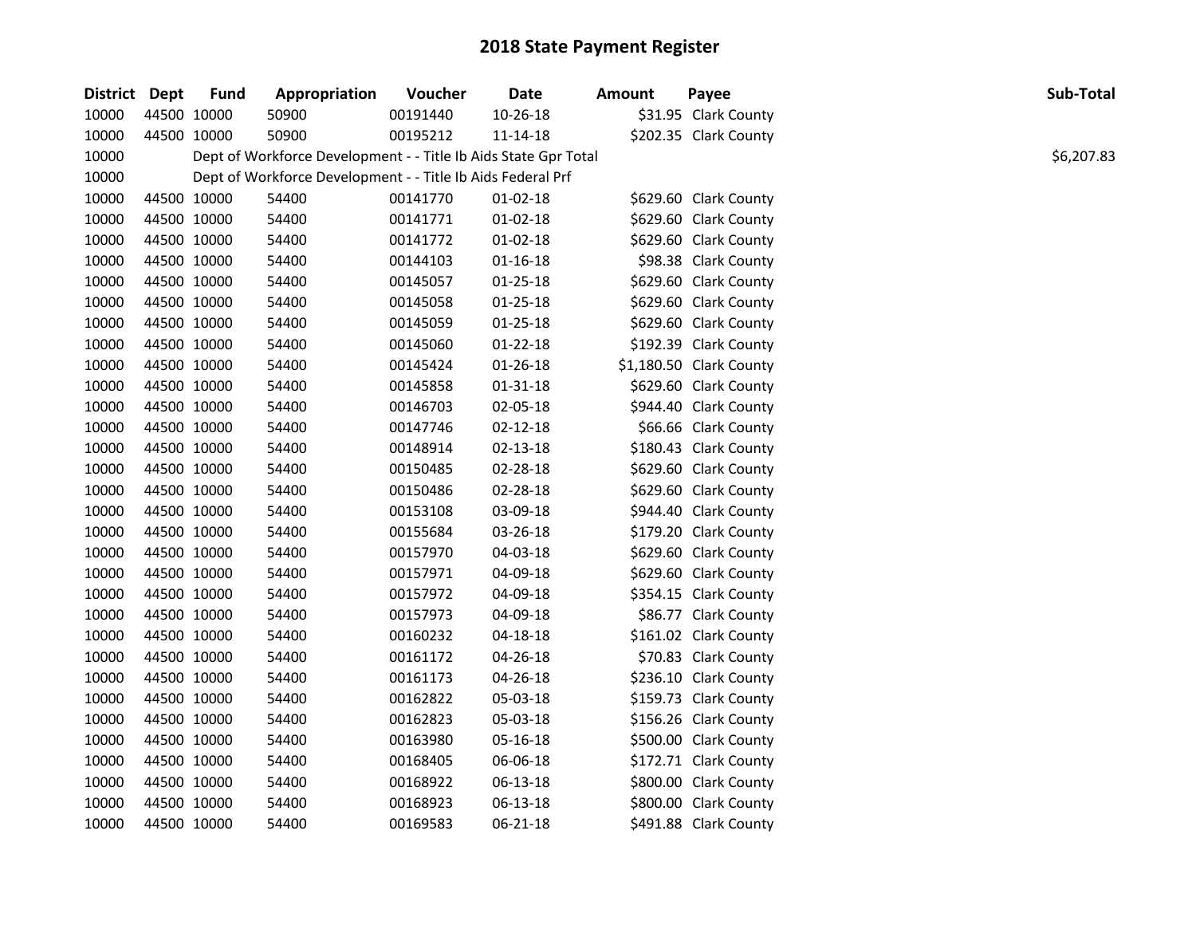# 2018 State Payment Register

| District | Dept | Fund | Appropriation | Voucher | Date | Amount | Payee | Sub-Total |
|---|---|---|---|---|---|---|---|---|
| 10000 | 44500 | 10000 | 50900 | 00191440 | 10-26-18 | $31.95 | Clark County | |
| 10000 | 44500 | 10000 | 50900 | 00195212 | 11-14-18 | $202.35 | Clark County | |
| 10000 | | Dept of Workforce Development - - Title Ib Aids State Gpr Total | | | | | | $6,207.83 |
| 10000 | | Dept of Workforce Development - - Title Ib Aids Federal Prf | | | | | | |
| 10000 | 44500 | 10000 | 54400 | 00141770 | 01-02-18 | $629.60 | Clark County | |
| 10000 | 44500 | 10000 | 54400 | 00141771 | 01-02-18 | $629.60 | Clark County | |
| 10000 | 44500 | 10000 | 54400 | 00141772 | 01-02-18 | $629.60 | Clark County | |
| 10000 | 44500 | 10000 | 54400 | 00144103 | 01-16-18 | $98.38 | Clark County | |
| 10000 | 44500 | 10000 | 54400 | 00145057 | 01-25-18 | $629.60 | Clark County | |
| 10000 | 44500 | 10000 | 54400 | 00145058 | 01-25-18 | $629.60 | Clark County | |
| 10000 | 44500 | 10000 | 54400 | 00145059 | 01-25-18 | $629.60 | Clark County | |
| 10000 | 44500 | 10000 | 54400 | 00145060 | 01-22-18 | $192.39 | Clark County | |
| 10000 | 44500 | 10000 | 54400 | 00145424 | 01-26-18 | $1,180.50 | Clark County | |
| 10000 | 44500 | 10000 | 54400 | 00145858 | 01-31-18 | $629.60 | Clark County | |
| 10000 | 44500 | 10000 | 54400 | 00146703 | 02-05-18 | $944.40 | Clark County | |
| 10000 | 44500 | 10000 | 54400 | 00147746 | 02-12-18 | $66.66 | Clark County | |
| 10000 | 44500 | 10000 | 54400 | 00148914 | 02-13-18 | $180.43 | Clark County | |
| 10000 | 44500 | 10000 | 54400 | 00150485 | 02-28-18 | $629.60 | Clark County | |
| 10000 | 44500 | 10000 | 54400 | 00150486 | 02-28-18 | $629.60 | Clark County | |
| 10000 | 44500 | 10000 | 54400 | 00153108 | 03-09-18 | $944.40 | Clark County | |
| 10000 | 44500 | 10000 | 54400 | 00155684 | 03-26-18 | $179.20 | Clark County | |
| 10000 | 44500 | 10000 | 54400 | 00157970 | 04-03-18 | $629.60 | Clark County | |
| 10000 | 44500 | 10000 | 54400 | 00157971 | 04-09-18 | $629.60 | Clark County | |
| 10000 | 44500 | 10000 | 54400 | 00157972 | 04-09-18 | $354.15 | Clark County | |
| 10000 | 44500 | 10000 | 54400 | 00157973 | 04-09-18 | $86.77 | Clark County | |
| 10000 | 44500 | 10000 | 54400 | 00160232 | 04-18-18 | $161.02 | Clark County | |
| 10000 | 44500 | 10000 | 54400 | 00161172 | 04-26-18 | $70.83 | Clark County | |
| 10000 | 44500 | 10000 | 54400 | 00161173 | 04-26-18 | $236.10 | Clark County | |
| 10000 | 44500 | 10000 | 54400 | 00162822 | 05-03-18 | $159.73 | Clark County | |
| 10000 | 44500 | 10000 | 54400 | 00162823 | 05-03-18 | $156.26 | Clark County | |
| 10000 | 44500 | 10000 | 54400 | 00163980 | 05-16-18 | $500.00 | Clark County | |
| 10000 | 44500 | 10000 | 54400 | 00168405 | 06-06-18 | $172.71 | Clark County | |
| 10000 | 44500 | 10000 | 54400 | 00168922 | 06-13-18 | $800.00 | Clark County | |
| 10000 | 44500 | 10000 | 54400 | 00168923 | 06-13-18 | $800.00 | Clark County | |
| 10000 | 44500 | 10000 | 54400 | 00169583 | 06-21-18 | $491.88 | Clark County | |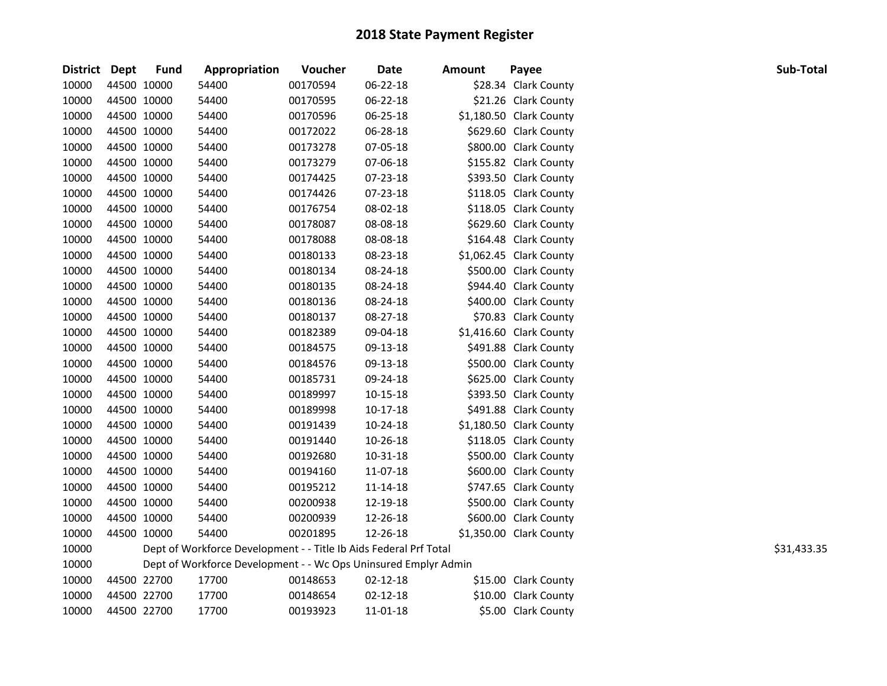## 2018 State Payment Register

| District | Dept | Fund | Appropriation | Voucher | Date | Amount | Payee | Sub-Total |
|---|---|---|---|---|---|---|---|---|
| 10000 | 44500 | 10000 | 54400 | 00170594 | 06-22-18 | $28.34 | Clark County | |
| 10000 | 44500 | 10000 | 54400 | 00170595 | 06-22-18 | $21.26 | Clark County | |
| 10000 | 44500 | 10000 | 54400 | 00170596 | 06-25-18 | $1,180.50 | Clark County | |
| 10000 | 44500 | 10000 | 54400 | 00172022 | 06-28-18 | $629.60 | Clark County | |
| 10000 | 44500 | 10000 | 54400 | 00173278 | 07-05-18 | $800.00 | Clark County | |
| 10000 | 44500 | 10000 | 54400 | 00173279 | 07-06-18 | $155.82 | Clark County | |
| 10000 | 44500 | 10000 | 54400 | 00174425 | 07-23-18 | $393.50 | Clark County | |
| 10000 | 44500 | 10000 | 54400 | 00174426 | 07-23-18 | $118.05 | Clark County | |
| 10000 | 44500 | 10000 | 54400 | 00176754 | 08-02-18 | $118.05 | Clark County | |
| 10000 | 44500 | 10000 | 54400 | 00178087 | 08-08-18 | $629.60 | Clark County | |
| 10000 | 44500 | 10000 | 54400 | 00178088 | 08-08-18 | $164.48 | Clark County | |
| 10000 | 44500 | 10000 | 54400 | 00180133 | 08-23-18 | $1,062.45 | Clark County | |
| 10000 | 44500 | 10000 | 54400 | 00180134 | 08-24-18 | $500.00 | Clark County | |
| 10000 | 44500 | 10000 | 54400 | 00180135 | 08-24-18 | $944.40 | Clark County | |
| 10000 | 44500 | 10000 | 54400 | 00180136 | 08-24-18 | $400.00 | Clark County | |
| 10000 | 44500 | 10000 | 54400 | 00180137 | 08-27-18 | $70.83 | Clark County | |
| 10000 | 44500 | 10000 | 54400 | 00182389 | 09-04-18 | $1,416.60 | Clark County | |
| 10000 | 44500 | 10000 | 54400 | 00184575 | 09-13-18 | $491.88 | Clark County | |
| 10000 | 44500 | 10000 | 54400 | 00184576 | 09-13-18 | $500.00 | Clark County | |
| 10000 | 44500 | 10000 | 54400 | 00185731 | 09-24-18 | $625.00 | Clark County | |
| 10000 | 44500 | 10000 | 54400 | 00189997 | 10-15-18 | $393.50 | Clark County | |
| 10000 | 44500 | 10000 | 54400 | 00189998 | 10-17-18 | $491.88 | Clark County | |
| 10000 | 44500 | 10000 | 54400 | 00191439 | 10-24-18 | $1,180.50 | Clark County | |
| 10000 | 44500 | 10000 | 54400 | 00191440 | 10-26-18 | $118.05 | Clark County | |
| 10000 | 44500 | 10000 | 54400 | 00192680 | 10-31-18 | $500.00 | Clark County | |
| 10000 | 44500 | 10000 | 54400 | 00194160 | 11-07-18 | $600.00 | Clark County | |
| 10000 | 44500 | 10000 | 54400 | 00195212 | 11-14-18 | $747.65 | Clark County | |
| 10000 | 44500 | 10000 | 54400 | 00200938 | 12-19-18 | $500.00 | Clark County | |
| 10000 | 44500 | 10000 | 54400 | 00200939 | 12-26-18 | $600.00 | Clark County | |
| 10000 | 44500 | 10000 | 54400 | 00201895 | 12-26-18 | $1,350.00 | Clark County | |
| 10000 | | | Dept of Workforce Development - - Title Ib Aids Federal Prf Total | | | | | $31,433.35 |
| 10000 | | | Dept of Workforce Development - - Wc Ops Uninsured Emplyr Admin | | | | | |
| 10000 | 44500 | 22700 | 17700 | 00148653 | 02-12-18 | $15.00 | Clark County | |
| 10000 | 44500 | 22700 | 17700 | 00148654 | 02-12-18 | $10.00 | Clark County | |
| 10000 | 44500 | 22700 | 17700 | 00193923 | 11-01-18 | $5.00 | Clark County | |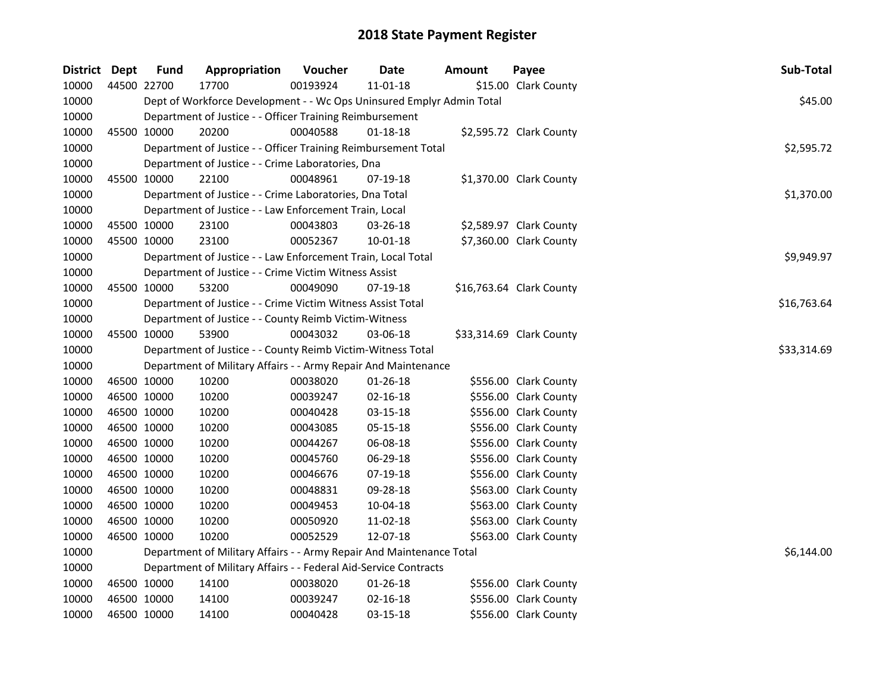## 2018 State Payment Register

| District | Dept | Fund | Appropriation | Voucher | Date | Amount | Payee | Sub-Total |
|---|---|---|---|---|---|---|---|---|
| 10000 | 44500 | 22700 | 17700 | 00193924 | 11-01-18 | $15.00 | Clark County | |
| 10000 | | | Dept of Workforce Development - - Wc Ops Uninsured Emplyr Admin Total | | | | | $45.00 |
| 10000 | | | Department of Justice - - Officer Training Reimbursement | | | | | |
| 10000 | 45500 | 10000 | 20200 | 00040588 | 01-18-18 | $2,595.72 | Clark County | |
| 10000 | | | Department of Justice - - Officer Training Reimbursement Total | | | | | $2,595.72 |
| 10000 | | | Department of Justice - - Crime Laboratories, Dna | | | | | |
| 10000 | 45500 | 10000 | 22100 | 00048961 | 07-19-18 | $1,370.00 | Clark County | |
| 10000 | | | Department of Justice - - Crime Laboratories, Dna Total | | | | | $1,370.00 |
| 10000 | | | Department of Justice - - Law Enforcement Train, Local | | | | | |
| 10000 | 45500 | 10000 | 23100 | 00043803 | 03-26-18 | $2,589.97 | Clark County | |
| 10000 | 45500 | 10000 | 23100 | 00052367 | 10-01-18 | $7,360.00 | Clark County | |
| 10000 | | | Department of Justice - - Law Enforcement Train, Local Total | | | | | $9,949.97 |
| 10000 | | | Department of Justice - - Crime Victim Witness Assist | | | | | |
| 10000 | 45500 | 10000 | 53200 | 00049090 | 07-19-18 | $16,763.64 | Clark County | |
| 10000 | | | Department of Justice - - Crime Victim Witness Assist Total | | | | | $16,763.64 |
| 10000 | | | Department of Justice - - County Reimb Victim-Witness | | | | | |
| 10000 | 45500 | 10000 | 53900 | 00043032 | 03-06-18 | $33,314.69 | Clark County | |
| 10000 | | | Department of Justice - - County Reimb Victim-Witness Total | | | | | $33,314.69 |
| 10000 | | | Department of Military Affairs - - Army Repair And Maintenance | | | | | |
| 10000 | 46500 | 10000 | 10200 | 00038020 | 01-26-18 | $556.00 | Clark County | |
| 10000 | 46500 | 10000 | 10200 | 00039247 | 02-16-18 | $556.00 | Clark County | |
| 10000 | 46500 | 10000 | 10200 | 00040428 | 03-15-18 | $556.00 | Clark County | |
| 10000 | 46500 | 10000 | 10200 | 00043085 | 05-15-18 | $556.00 | Clark County | |
| 10000 | 46500 | 10000 | 10200 | 00044267 | 06-08-18 | $556.00 | Clark County | |
| 10000 | 46500 | 10000 | 10200 | 00045760 | 06-29-18 | $556.00 | Clark County | |
| 10000 | 46500 | 10000 | 10200 | 00046676 | 07-19-18 | $556.00 | Clark County | |
| 10000 | 46500 | 10000 | 10200 | 00048831 | 09-28-18 | $563.00 | Clark County | |
| 10000 | 46500 | 10000 | 10200 | 00049453 | 10-04-18 | $563.00 | Clark County | |
| 10000 | 46500 | 10000 | 10200 | 00050920 | 11-02-18 | $563.00 | Clark County | |
| 10000 | 46500 | 10000 | 10200 | 00052529 | 12-07-18 | $563.00 | Clark County | |
| 10000 | | | Department of Military Affairs - - Army Repair And Maintenance Total | | | | | $6,144.00 |
| 10000 | | | Department of Military Affairs - - Federal Aid-Service Contracts | | | | | |
| 10000 | 46500 | 10000 | 14100 | 00038020 | 01-26-18 | $556.00 | Clark County | |
| 10000 | 46500 | 10000 | 14100 | 00039247 | 02-16-18 | $556.00 | Clark County | |
| 10000 | 46500 | 10000 | 14100 | 00040428 | 03-15-18 | $556.00 | Clark County | |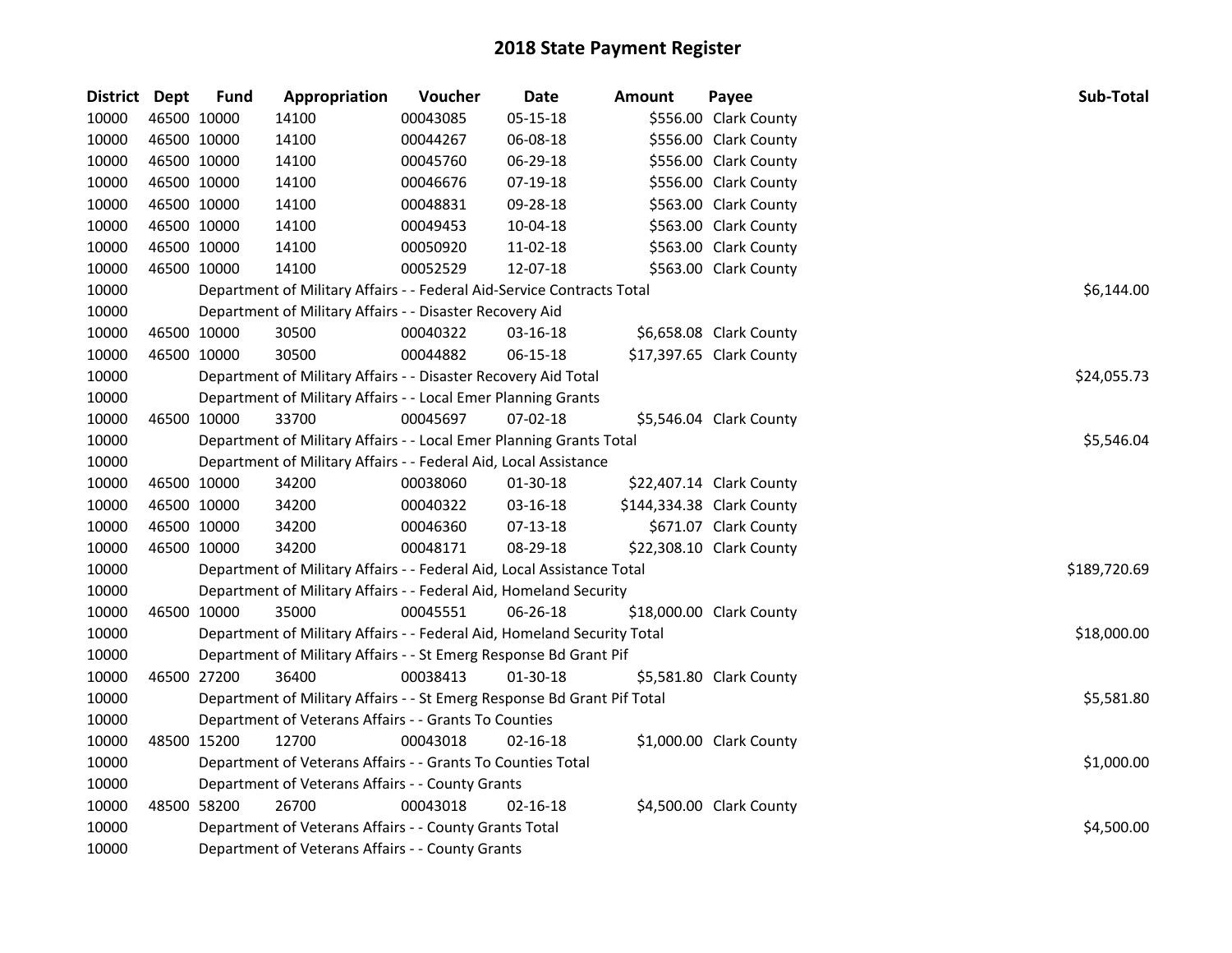# 2018 State Payment Register

| District | Dept | Fund | Appropriation | Voucher | Date | Amount | Payee | Sub-Total |
|---|---|---|---|---|---|---|---|---|
| 10000 | 46500 | 10000 | 14100 | 00043085 | 05-15-18 | $556.00 | Clark County | |
| 10000 | 46500 | 10000 | 14100 | 00044267 | 06-08-18 | $556.00 | Clark County | |
| 10000 | 46500 | 10000 | 14100 | 00045760 | 06-29-18 | $556.00 | Clark County | |
| 10000 | 46500 | 10000 | 14100 | 00046676 | 07-19-18 | $556.00 | Clark County | |
| 10000 | 46500 | 10000 | 14100 | 00048831 | 09-28-18 | $563.00 | Clark County | |
| 10000 | 46500 | 10000 | 14100 | 00049453 | 10-04-18 | $563.00 | Clark County | |
| 10000 | 46500 | 10000 | 14100 | 00050920 | 11-02-18 | $563.00 | Clark County | |
| 10000 | 46500 | 10000 | 14100 | 00052529 | 12-07-18 | $563.00 | Clark County | |
| 10000 | Department of Military Affairs - - Federal Aid-Service Contracts Total | | | | | | | $6,144.00 |
| 10000 | Department of Military Affairs - - Disaster Recovery Aid | | | | | | | |
| 10000 | 46500 | 10000 | 30500 | 00040322 | 03-16-18 | $6,658.08 | Clark County | |
| 10000 | 46500 | 10000 | 30500 | 00044882 | 06-15-18 | $17,397.65 | Clark County | |
| 10000 | Department of Military Affairs - - Disaster Recovery Aid Total | | | | | | | $24,055.73 |
| 10000 | Department of Military Affairs - - Local Emer Planning Grants | | | | | | | |
| 10000 | 46500 | 10000 | 33700 | 00045697 | 07-02-18 | $5,546.04 | Clark County | |
| 10000 | Department of Military Affairs - - Local Emer Planning Grants Total | | | | | | | $5,546.04 |
| 10000 | Department of Military Affairs - - Federal Aid, Local Assistance | | | | | | | |
| 10000 | 46500 | 10000 | 34200 | 00038060 | 01-30-18 | $22,407.14 | Clark County | |
| 10000 | 46500 | 10000 | 34200 | 00040322 | 03-16-18 | $144,334.38 | Clark County | |
| 10000 | 46500 | 10000 | 34200 | 00046360 | 07-13-18 | $671.07 | Clark County | |
| 10000 | 46500 | 10000 | 34200 | 00048171 | 08-29-18 | $22,308.10 | Clark County | |
| 10000 | Department of Military Affairs - - Federal Aid, Local Assistance Total | | | | | | | $189,720.69 |
| 10000 | Department of Military Affairs - - Federal Aid, Homeland Security | | | | | | | |
| 10000 | 46500 | 10000 | 35000 | 00045551 | 06-26-18 | $18,000.00 | Clark County | |
| 10000 | Department of Military Affairs - - Federal Aid, Homeland Security Total | | | | | | | $18,000.00 |
| 10000 | Department of Military Affairs - - St Emerg Response Bd Grant Pif | | | | | | | |
| 10000 | 46500 | 27200 | 36400 | 00038413 | 01-30-18 | $5,581.80 | Clark County | |
| 10000 | Department of Military Affairs - - St Emerg Response Bd Grant Pif Total | | | | | | | $5,581.80 |
| 10000 | Department of Veterans Affairs - - Grants To Counties | | | | | | | |
| 10000 | 48500 | 15200 | 12700 | 00043018 | 02-16-18 | $1,000.00 | Clark County | |
| 10000 | Department of Veterans Affairs - - Grants To Counties Total | | | | | | | $1,000.00 |
| 10000 | Department of Veterans Affairs - - County Grants | | | | | | | |
| 10000 | 48500 | 58200 | 26700 | 00043018 | 02-16-18 | $4,500.00 | Clark County | |
| 10000 | Department of Veterans Affairs - - County Grants Total | | | | | | | $4,500.00 |
| 10000 | Department of Veterans Affairs - - County Grants | | | | | | | |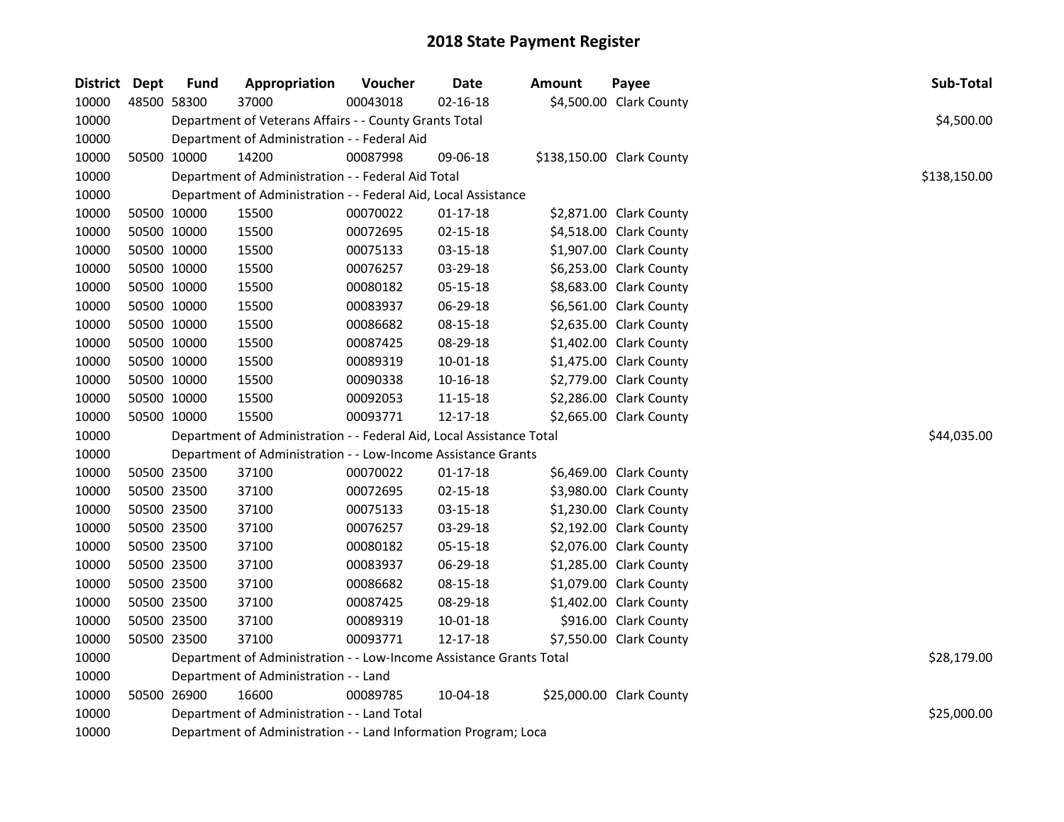## 2018 State Payment Register

| District | Dept | Fund | Appropriation | Voucher | Date | Amount | Payee | Sub-Total |
|---|---|---|---|---|---|---|---|---|
| 10000 | 48500 | 58300 | 37000 | 00043018 | 02-16-18 | $4,500.00 | Clark County | |
| 10000 | | Department of Veterans Affairs - - County Grants Total | | | | | | $4,500.00 |
| 10000 | | Department of Administration - - Federal Aid | | | | | | |
| 10000 | 50500 | 10000 | 14200 | 00087998 | 09-06-18 | $138,150.00 | Clark County | |
| 10000 | | Department of Administration - - Federal Aid Total | | | | | | $138,150.00 |
| 10000 | | Department of Administration - - Federal Aid, Local Assistance | | | | | | |
| 10000 | 50500 | 10000 | 15500 | 00070022 | 01-17-18 | $2,871.00 | Clark County | |
| 10000 | 50500 | 10000 | 15500 | 00072695 | 02-15-18 | $4,518.00 | Clark County | |
| 10000 | 50500 | 10000 | 15500 | 00075133 | 03-15-18 | $1,907.00 | Clark County | |
| 10000 | 50500 | 10000 | 15500 | 00076257 | 03-29-18 | $6,253.00 | Clark County | |
| 10000 | 50500 | 10000 | 15500 | 00080182 | 05-15-18 | $8,683.00 | Clark County | |
| 10000 | 50500 | 10000 | 15500 | 00083937 | 06-29-18 | $6,561.00 | Clark County | |
| 10000 | 50500 | 10000 | 15500 | 00086682 | 08-15-18 | $2,635.00 | Clark County | |
| 10000 | 50500 | 10000 | 15500 | 00087425 | 08-29-18 | $1,402.00 | Clark County | |
| 10000 | 50500 | 10000 | 15500 | 00089319 | 10-01-18 | $1,475.00 | Clark County | |
| 10000 | 50500 | 10000 | 15500 | 00090338 | 10-16-18 | $2,779.00 | Clark County | |
| 10000 | 50500 | 10000 | 15500 | 00092053 | 11-15-18 | $2,286.00 | Clark County | |
| 10000 | 50500 | 10000 | 15500 | 00093771 | 12-17-18 | $2,665.00 | Clark County | |
| 10000 | | Department of Administration - - Federal Aid, Local Assistance Total | | | | | | $44,035.00 |
| 10000 | | Department of Administration - - Low-Income Assistance Grants | | | | | | |
| 10000 | 50500 | 23500 | 37100 | 00070022 | 01-17-18 | $6,469.00 | Clark County | |
| 10000 | 50500 | 23500 | 37100 | 00072695 | 02-15-18 | $3,980.00 | Clark County | |
| 10000 | 50500 | 23500 | 37100 | 00075133 | 03-15-18 | $1,230.00 | Clark County | |
| 10000 | 50500 | 23500 | 37100 | 00076257 | 03-29-18 | $2,192.00 | Clark County | |
| 10000 | 50500 | 23500 | 37100 | 00080182 | 05-15-18 | $2,076.00 | Clark County | |
| 10000 | 50500 | 23500 | 37100 | 00083937 | 06-29-18 | $1,285.00 | Clark County | |
| 10000 | 50500 | 23500 | 37100 | 00086682 | 08-15-18 | $1,079.00 | Clark County | |
| 10000 | 50500 | 23500 | 37100 | 00087425 | 08-29-18 | $1,402.00 | Clark County | |
| 10000 | 50500 | 23500 | 37100 | 00089319 | 10-01-18 | $916.00 | Clark County | |
| 10000 | 50500 | 23500 | 37100 | 00093771 | 12-17-18 | $7,550.00 | Clark County | |
| 10000 | | Department of Administration - - Low-Income Assistance Grants Total | | | | | | $28,179.00 |
| 10000 | | Department of Administration - - Land | | | | | | |
| 10000 | 50500 | 26900 | 16600 | 00089785 | 10-04-18 | $25,000.00 | Clark County | |
| 10000 | | Department of Administration - - Land Total | | | | | | $25,000.00 |
| 10000 | | Department of Administration - - Land Information Program; Loca | | | | | | |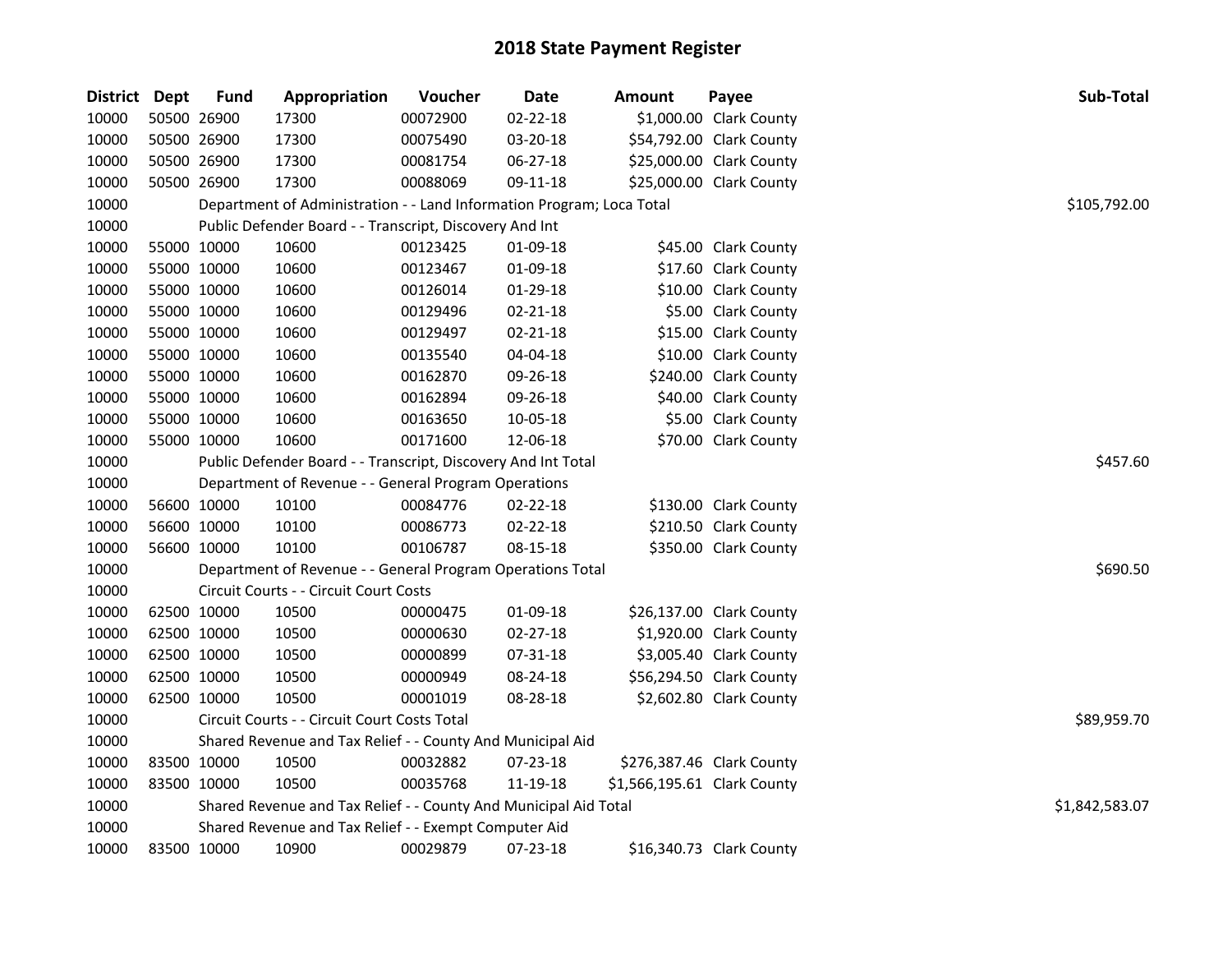## 2018 State Payment Register

| District | Dept | Fund | Appropriation | Voucher | Date | Amount | Payee | Sub-Total |
|---|---|---|---|---|---|---|---|---|
| 10000 | 50500 | 26900 | 17300 | 00072900 | 02-22-18 | $1,000.00 | Clark County | |
| 10000 | 50500 | 26900 | 17300 | 00075490 | 03-20-18 | $54,792.00 | Clark County | |
| 10000 | 50500 | 26900 | 17300 | 00081754 | 06-27-18 | $25,000.00 | Clark County | |
| 10000 | 50500 | 26900 | 17300 | 00088069 | 09-11-18 | $25,000.00 | Clark County | |
| 10000 | | Department of Administration - - Land Information Program; Loca Total | | | | | | $105,792.00 |
| 10000 | | Public Defender Board - - Transcript, Discovery And Int | | | | | | |
| 10000 | 55000 | 10000 | 10600 | 00123425 | 01-09-18 | $45.00 | Clark County | |
| 10000 | 55000 | 10000 | 10600 | 00123467 | 01-09-18 | $17.60 | Clark County | |
| 10000 | 55000 | 10000 | 10600 | 00126014 | 01-29-18 | $10.00 | Clark County | |
| 10000 | 55000 | 10000 | 10600 | 00129496 | 02-21-18 | $5.00 | Clark County | |
| 10000 | 55000 | 10000 | 10600 | 00129497 | 02-21-18 | $15.00 | Clark County | |
| 10000 | 55000 | 10000 | 10600 | 00135540 | 04-04-18 | $10.00 | Clark County | |
| 10000 | 55000 | 10000 | 10600 | 00162870 | 09-26-18 | $240.00 | Clark County | |
| 10000 | 55000 | 10000 | 10600 | 00162894 | 09-26-18 | $40.00 | Clark County | |
| 10000 | 55000 | 10000 | 10600 | 00163650 | 10-05-18 | $5.00 | Clark County | |
| 10000 | 55000 | 10000 | 10600 | 00171600 | 12-06-18 | $70.00 | Clark County | |
| 10000 | | Public Defender Board - - Transcript, Discovery And Int Total | | | | | | $457.60 |
| 10000 | | Department of Revenue - - General Program Operations | | | | | | |
| 10000 | 56600 | 10000 | 10100 | 00084776 | 02-22-18 | $130.00 | Clark County | |
| 10000 | 56600 | 10000 | 10100 | 00086773 | 02-22-18 | $210.50 | Clark County | |
| 10000 | 56600 | 10000 | 10100 | 00106787 | 08-15-18 | $350.00 | Clark County | |
| 10000 | | Department of Revenue - - General Program Operations Total | | | | | | $690.50 |
| 10000 | | Circuit Courts - - Circuit Court Costs | | | | | | |
| 10000 | 62500 | 10000 | 10500 | 00000475 | 01-09-18 | $26,137.00 | Clark County | |
| 10000 | 62500 | 10000 | 10500 | 00000630 | 02-27-18 | $1,920.00 | Clark County | |
| 10000 | 62500 | 10000 | 10500 | 00000899 | 07-31-18 | $3,005.40 | Clark County | |
| 10000 | 62500 | 10000 | 10500 | 00000949 | 08-24-18 | $56,294.50 | Clark County | |
| 10000 | 62500 | 10000 | 10500 | 00001019 | 08-28-18 | $2,602.80 | Clark County | |
| 10000 | | Circuit Courts - - Circuit Court Costs Total | | | | | | $89,959.70 |
| 10000 | | Shared Revenue and Tax Relief - - County And Municipal Aid | | | | | | |
| 10000 | 83500 | 10000 | 10500 | 00032882 | 07-23-18 | $276,387.46 | Clark County | |
| 10000 | 83500 | 10000 | 10500 | 00035768 | 11-19-18 | $1,566,195.61 | Clark County | |
| 10000 | | Shared Revenue and Tax Relief - - County And Municipal Aid Total | | | | | | $1,842,583.07 |
| 10000 | | Shared Revenue and Tax Relief - - Exempt Computer Aid | | | | | | |
| 10000 | 83500 | 10000 | 10900 | 00029879 | 07-23-18 | $16,340.73 | Clark County | |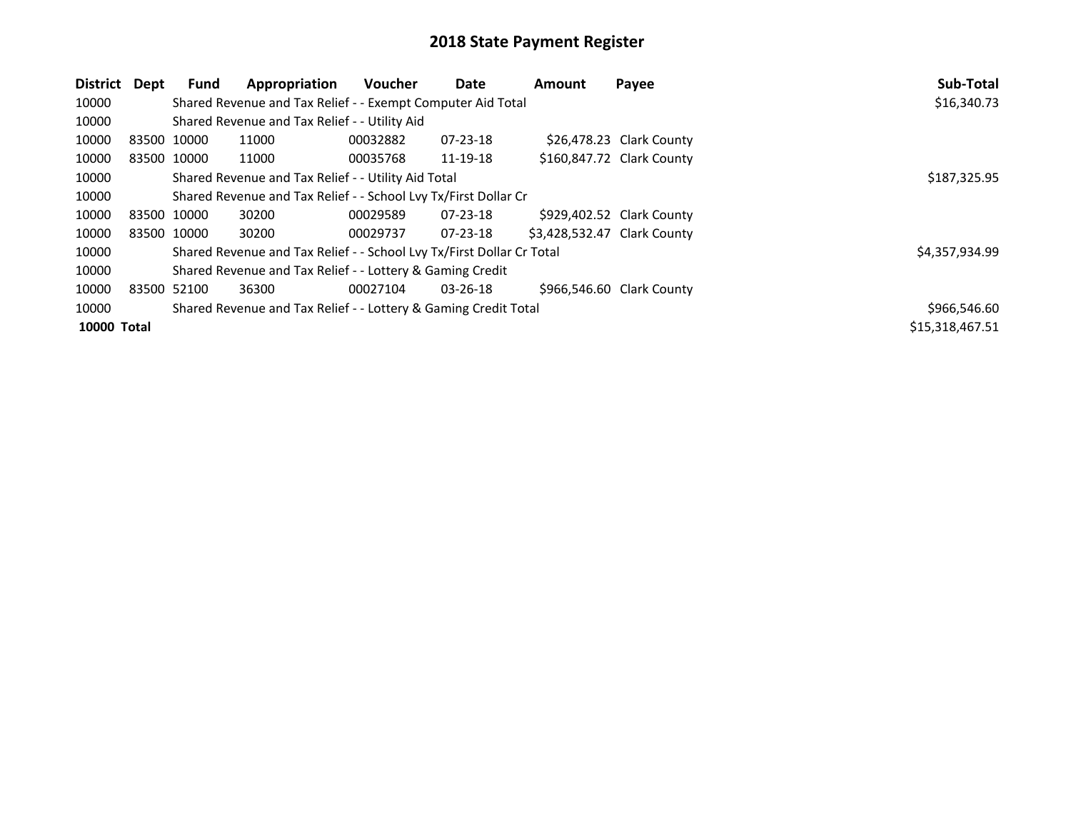# 2018 State Payment Register

| District | Dept | Fund | Appropriation | Voucher | Date | Amount | Payee | Sub-Total |
|---|---|---|---|---|---|---|---|---|
| 10000 | | Shared Revenue and Tax Relief - - Exempt Computer Aid Total | | | | | | $16,340.73 |
| 10000 | | Shared Revenue and Tax Relief - - Utility Aid | | | | | | |
| 10000 | 83500 | 10000 | 11000 | 00032882 | 07-23-18 | $26,478.23 | Clark County | |
| 10000 | 83500 | 10000 | 11000 | 00035768 | 11-19-18 | $160,847.72 | Clark County | |
| 10000 | | Shared Revenue and Tax Relief - - Utility Aid Total | | | | | | $187,325.95 |
| 10000 | | Shared Revenue and Tax Relief - - School Lvy Tx/First Dollar Cr | | | | | | |
| 10000 | 83500 | 10000 | 30200 | 00029589 | 07-23-18 | $929,402.52 | Clark County | |
| 10000 | 83500 | 10000 | 30200 | 00029737 | 07-23-18 | $3,428,532.47 | Clark County | |
| 10000 | | Shared Revenue and Tax Relief - - School Lvy Tx/First Dollar Cr Total | | | | | | $4,357,934.99 |
| 10000 | | Shared Revenue and Tax Relief - - Lottery & Gaming Credit | | | | | | |
| 10000 | 83500 | 52100 | 36300 | 00027104 | 03-26-18 | $966,546.60 | Clark County | |
| 10000 | | Shared Revenue and Tax Relief - - Lottery & Gaming Credit Total | | | | | | $966,546.60 |
| **10000 Total** | | | | | | | | $15,318,467.51 |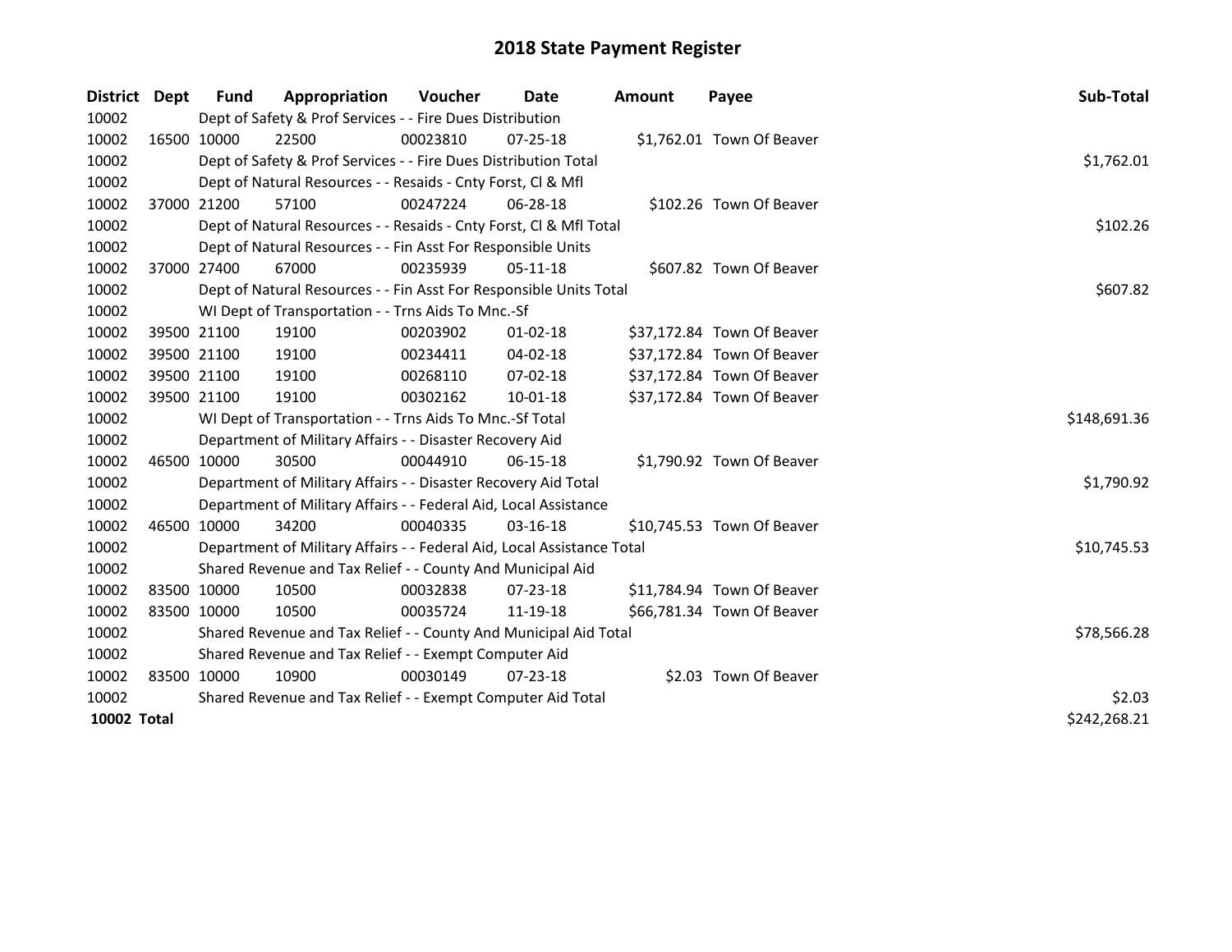# 2018 State Payment Register

| District | Dept | Fund | Appropriation | Voucher | Date | Amount | Payee | Sub-Total |
|---|---|---|---|---|---|---|---|---|
| 10002 | | Dept of Safety & Prof Services - - Fire Dues Distribution | | | | | | |
| 10002 | 16500 | 10000 | 22500 | 00023810 | 07-25-18 | $1,762.01 | Town Of Beaver | |
| 10002 | | Dept of Safety & Prof Services - - Fire Dues Distribution Total | | | | | | $1,762.01 |
| 10002 | | Dept of Natural Resources - - Resaids - Cnty Forst, Cl & Mfl | | | | | | |
| 10002 | 37000 | 21200 | 57100 | 00247224 | 06-28-18 | $102.26 | Town Of Beaver | |
| 10002 | | Dept of Natural Resources - - Resaids - Cnty Forst, Cl & Mfl Total | | | | | | $102.26 |
| 10002 | | Dept of Natural Resources - - Fin Asst For Responsible Units | | | | | | |
| 10002 | 37000 | 27400 | 67000 | 00235939 | 05-11-18 | $607.82 | Town Of Beaver | |
| 10002 | | Dept of Natural Resources - - Fin Asst For Responsible Units Total | | | | | | $607.82 |
| 10002 | | WI Dept of Transportation - - Trns Aids To Mnc.-Sf | | | | | | |
| 10002 | 39500 | 21100 | 19100 | 00203902 | 01-02-18 | $37,172.84 | Town Of Beaver | |
| 10002 | 39500 | 21100 | 19100 | 00234411 | 04-02-18 | $37,172.84 | Town Of Beaver | |
| 10002 | 39500 | 21100 | 19100 | 00268110 | 07-02-18 | $37,172.84 | Town Of Beaver | |
| 10002 | 39500 | 21100 | 19100 | 00302162 | 10-01-18 | $37,172.84 | Town Of Beaver | |
| 10002 | | WI Dept of Transportation - - Trns Aids To Mnc.-Sf Total | | | | | | $148,691.36 |
| 10002 | | Department of Military Affairs - - Disaster Recovery Aid | | | | | | |
| 10002 | 46500 | 10000 | 30500 | 00044910 | 06-15-18 | $1,790.92 | Town Of Beaver | |
| 10002 | | Department of Military Affairs - - Disaster Recovery Aid Total | | | | | | $1,790.92 |
| 10002 | | Department of Military Affairs - - Federal Aid, Local Assistance | | | | | | |
| 10002 | 46500 | 10000 | 34200 | 00040335 | 03-16-18 | $10,745.53 | Town Of Beaver | |
| 10002 | | Department of Military Affairs - - Federal Aid, Local Assistance Total | | | | | | $10,745.53 |
| 10002 | | Shared Revenue and Tax Relief - - County And Municipal Aid | | | | | | |
| 10002 | 83500 | 10000 | 10500 | 00032838 | 07-23-18 | $11,784.94 | Town Of Beaver | |
| 10002 | 83500 | 10000 | 10500 | 00035724 | 11-19-18 | $66,781.34 | Town Of Beaver | |
| 10002 | | Shared Revenue and Tax Relief - - County And Municipal Aid Total | | | | | | $78,566.28 |
| 10002 | | Shared Revenue and Tax Relief - - Exempt Computer Aid | | | | | | |
| 10002 | 83500 | 10000 | 10900 | 00030149 | 07-23-18 | $2.03 | Town Of Beaver | |
| 10002 | | Shared Revenue and Tax Relief - - Exempt Computer Aid Total | | | | | | $2.03 |
| **10002 Total** | | | | | | | | $242,268.21 |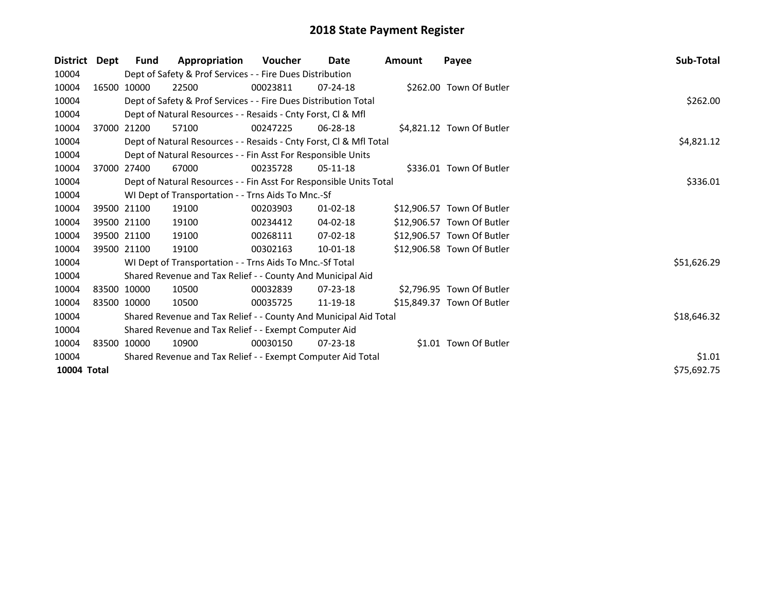# 2018 State Payment Register

| District | Dept | Fund | Appropriation | Voucher | Date | Amount | Payee | Sub-Total |
|---|---|---|---|---|---|---|---|---|
| 10004 | | Dept of Safety & Prof Services - - Fire Dues Distribution | | | | | | |
| 10004 | 16500 | 10000 | 22500 | 00023811 | 07-24-18 | $262.00 | Town Of Butler | |
| 10004 | | Dept of Safety & Prof Services - - Fire Dues Distribution Total | | | | | | $262.00 |
| 10004 | | Dept of Natural Resources - - Resaids - Cnty Forst, Cl & Mfl | | | | | | |
| 10004 | 37000 | 21200 | 57100 | 00247225 | 06-28-18 | $4,821.12 | Town Of Butler | |
| 10004 | | Dept of Natural Resources - - Resaids - Cnty Forst, Cl & Mfl Total | | | | | | $4,821.12 |
| 10004 | | Dept of Natural Resources - - Fin Asst For Responsible Units | | | | | | |
| 10004 | 37000 | 27400 | 67000 | 00235728 | 05-11-18 | $336.01 | Town Of Butler | |
| 10004 | | Dept of Natural Resources - - Fin Asst For Responsible Units Total | | | | | | $336.01 |
| 10004 | | WI Dept of Transportation - - Trns Aids To Mnc.-Sf | | | | | | |
| 10004 | 39500 | 21100 | 19100 | 00203903 | 01-02-18 | $12,906.57 | Town Of Butler | |
| 10004 | 39500 | 21100 | 19100 | 00234412 | 04-02-18 | $12,906.57 | Town Of Butler | |
| 10004 | 39500 | 21100 | 19100 | 00268111 | 07-02-18 | $12,906.57 | Town Of Butler | |
| 10004 | 39500 | 21100 | 19100 | 00302163 | 10-01-18 | $12,906.58 | Town Of Butler | |
| 10004 | | WI Dept of Transportation - - Trns Aids To Mnc.-Sf Total | | | | | | $51,626.29 |
| 10004 | | Shared Revenue and Tax Relief - - County And Municipal Aid | | | | | | |
| 10004 | 83500 | 10000 | 10500 | 00032839 | 07-23-18 | $2,796.95 | Town Of Butler | |
| 10004 | 83500 | 10000 | 10500 | 00035725 | 11-19-18 | $15,849.37 | Town Of Butler | |
| 10004 | | Shared Revenue and Tax Relief - - County And Municipal Aid Total | | | | | | $18,646.32 |
| 10004 | | Shared Revenue and Tax Relief - - Exempt Computer Aid | | | | | | |
| 10004 | 83500 | 10000 | 10900 | 00030150 | 07-23-18 | $1.01 | Town Of Butler | |
| 10004 | | Shared Revenue and Tax Relief - - Exempt Computer Aid Total | | | | | | $1.01 |
| **10004 Total** | | | | | | | | $75,692.75 |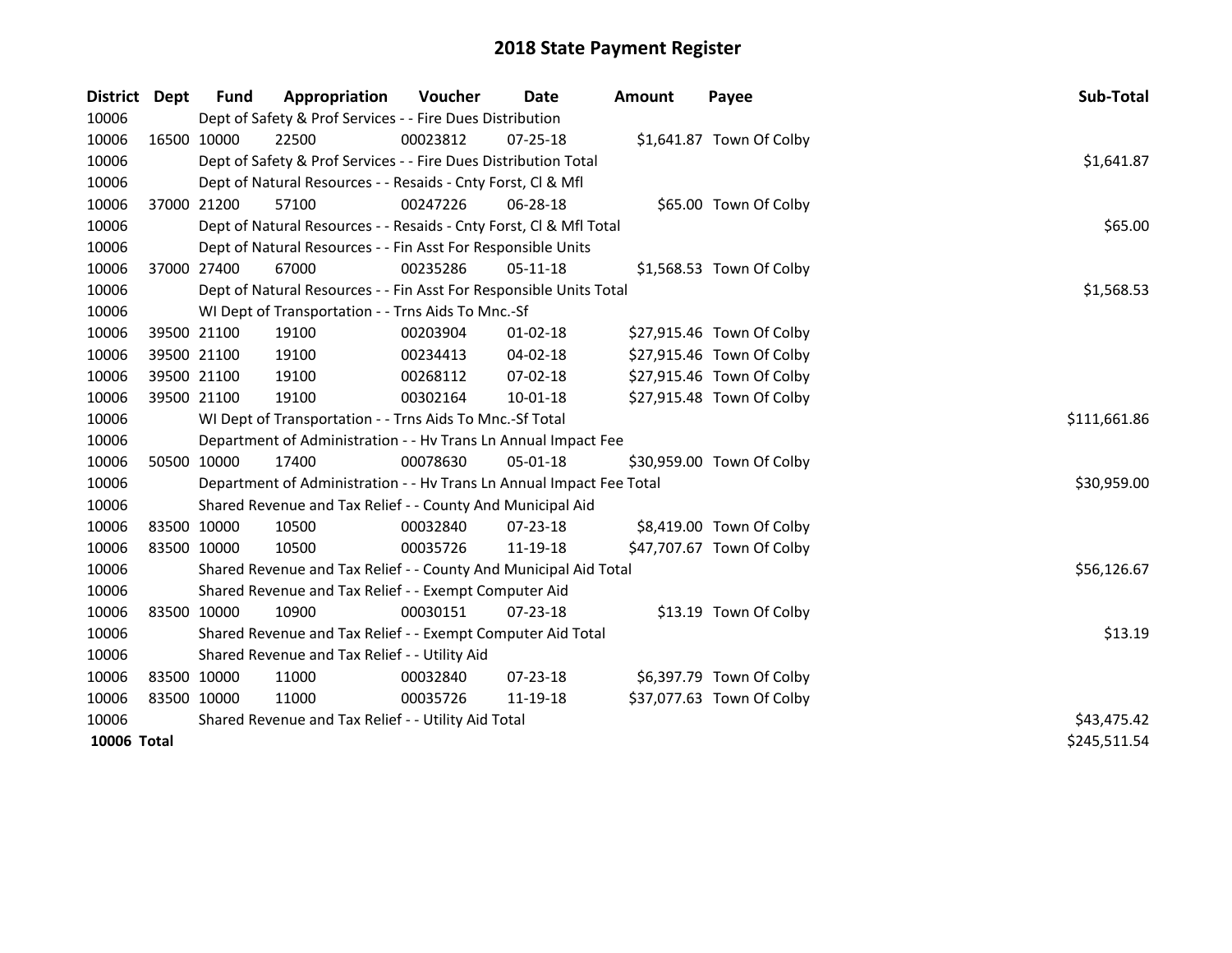# 2018 State Payment Register

| District | Dept | Fund | Appropriation | Voucher | Date | Amount | Payee | Sub-Total |
|---|---|---|---|---|---|---|---|---|
| 10006 | | Dept of Safety & Prof Services - - Fire Dues Distribution | | | | | | |
| 10006 | 16500 | 10000 | 22500 | 00023812 | 07-25-18 | $1,641.87 | Town Of Colby | |
| 10006 | | Dept of Safety & Prof Services - - Fire Dues Distribution Total | | | | | | $1,641.87 |
| 10006 | | Dept of Natural Resources - - Resaids - Cnty Forst, Cl & Mfl | | | | | | |
| 10006 | 37000 | 21200 | 57100 | 00247226 | 06-28-18 | $65.00 | Town Of Colby | |
| 10006 | | Dept of Natural Resources - - Resaids - Cnty Forst, Cl & Mfl Total | | | | | | $65.00 |
| 10006 | | Dept of Natural Resources - - Fin Asst For Responsible Units | | | | | | |
| 10006 | 37000 | 27400 | 67000 | 00235286 | 05-11-18 | $1,568.53 | Town Of Colby | |
| 10006 | | Dept of Natural Resources - - Fin Asst For Responsible Units Total | | | | | | $1,568.53 |
| 10006 | | WI Dept of Transportation - - Trns Aids To Mnc.-Sf | | | | | | |
| 10006 | 39500 | 21100 | 19100 | 00203904 | 01-02-18 | $27,915.46 | Town Of Colby | |
| 10006 | 39500 | 21100 | 19100 | 00234413 | 04-02-18 | $27,915.46 | Town Of Colby | |
| 10006 | 39500 | 21100 | 19100 | 00268112 | 07-02-18 | $27,915.46 | Town Of Colby | |
| 10006 | 39500 | 21100 | 19100 | 00302164 | 10-01-18 | $27,915.48 | Town Of Colby | |
| 10006 | | WI Dept of Transportation - - Trns Aids To Mnc.-Sf Total | | | | | | $111,661.86 |
| 10006 | | Department of Administration - - Hv Trans Ln Annual Impact Fee | | | | | | |
| 10006 | 50500 | 10000 | 17400 | 00078630 | 05-01-18 | $30,959.00 | Town Of Colby | |
| 10006 | | Department of Administration - - Hv Trans Ln Annual Impact Fee Total | | | | | | $30,959.00 |
| 10006 | | Shared Revenue and Tax Relief - - County And Municipal Aid | | | | | | |
| 10006 | 83500 | 10000 | 10500 | 00032840 | 07-23-18 | $8,419.00 | Town Of Colby | |
| 10006 | 83500 | 10000 | 10500 | 00035726 | 11-19-18 | $47,707.67 | Town Of Colby | |
| 10006 | | Shared Revenue and Tax Relief - - County And Municipal Aid Total | | | | | | $56,126.67 |
| 10006 | | Shared Revenue and Tax Relief - - Exempt Computer Aid | | | | | | |
| 10006 | 83500 | 10000 | 10900 | 00030151 | 07-23-18 | $13.19 | Town Of Colby | |
| 10006 | | Shared Revenue and Tax Relief - - Exempt Computer Aid Total | | | | | | $13.19 |
| 10006 | | Shared Revenue and Tax Relief - - Utility Aid | | | | | | |
| 10006 | 83500 | 10000 | 11000 | 00032840 | 07-23-18 | $6,397.79 | Town Of Colby | |
| 10006 | 83500 | 10000 | 11000 | 00035726 | 11-19-18 | $37,077.63 | Town Of Colby | |
| 10006 | | Shared Revenue and Tax Relief - - Utility Aid Total | | | | | | $43,475.42 |
| **10006 Total** | | | | | | | | $245,511.54 |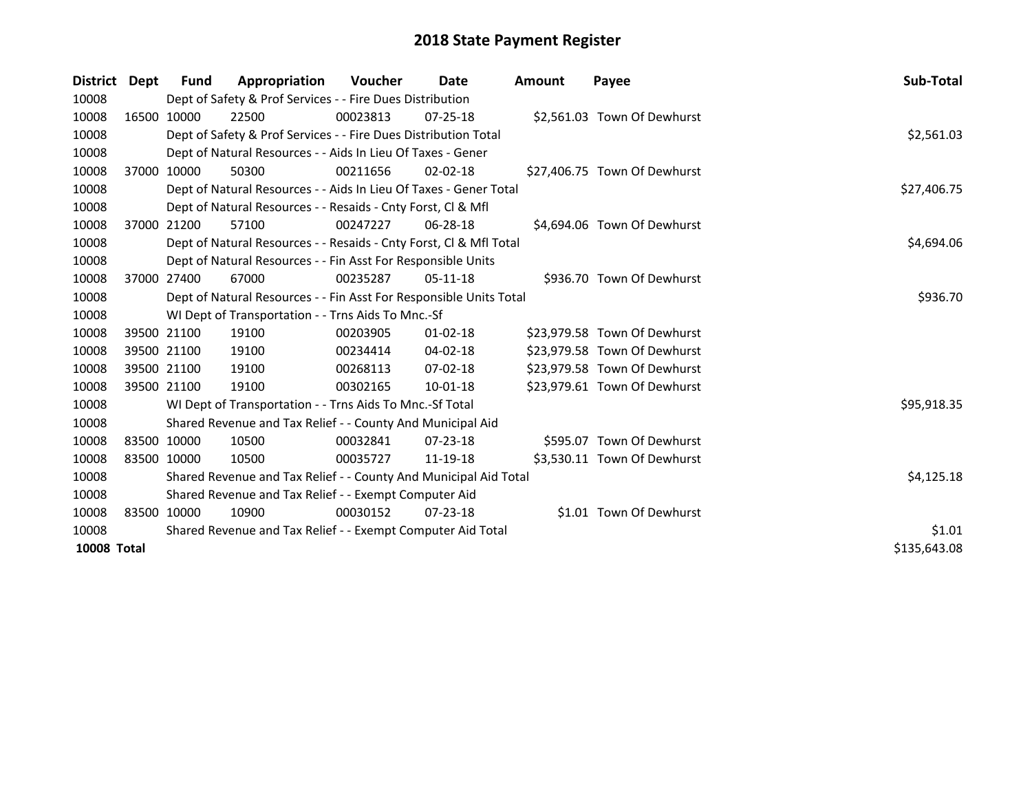# 2018 State Payment Register

| District | Dept | Fund | Appropriation | Voucher | Date | Amount | Payee | Sub-Total |
|---|---|---|---|---|---|---|---|---|
| 10008 | | Dept of Safety & Prof Services - - Fire Dues Distribution | | | | | | |
| 10008 | 16500 | 10000 | 22500 | 00023813 | 07-25-18 | $2,561.03 | Town Of Dewhurst | |
| 10008 | | Dept of Safety & Prof Services - - Fire Dues Distribution Total | | | | | | $2,561.03 |
| 10008 | | Dept of Natural Resources - - Aids In Lieu Of Taxes - Gener | | | | | | |
| 10008 | 37000 | 10000 | 50300 | 00211656 | 02-02-18 | $27,406.75 | Town Of Dewhurst | |
| 10008 | | Dept of Natural Resources - - Aids In Lieu Of Taxes - Gener Total | | | | | | $27,406.75 |
| 10008 | | Dept of Natural Resources - - Resaids - Cnty Forst, Cl & Mfl | | | | | | |
| 10008 | 37000 | 21200 | 57100 | 00247227 | 06-28-18 | $4,694.06 | Town Of Dewhurst | |
| 10008 | | Dept of Natural Resources - - Resaids - Cnty Forst, Cl & Mfl Total | | | | | | $4,694.06 |
| 10008 | | Dept of Natural Resources - - Fin Asst For Responsible Units | | | | | | |
| 10008 | 37000 | 27400 | 67000 | 00235287 | 05-11-18 | $936.70 | Town Of Dewhurst | |
| 10008 | | Dept of Natural Resources - - Fin Asst For Responsible Units Total | | | | | | $936.70 |
| 10008 | | WI Dept of Transportation - - Trns Aids To Mnc.-Sf | | | | | | |
| 10008 | 39500 | 21100 | 19100 | 00203905 | 01-02-18 | $23,979.58 | Town Of Dewhurst | |
| 10008 | 39500 | 21100 | 19100 | 00234414 | 04-02-18 | $23,979.58 | Town Of Dewhurst | |
| 10008 | 39500 | 21100 | 19100 | 00268113 | 07-02-18 | $23,979.58 | Town Of Dewhurst | |
| 10008 | 39500 | 21100 | 19100 | 00302165 | 10-01-18 | $23,979.61 | Town Of Dewhurst | |
| 10008 | | WI Dept of Transportation - - Trns Aids To Mnc.-Sf Total | | | | | | $95,918.35 |
| 10008 | | Shared Revenue and Tax Relief - - County And Municipal Aid | | | | | | |
| 10008 | 83500 | 10000 | 10500 | 00032841 | 07-23-18 | $595.07 | Town Of Dewhurst | |
| 10008 | 83500 | 10000 | 10500 | 00035727 | 11-19-18 | $3,530.11 | Town Of Dewhurst | |
| 10008 | | Shared Revenue and Tax Relief - - County And Municipal Aid Total | | | | | | $4,125.18 |
| 10008 | | Shared Revenue and Tax Relief - - Exempt Computer Aid | | | | | | |
| 10008 | 83500 | 10000 | 10900 | 00030152 | 07-23-18 | $1.01 | Town Of Dewhurst | |
| 10008 | | Shared Revenue and Tax Relief - - Exempt Computer Aid Total | | | | | | $1.01 |
| **10008 Total** | | | | | | | | $135,643.08 |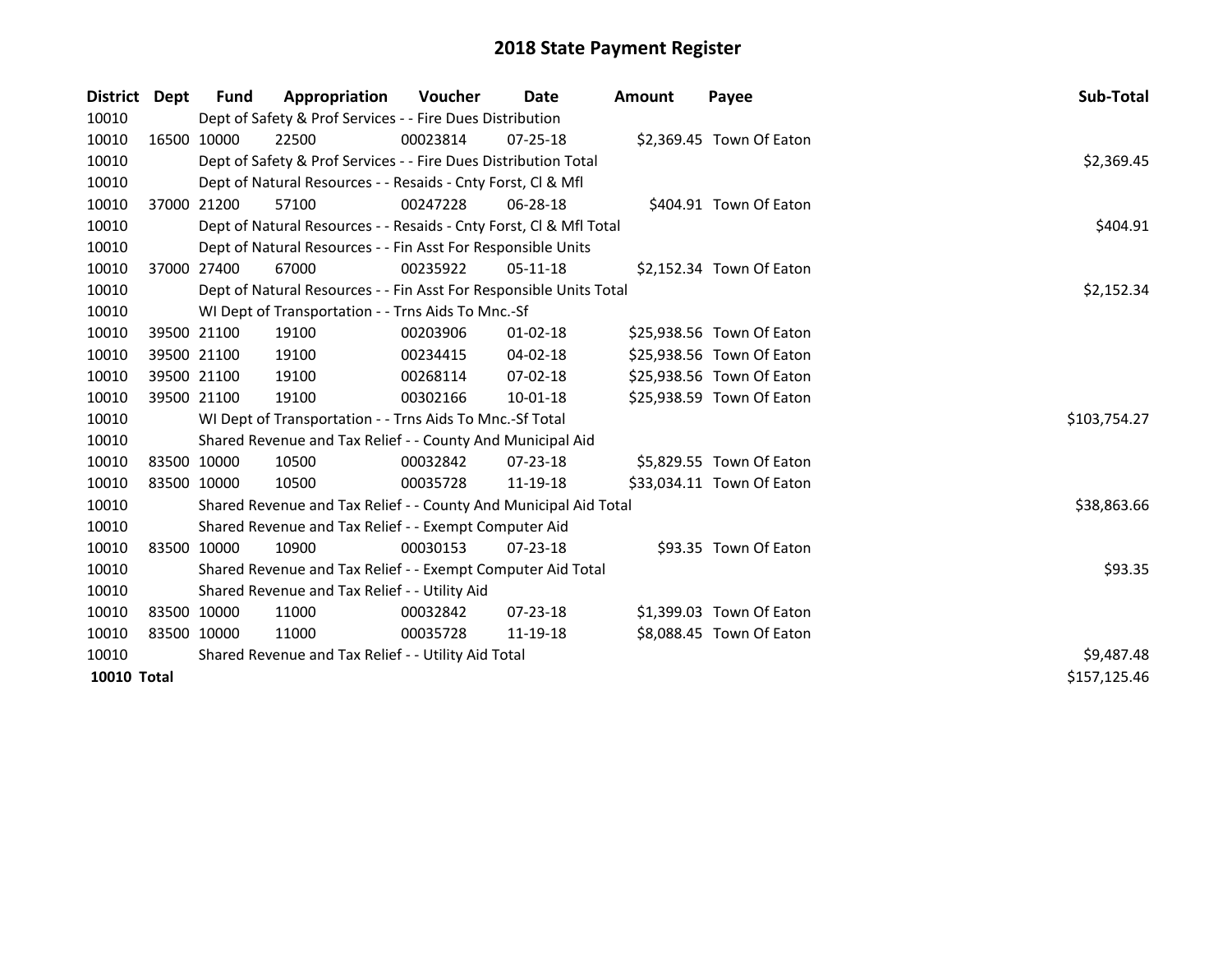# 2018 State Payment Register

| District | Dept | Fund | Appropriation | Voucher | Date | Amount | Payee | Sub-Total |
|---|---|---|---|---|---|---|---|---|
| 10010 | | Dept of Safety & Prof Services - - Fire Dues Distribution | | | | | | |
| 10010 | 16500 | 10000 | 22500 | 00023814 | 07-25-18 | $2,369.45 | Town Of Eaton | |
| 10010 | | Dept of Safety & Prof Services - - Fire Dues Distribution Total | | | | | | $2,369.45 |
| 10010 | | Dept of Natural Resources - - Resaids - Cnty Forst, Cl & Mfl | | | | | | |
| 10010 | 37000 | 21200 | 57100 | 00247228 | 06-28-18 | $404.91 | Town Of Eaton | |
| 10010 | | Dept of Natural Resources - - Resaids - Cnty Forst, Cl & Mfl Total | | | | | | $404.91 |
| 10010 | | Dept of Natural Resources - - Fin Asst For Responsible Units | | | | | | |
| 10010 | 37000 | 27400 | 67000 | 00235922 | 05-11-18 | $2,152.34 | Town Of Eaton | |
| 10010 | | Dept of Natural Resources - - Fin Asst For Responsible Units Total | | | | | | $2,152.34 |
| 10010 | | WI Dept of Transportation - - Trns Aids To Mnc.-Sf | | | | | | |
| 10010 | 39500 | 21100 | 19100 | 00203906 | 01-02-18 | $25,938.56 | Town Of Eaton | |
| 10010 | 39500 | 21100 | 19100 | 00234415 | 04-02-18 | $25,938.56 | Town Of Eaton | |
| 10010 | 39500 | 21100 | 19100 | 00268114 | 07-02-18 | $25,938.56 | Town Of Eaton | |
| 10010 | 39500 | 21100 | 19100 | 00302166 | 10-01-18 | $25,938.59 | Town Of Eaton | |
| 10010 | | WI Dept of Transportation - - Trns Aids To Mnc.-Sf Total | | | | | | $103,754.27 |
| 10010 | | Shared Revenue and Tax Relief - - County And Municipal Aid | | | | | | |
| 10010 | 83500 | 10000 | 10500 | 00032842 | 07-23-18 | $5,829.55 | Town Of Eaton | |
| 10010 | 83500 | 10000 | 10500 | 00035728 | 11-19-18 | $33,034.11 | Town Of Eaton | |
| 10010 | | Shared Revenue and Tax Relief - - County And Municipal Aid Total | | | | | | $38,863.66 |
| 10010 | | Shared Revenue and Tax Relief - - Exempt Computer Aid | | | | | | |
| 10010 | 83500 | 10000 | 10900 | 00030153 | 07-23-18 | $93.35 | Town Of Eaton | |
| 10010 | | Shared Revenue and Tax Relief - - Exempt Computer Aid Total | | | | | | $93.35 |
| 10010 | | Shared Revenue and Tax Relief - - Utility Aid | | | | | | |
| 10010 | 83500 | 10000 | 11000 | 00032842 | 07-23-18 | $1,399.03 | Town Of Eaton | |
| 10010 | 83500 | 10000 | 11000 | 00035728 | 11-19-18 | $8,088.45 | Town Of Eaton | |
| 10010 | | Shared Revenue and Tax Relief - - Utility Aid Total | | | | | | $9,487.48 |
| **10010 Total** | | | | | | | | $157,125.46 |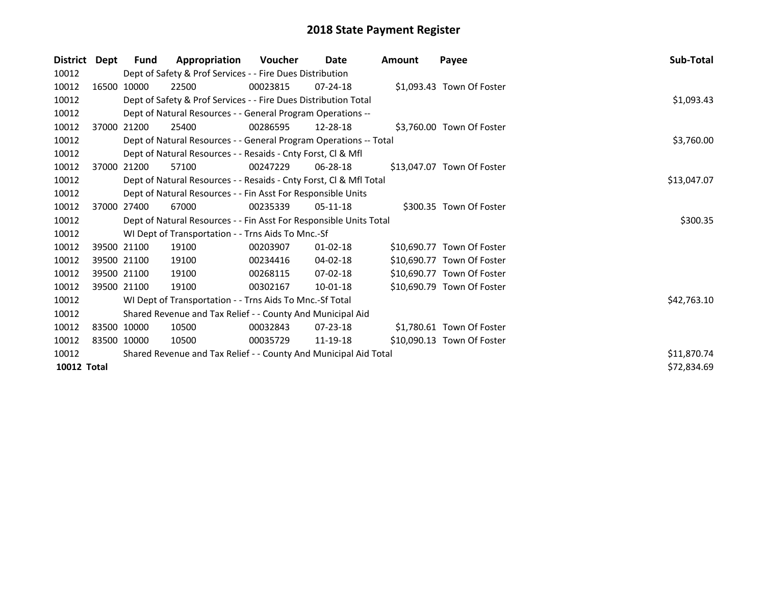# 2018 State Payment Register

| District | Dept | Fund | Appropriation | Voucher | Date | Amount | Payee | Sub-Total |
|---|---|---|---|---|---|---|---|---|
| 10012 | | Dept of Safety & Prof Services - - Fire Dues Distribution | | | | | | |
| 10012 | 16500 | 10000 | 22500 | 00023815 | 07-24-18 | $1,093.43 | Town Of Foster | |
| 10012 | | Dept of Safety & Prof Services - - Fire Dues Distribution Total | | | | | | $1,093.43 |
| 10012 | | Dept of Natural Resources - - General Program Operations -- | | | | | | |
| 10012 | 37000 | 21200 | 25400 | 00286595 | 12-28-18 | $3,760.00 | Town Of Foster | |
| 10012 | | Dept of Natural Resources - - General Program Operations -- Total | | | | | | $3,760.00 |
| 10012 | | Dept of Natural Resources - - Resaids - Cnty Forst, Cl & Mfl | | | | | | |
| 10012 | 37000 | 21200 | 57100 | 00247229 | 06-28-18 | $13,047.07 | Town Of Foster | |
| 10012 | | Dept of Natural Resources - - Resaids - Cnty Forst, Cl & Mfl Total | | | | | | $13,047.07 |
| 10012 | | Dept of Natural Resources - - Fin Asst For Responsible Units | | | | | | |
| 10012 | 37000 | 27400 | 67000 | 00235339 | 05-11-18 | $300.35 | Town Of Foster | |
| 10012 | | Dept of Natural Resources - - Fin Asst For Responsible Units Total | | | | | | $300.35 |
| 10012 | | WI Dept of Transportation - - Trns Aids To Mnc.-Sf | | | | | | |
| 10012 | 39500 | 21100 | 19100 | 00203907 | 01-02-18 | $10,690.77 | Town Of Foster | |
| 10012 | 39500 | 21100 | 19100 | 00234416 | 04-02-18 | $10,690.77 | Town Of Foster | |
| 10012 | 39500 | 21100 | 19100 | 00268115 | 07-02-18 | $10,690.77 | Town Of Foster | |
| 10012 | 39500 | 21100 | 19100 | 00302167 | 10-01-18 | $10,690.79 | Town Of Foster | |
| 10012 | | WI Dept of Transportation - - Trns Aids To Mnc.-Sf Total | | | | | | $42,763.10 |
| 10012 | | Shared Revenue and Tax Relief - - County And Municipal Aid | | | | | | |
| 10012 | 83500 | 10000 | 10500 | 00032843 | 07-23-18 | $1,780.61 | Town Of Foster | |
| 10012 | 83500 | 10000 | 10500 | 00035729 | 11-19-18 | $10,090.13 | Town Of Foster | |
| 10012 | | Shared Revenue and Tax Relief - - County And Municipal Aid Total | | | | | | $11,870.74 |
| **10012 Total** | | | | | | | | $72,834.69 |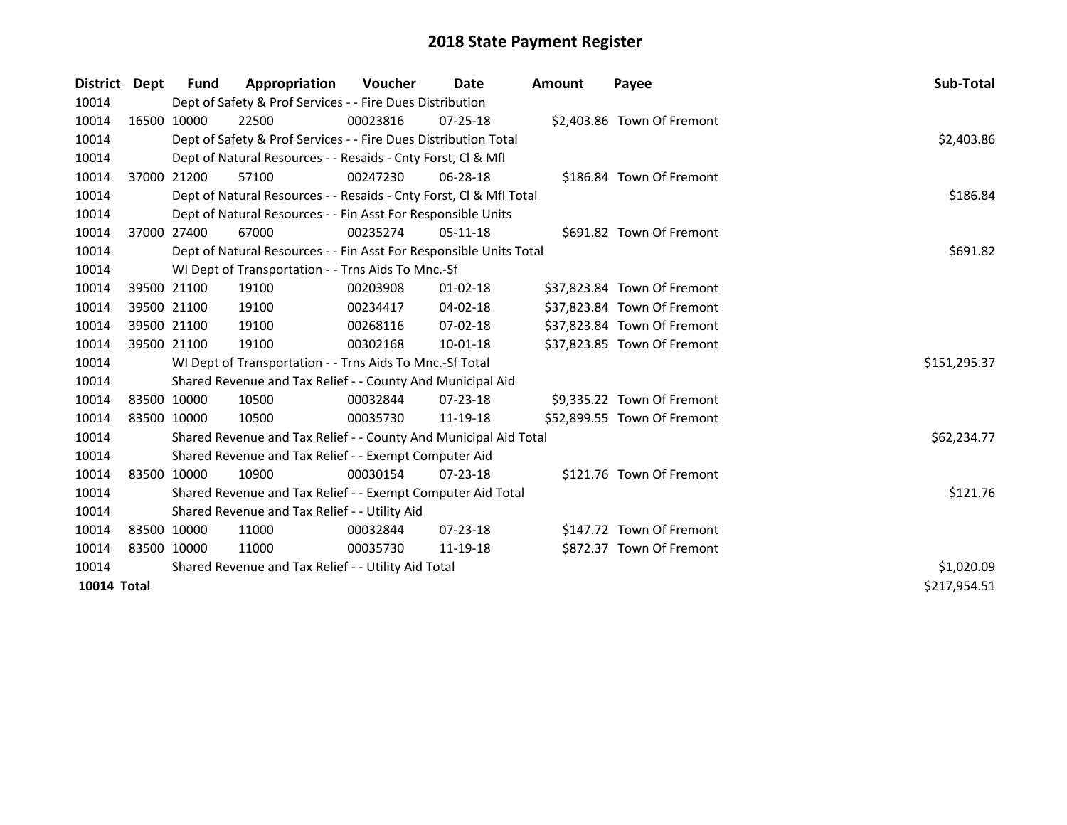# 2018 State Payment Register

| District | Dept | Fund | Appropriation | Voucher | Date | Amount | Payee | Sub-Total |
|---|---|---|---|---|---|---|---|---|
| 10014 | | Dept of Safety & Prof Services - - Fire Dues Distribution | | | | | | |
| 10014 | 16500 | 10000 | 22500 | 00023816 | 07-25-18 | $2,403.86 | Town Of Fremont | |
| 10014 | | Dept of Safety & Prof Services - - Fire Dues Distribution Total | | | | | | $2,403.86 |
| 10014 | | Dept of Natural Resources - - Resaids - Cnty Forst, Cl & Mfl | | | | | | |
| 10014 | 37000 | 21200 | 57100 | 00247230 | 06-28-18 | $186.84 | Town Of Fremont | |
| 10014 | | Dept of Natural Resources - - Resaids - Cnty Forst, Cl & Mfl Total | | | | | | $186.84 |
| 10014 | | Dept of Natural Resources - - Fin Asst For Responsible Units | | | | | | |
| 10014 | 37000 | 27400 | 67000 | 00235274 | 05-11-18 | $691.82 | Town Of Fremont | |
| 10014 | | Dept of Natural Resources - - Fin Asst For Responsible Units Total | | | | | | $691.82 |
| 10014 | | WI Dept of Transportation - - Trns Aids To Mnc.-Sf | | | | | | |
| 10014 | 39500 | 21100 | 19100 | 00203908 | 01-02-18 | $37,823.84 | Town Of Fremont | |
| 10014 | 39500 | 21100 | 19100 | 00234417 | 04-02-18 | $37,823.84 | Town Of Fremont | |
| 10014 | 39500 | 21100 | 19100 | 00268116 | 07-02-18 | $37,823.84 | Town Of Fremont | |
| 10014 | 39500 | 21100 | 19100 | 00302168 | 10-01-18 | $37,823.85 | Town Of Fremont | |
| 10014 | | WI Dept of Transportation - - Trns Aids To Mnc.-Sf Total | | | | | | $151,295.37 |
| 10014 | | Shared Revenue and Tax Relief - - County And Municipal Aid | | | | | | |
| 10014 | 83500 | 10000 | 10500 | 00032844 | 07-23-18 | $9,335.22 | Town Of Fremont | |
| 10014 | 83500 | 10000 | 10500 | 00035730 | 11-19-18 | $52,899.55 | Town Of Fremont | |
| 10014 | | Shared Revenue and Tax Relief - - County And Municipal Aid Total | | | | | | $62,234.77 |
| 10014 | | Shared Revenue and Tax Relief - - Exempt Computer Aid | | | | | | |
| 10014 | 83500 | 10000 | 10900 | 00030154 | 07-23-18 | $121.76 | Town Of Fremont | |
| 10014 | | Shared Revenue and Tax Relief - - Exempt Computer Aid Total | | | | | | $121.76 |
| 10014 | | Shared Revenue and Tax Relief - - Utility Aid | | | | | | |
| 10014 | 83500 | 10000 | 11000 | 00032844 | 07-23-18 | $147.72 | Town Of Fremont | |
| 10014 | 83500 | 10000 | 11000 | 00035730 | 11-19-18 | $872.37 | Town Of Fremont | |
| 10014 | | Shared Revenue and Tax Relief - - Utility Aid Total | | | | | | $1,020.09 |
| **10014 Total** | | | | | | | | $217,954.51 |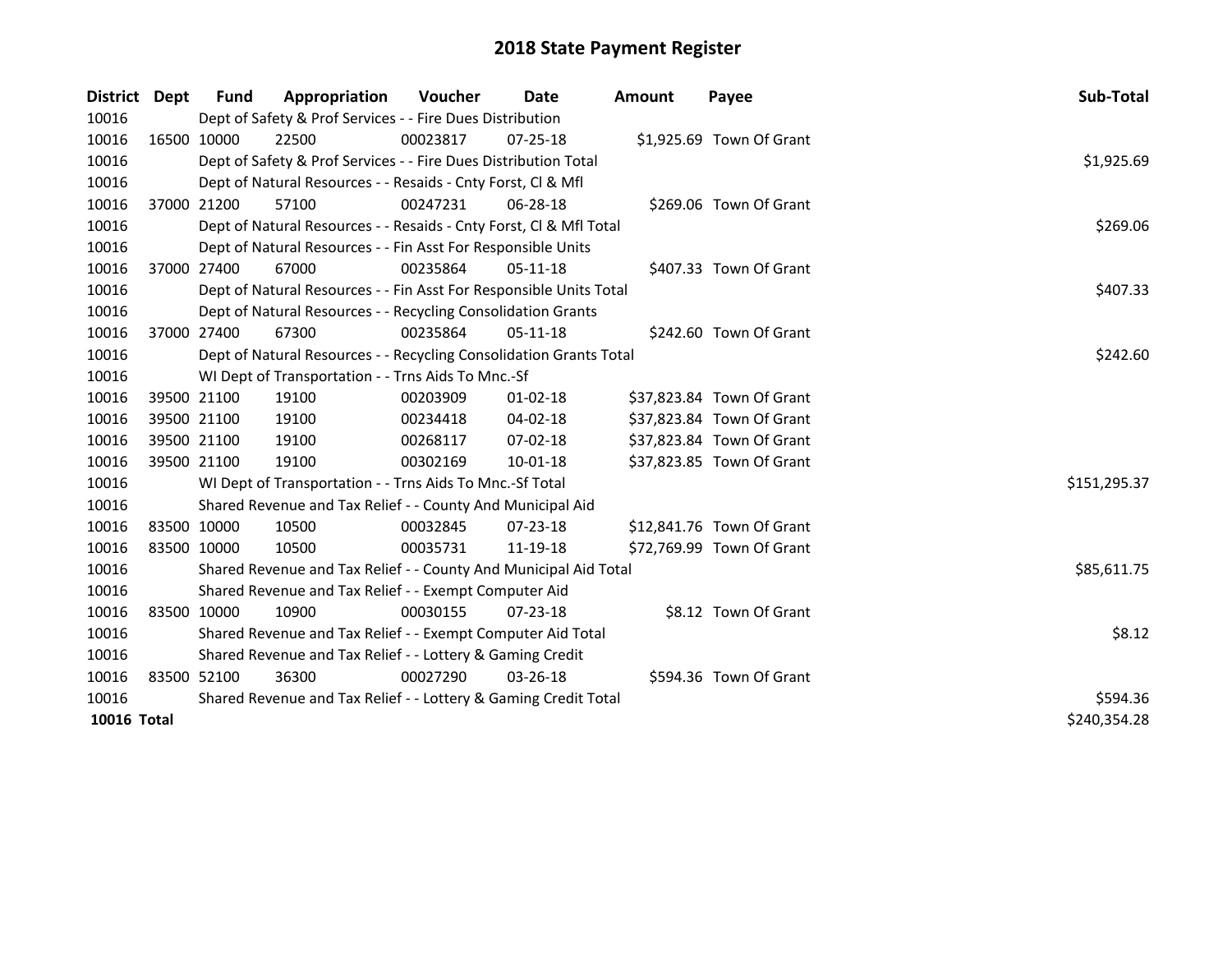# 2018 State Payment Register

| District | Dept | Fund | Appropriation | Voucher | Date | Amount | Payee | Sub-Total |
|---|---|---|---|---|---|---|---|---|
| 10016 | | Dept of Safety & Prof Services - - Fire Dues Distribution | | | | | | |
| 10016 | 16500 | 10000 | 22500 | 00023817 | 07-25-18 | $1,925.69 | Town Of Grant | |
| 10016 | | Dept of Safety & Prof Services - - Fire Dues Distribution Total | | | | | | $1,925.69 |
| 10016 | | Dept of Natural Resources - - Resaids - Cnty Forst, Cl & Mfl | | | | | | |
| 10016 | 37000 | 21200 | 57100 | 00247231 | 06-28-18 | $269.06 | Town Of Grant | |
| 10016 | | Dept of Natural Resources - - Resaids - Cnty Forst, Cl & Mfl Total | | | | | | $269.06 |
| 10016 | | Dept of Natural Resources - - Fin Asst For Responsible Units | | | | | | |
| 10016 | 37000 | 27400 | 67000 | 00235864 | 05-11-18 | $407.33 | Town Of Grant | |
| 10016 | | Dept of Natural Resources - - Fin Asst For Responsible Units Total | | | | | | $407.33 |
| 10016 | | Dept of Natural Resources - - Recycling Consolidation Grants | | | | | | |
| 10016 | 37000 | 27400 | 67300 | 00235864 | 05-11-18 | $242.60 | Town Of Grant | |
| 10016 | | Dept of Natural Resources - - Recycling Consolidation Grants Total | | | | | | $242.60 |
| 10016 | | WI Dept of Transportation - - Trns Aids To Mnc.-Sf | | | | | | |
| 10016 | 39500 | 21100 | 19100 | 00203909 | 01-02-18 | $37,823.84 | Town Of Grant | |
| 10016 | 39500 | 21100 | 19100 | 00234418 | 04-02-18 | $37,823.84 | Town Of Grant | |
| 10016 | 39500 | 21100 | 19100 | 00268117 | 07-02-18 | $37,823.84 | Town Of Grant | |
| 10016 | 39500 | 21100 | 19100 | 00302169 | 10-01-18 | $37,823.85 | Town Of Grant | |
| 10016 | | WI Dept of Transportation - - Trns Aids To Mnc.-Sf Total | | | | | | $151,295.37 |
| 10016 | | Shared Revenue and Tax Relief - - County And Municipal Aid | | | | | | |
| 10016 | 83500 | 10000 | 10500 | 00032845 | 07-23-18 | $12,841.76 | Town Of Grant | |
| 10016 | 83500 | 10000 | 10500 | 00035731 | 11-19-18 | $72,769.99 | Town Of Grant | |
| 10016 | | Shared Revenue and Tax Relief - - County And Municipal Aid Total | | | | | | $85,611.75 |
| 10016 | | Shared Revenue and Tax Relief - - Exempt Computer Aid | | | | | | |
| 10016 | 83500 | 10000 | 10900 | 00030155 | 07-23-18 | $8.12 | Town Of Grant | |
| 10016 | | Shared Revenue and Tax Relief - - Exempt Computer Aid Total | | | | | | $8.12 |
| 10016 | | Shared Revenue and Tax Relief - - Lottery & Gaming Credit | | | | | | |
| 10016 | 83500 | 52100 | 36300 | 00027290 | 03-26-18 | $594.36 | Town Of Grant | |
| 10016 | | Shared Revenue and Tax Relief - - Lottery & Gaming Credit Total | | | | | | $594.36 |
| **10016** | **Total** | | | | | | | $240,354.28 |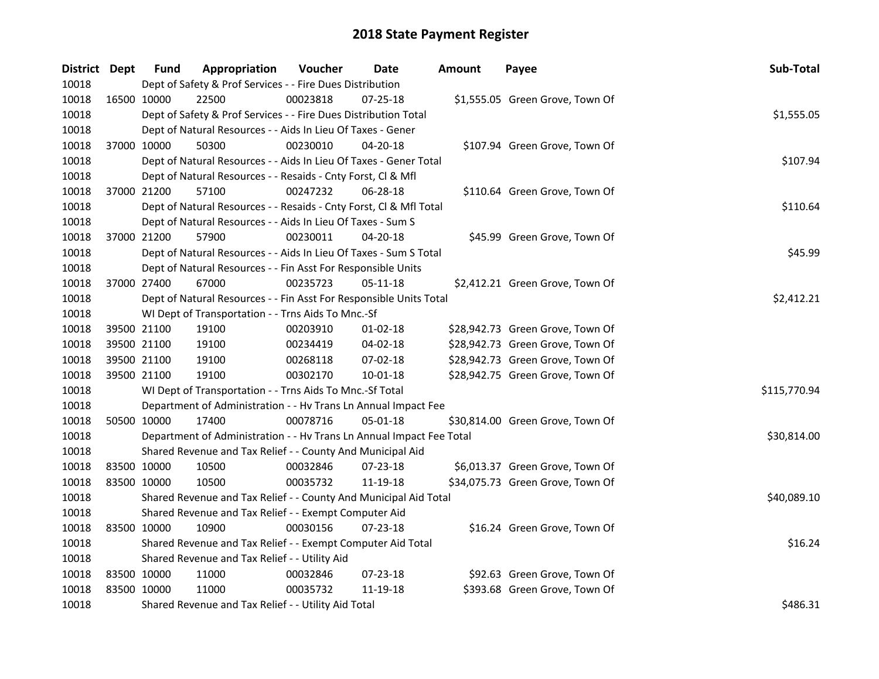# 2018 State Payment Register

| District | Dept | Fund | Appropriation | Voucher | Date | Amount | Payee | Sub-Total |
|---|---|---|---|---|---|---|---|---|
| 10018 | | Dept of Safety & Prof Services - - Fire Dues Distribution | | | | | | |
| 10018 | 16500 | 10000 | 22500 | 00023818 | 07-25-18 | $1,555.05 | Green Grove, Town Of | |
| 10018 | | Dept of Safety & Prof Services - - Fire Dues Distribution Total | | | | | | $1,555.05 |
| 10018 | | Dept of Natural Resources - - Aids In Lieu Of Taxes - Gener | | | | | | |
| 10018 | 37000 | 10000 | 50300 | 00230010 | 04-20-18 | $107.94 | Green Grove, Town Of | |
| 10018 | | Dept of Natural Resources - - Aids In Lieu Of Taxes - Gener Total | | | | | | $107.94 |
| 10018 | | Dept of Natural Resources - - Resaids - Cnty Forst, Cl & Mfl | | | | | | |
| 10018 | 37000 | 21200 | 57100 | 00247232 | 06-28-18 | $110.64 | Green Grove, Town Of | |
| 10018 | | Dept of Natural Resources - - Resaids - Cnty Forst, Cl & Mfl Total | | | | | | $110.64 |
| 10018 | | Dept of Natural Resources - - Aids In Lieu Of Taxes - Sum S | | | | | | |
| 10018 | 37000 | 21200 | 57900 | 00230011 | 04-20-18 | $45.99 | Green Grove, Town Of | |
| 10018 | | Dept of Natural Resources - - Aids In Lieu Of Taxes - Sum S Total | | | | | | $45.99 |
| 10018 | | Dept of Natural Resources - - Fin Asst For Responsible Units | | | | | | |
| 10018 | 37000 | 27400 | 67000 | 00235723 | 05-11-18 | $2,412.21 | Green Grove, Town Of | |
| 10018 | | Dept of Natural Resources - - Fin Asst For Responsible Units Total | | | | | | $2,412.21 |
| 10018 | | WI Dept of Transportation - - Trns Aids To Mnc.-Sf | | | | | | |
| 10018 | 39500 | 21100 | 19100 | 00203910 | 01-02-18 | $28,942.73 | Green Grove, Town Of | |
| 10018 | 39500 | 21100 | 19100 | 00234419 | 04-02-18 | $28,942.73 | Green Grove, Town Of | |
| 10018 | 39500 | 21100 | 19100 | 00268118 | 07-02-18 | $28,942.73 | Green Grove, Town Of | |
| 10018 | 39500 | 21100 | 19100 | 00302170 | 10-01-18 | $28,942.75 | Green Grove, Town Of | |
| 10018 | | WI Dept of Transportation - - Trns Aids To Mnc.-Sf Total | | | | | | $115,770.94 |
| 10018 | | Department of Administration - - Hv Trans Ln Annual Impact Fee | | | | | | |
| 10018 | 50500 | 10000 | 17400 | 00078716 | 05-01-18 | $30,814.00 | Green Grove, Town Of | |
| 10018 | | Department of Administration - - Hv Trans Ln Annual Impact Fee Total | | | | | | $30,814.00 |
| 10018 | | Shared Revenue and Tax Relief - - County And Municipal Aid | | | | | | |
| 10018 | 83500 | 10000 | 10500 | 00032846 | 07-23-18 | $6,013.37 | Green Grove, Town Of | |
| 10018 | 83500 | 10000 | 10500 | 00035732 | 11-19-18 | $34,075.73 | Green Grove, Town Of | |
| 10018 | | Shared Revenue and Tax Relief - - County And Municipal Aid Total | | | | | | $40,089.10 |
| 10018 | | Shared Revenue and Tax Relief - - Exempt Computer Aid | | | | | | |
| 10018 | 83500 | 10000 | 10900 | 00030156 | 07-23-18 | $16.24 | Green Grove, Town Of | |
| 10018 | | Shared Revenue and Tax Relief - - Exempt Computer Aid Total | | | | | | $16.24 |
| 10018 | | Shared Revenue and Tax Relief - - Utility Aid | | | | | | |
| 10018 | 83500 | 10000 | 11000 | 00032846 | 07-23-18 | $92.63 | Green Grove, Town Of | |
| 10018 | 83500 | 10000 | 11000 | 00035732 | 11-19-18 | $393.68 | Green Grove, Town Of | |
| 10018 | | Shared Revenue and Tax Relief - - Utility Aid Total | | | | | | $486.31 |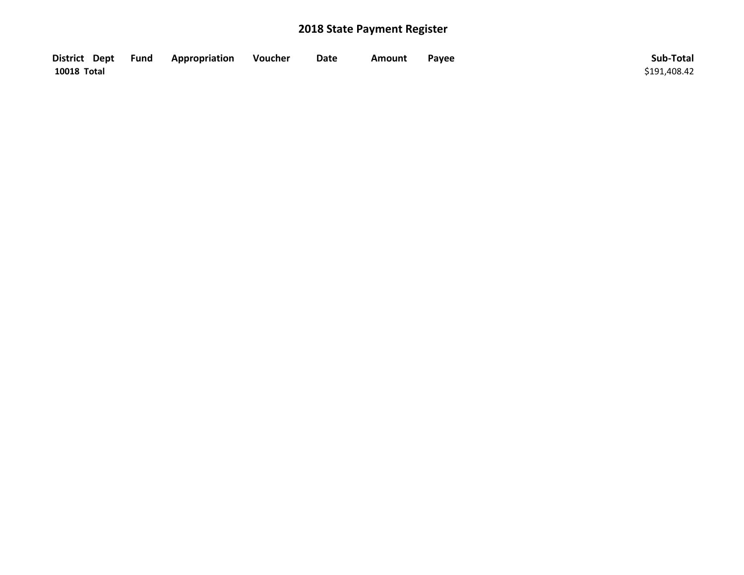# 2018 State Payment Register

| District | Dept | Fund | Appropriation | Voucher | Date | Amount | Payee | Sub-Total |
|---|---|---|---|---|---|---|---|---|
| **10018 Total** | | | | | | | | $191,408.42 |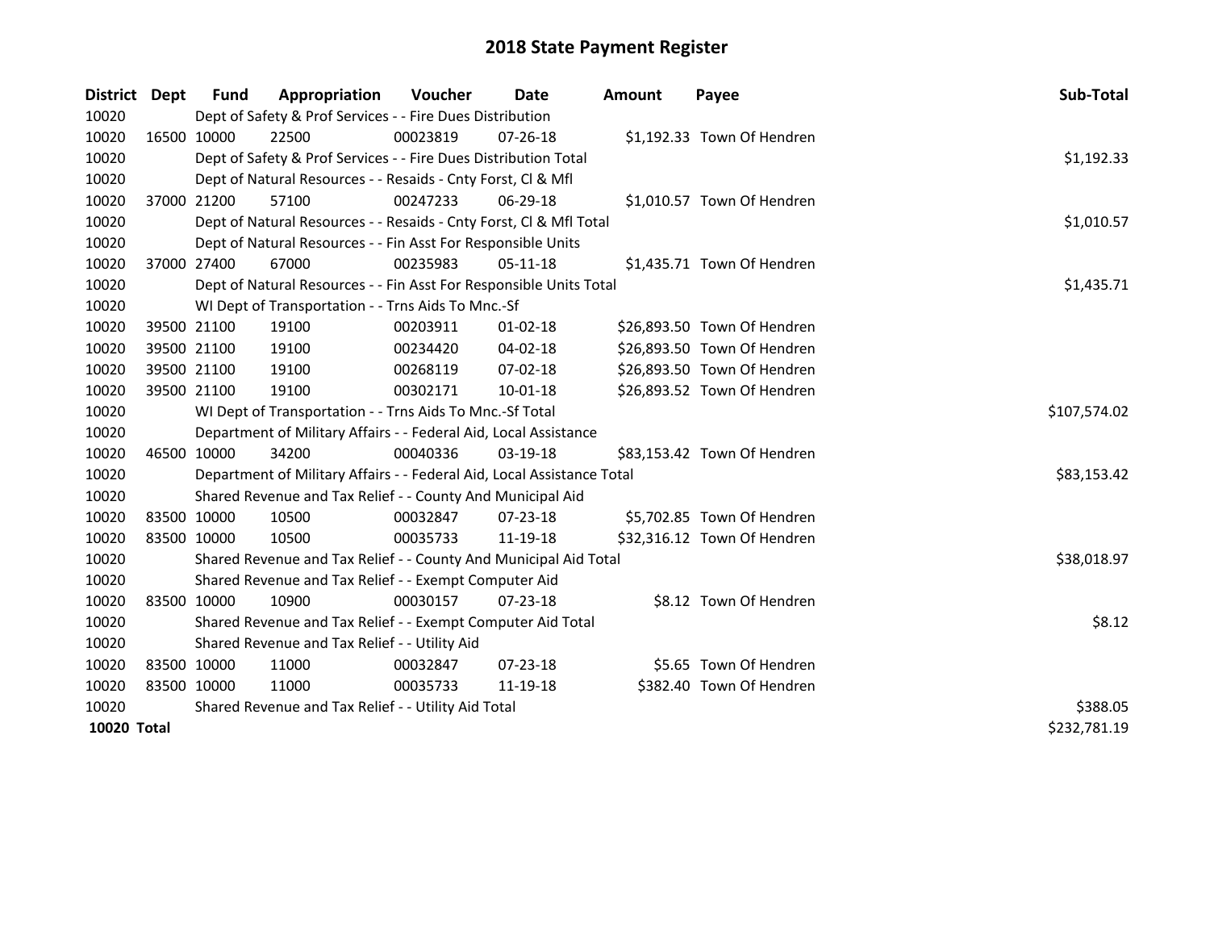# 2018 State Payment Register

| District | Dept | Fund | Appropriation | Voucher | Date | Amount | Payee | Sub-Total |
|---|---|---|---|---|---|---|---|---|
| 10020 | | Dept of Safety & Prof Services - - Fire Dues Distribution | | | | | | |
| 10020 | 16500 | 10000 | 22500 | 00023819 | 07-26-18 | $1,192.33 | Town Of Hendren | |
| 10020 | | Dept of Safety & Prof Services - - Fire Dues Distribution Total | | | | | | $1,192.33 |
| 10020 | | Dept of Natural Resources - - Resaids - Cnty Forst, Cl & Mfl | | | | | | |
| 10020 | 37000 | 21200 | 57100 | 00247233 | 06-29-18 | $1,010.57 | Town Of Hendren | |
| 10020 | | Dept of Natural Resources - - Resaids - Cnty Forst, Cl & Mfl Total | | | | | | $1,010.57 |
| 10020 | | Dept of Natural Resources - - Fin Asst For Responsible Units | | | | | | |
| 10020 | 37000 | 27400 | 67000 | 00235983 | 05-11-18 | $1,435.71 | Town Of Hendren | |
| 10020 | | Dept of Natural Resources - - Fin Asst For Responsible Units Total | | | | | | $1,435.71 |
| 10020 | | WI Dept of Transportation - - Trns Aids To Mnc.-Sf | | | | | | |
| 10020 | 39500 | 21100 | 19100 | 00203911 | 01-02-18 | $26,893.50 | Town Of Hendren | |
| 10020 | 39500 | 21100 | 19100 | 00234420 | 04-02-18 | $26,893.50 | Town Of Hendren | |
| 10020 | 39500 | 21100 | 19100 | 00268119 | 07-02-18 | $26,893.50 | Town Of Hendren | |
| 10020 | 39500 | 21100 | 19100 | 00302171 | 10-01-18 | $26,893.52 | Town Of Hendren | |
| 10020 | | WI Dept of Transportation - - Trns Aids To Mnc.-Sf Total | | | | | | $107,574.02 |
| 10020 | | Department of Military Affairs - - Federal Aid, Local Assistance | | | | | | |
| 10020 | 46500 | 10000 | 34200 | 00040336 | 03-19-18 | $83,153.42 | Town Of Hendren | |
| 10020 | | Department of Military Affairs - - Federal Aid, Local Assistance Total | | | | | | $83,153.42 |
| 10020 | | Shared Revenue and Tax Relief - - County And Municipal Aid | | | | | | |
| 10020 | 83500 | 10000 | 10500 | 00032847 | 07-23-18 | $5,702.85 | Town Of Hendren | |
| 10020 | 83500 | 10000 | 10500 | 00035733 | 11-19-18 | $32,316.12 | Town Of Hendren | |
| 10020 | | Shared Revenue and Tax Relief - - County And Municipal Aid Total | | | | | | $38,018.97 |
| 10020 | | Shared Revenue and Tax Relief - - Exempt Computer Aid | | | | | | |
| 10020 | 83500 | 10000 | 10900 | 00030157 | 07-23-18 | $8.12 | Town Of Hendren | |
| 10020 | | Shared Revenue and Tax Relief - - Exempt Computer Aid Total | | | | | | $8.12 |
| 10020 | | Shared Revenue and Tax Relief - - Utility Aid | | | | | | |
| 10020 | 83500 | 10000 | 11000 | 00032847 | 07-23-18 | $5.65 | Town Of Hendren | |
| 10020 | 83500 | 10000 | 11000 | 00035733 | 11-19-18 | $382.40 | Town Of Hendren | |
| 10020 | | Shared Revenue and Tax Relief - - Utility Aid Total | | | | | | $388.05 |
| **10020 Total** | | | | | | | | $232,781.19 |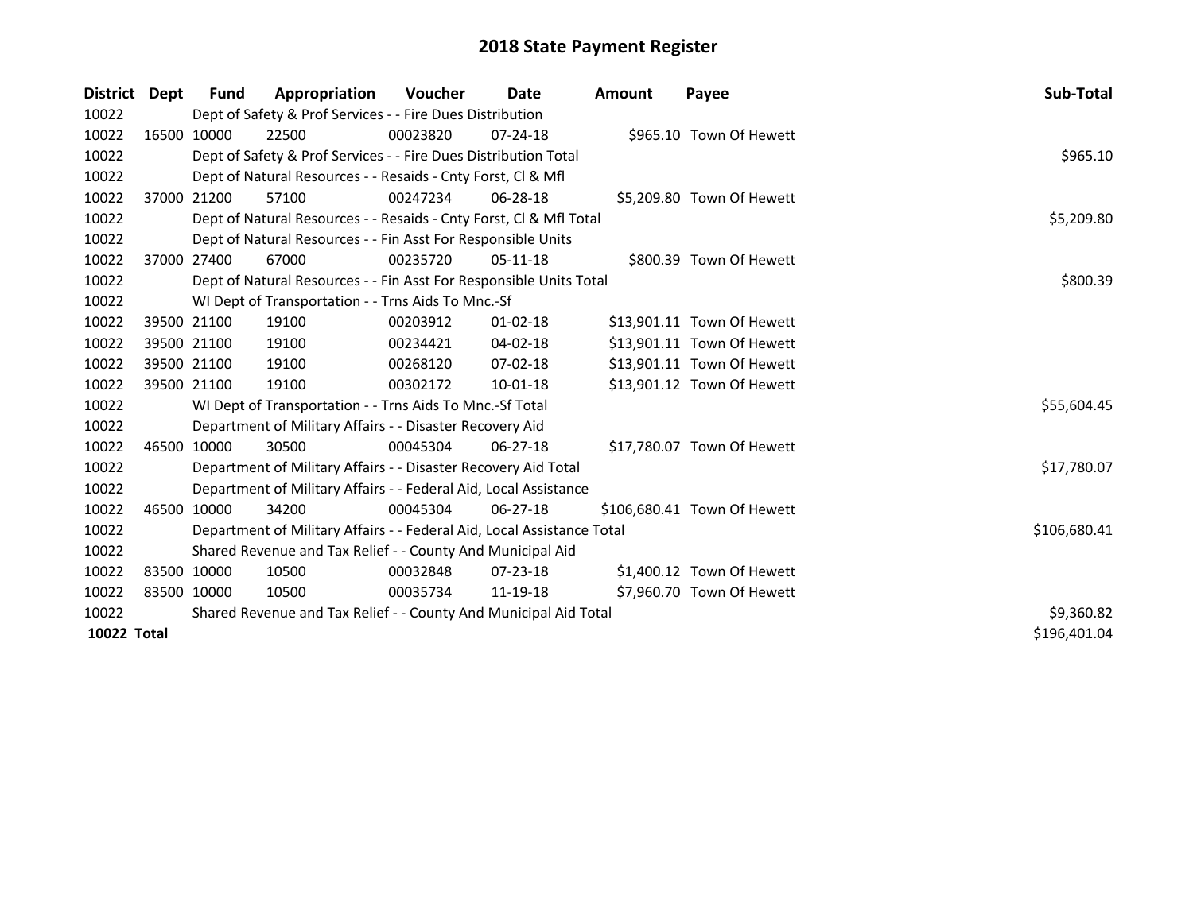# 2018 State Payment Register

| District | Dept | Fund | Appropriation | Voucher | Date | Amount | Payee | Sub-Total |
|---|---|---|---|---|---|---|---|---|
| 10022 | | Dept of Safety & Prof Services - - Fire Dues Distribution | | | | | | |
| 10022 | 16500 | 10000 | 22500 | 00023820 | 07-24-18 | $965.10 | Town Of Hewett | |
| 10022 | | Dept of Safety & Prof Services - - Fire Dues Distribution Total | | | | | | $965.10 |
| 10022 | | Dept of Natural Resources - - Resaids - Cnty Forst, Cl & Mfl | | | | | | |
| 10022 | 37000 | 21200 | 57100 | 00247234 | 06-28-18 | $5,209.80 | Town Of Hewett | |
| 10022 | | Dept of Natural Resources - - Resaids - Cnty Forst, Cl & Mfl Total | | | | | | $5,209.80 |
| 10022 | | Dept of Natural Resources - - Fin Asst For Responsible Units | | | | | | |
| 10022 | 37000 | 27400 | 67000 | 00235720 | 05-11-18 | $800.39 | Town Of Hewett | |
| 10022 | | Dept of Natural Resources - - Fin Asst For Responsible Units Total | | | | | | $800.39 |
| 10022 | | WI Dept of Transportation - - Trns Aids To Mnc.-Sf | | | | | | |
| 10022 | 39500 | 21100 | 19100 | 00203912 | 01-02-18 | $13,901.11 | Town Of Hewett | |
| 10022 | 39500 | 21100 | 19100 | 00234421 | 04-02-18 | $13,901.11 | Town Of Hewett | |
| 10022 | 39500 | 21100 | 19100 | 00268120 | 07-02-18 | $13,901.11 | Town Of Hewett | |
| 10022 | 39500 | 21100 | 19100 | 00302172 | 10-01-18 | $13,901.12 | Town Of Hewett | |
| 10022 | | WI Dept of Transportation - - Trns Aids To Mnc.-Sf Total | | | | | | $55,604.45 |
| 10022 | | Department of Military Affairs - - Disaster Recovery Aid | | | | | | |
| 10022 | 46500 | 10000 | 30500 | 00045304 | 06-27-18 | $17,780.07 | Town Of Hewett | |
| 10022 | | Department of Military Affairs - - Disaster Recovery Aid Total | | | | | | $17,780.07 |
| 10022 | | Department of Military Affairs - - Federal Aid, Local Assistance | | | | | | |
| 10022 | 46500 | 10000 | 34200 | 00045304 | 06-27-18 | $106,680.41 | Town Of Hewett | |
| 10022 | | Department of Military Affairs - - Federal Aid, Local Assistance Total | | | | | | $106,680.41 |
| 10022 | | Shared Revenue and Tax Relief - - County And Municipal Aid | | | | | | |
| 10022 | 83500 | 10000 | 10500 | 00032848 | 07-23-18 | $1,400.12 | Town Of Hewett | |
| 10022 | 83500 | 10000 | 10500 | 00035734 | 11-19-18 | $7,960.70 | Town Of Hewett | |
| 10022 | | Shared Revenue and Tax Relief - - County And Municipal Aid Total | | | | | | $9,360.82 |
| **10022 Total** | | | | | | | | $196,401.04 |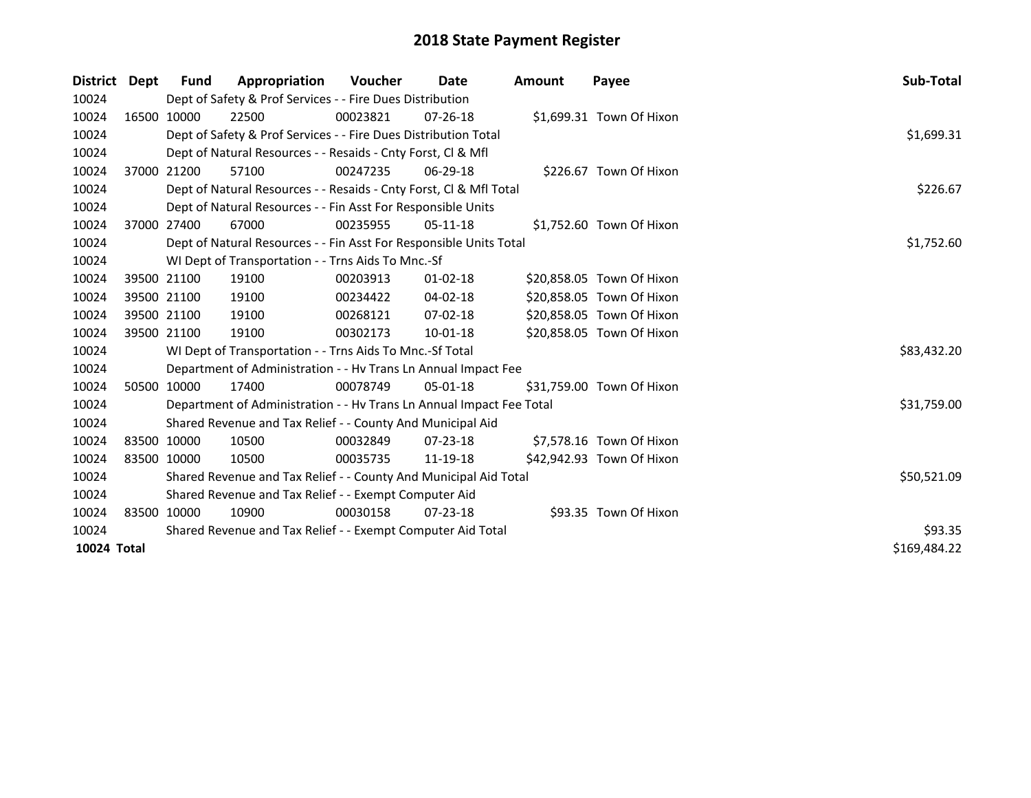# 2018 State Payment Register

| District | Dept | Fund | Appropriation | Voucher | Date | Amount | Payee | Sub-Total |
|---|---|---|---|---|---|---|---|---|
| 10024 | | Dept of Safety & Prof Services - - Fire Dues Distribution | | | | | | |
| 10024 | 16500 | 10000 | 22500 | 00023821 | 07-26-18 | $1,699.31 | Town Of Hixon | |
| 10024 | | Dept of Safety & Prof Services - - Fire Dues Distribution Total | | | | | | $1,699.31 |
| 10024 | | Dept of Natural Resources - - Resaids - Cnty Forst, Cl & Mfl | | | | | | |
| 10024 | 37000 | 21200 | 57100 | 00247235 | 06-29-18 | $226.67 | Town Of Hixon | |
| 10024 | | Dept of Natural Resources - - Resaids - Cnty Forst, Cl & Mfl Total | | | | | | $226.67 |
| 10024 | | Dept of Natural Resources - - Fin Asst For Responsible Units | | | | | | |
| 10024 | 37000 | 27400 | 67000 | 00235955 | 05-11-18 | $1,752.60 | Town Of Hixon | |
| 10024 | | Dept of Natural Resources - - Fin Asst For Responsible Units Total | | | | | | $1,752.60 |
| 10024 | | WI Dept of Transportation - - Trns Aids To Mnc.-Sf | | | | | | |
| 10024 | 39500 | 21100 | 19100 | 00203913 | 01-02-18 | $20,858.05 | Town Of Hixon | |
| 10024 | 39500 | 21100 | 19100 | 00234422 | 04-02-18 | $20,858.05 | Town Of Hixon | |
| 10024 | 39500 | 21100 | 19100 | 00268121 | 07-02-18 | $20,858.05 | Town Of Hixon | |
| 10024 | 39500 | 21100 | 19100 | 00302173 | 10-01-18 | $20,858.05 | Town Of Hixon | |
| 10024 | | WI Dept of Transportation - - Trns Aids To Mnc.-Sf Total | | | | | | $83,432.20 |
| 10024 | | Department of Administration - - Hv Trans Ln Annual Impact Fee | | | | | | |
| 10024 | 50500 | 10000 | 17400 | 00078749 | 05-01-18 | $31,759.00 | Town Of Hixon | |
| 10024 | | Department of Administration - - Hv Trans Ln Annual Impact Fee Total | | | | | | $31,759.00 |
| 10024 | | Shared Revenue and Tax Relief - - County And Municipal Aid | | | | | | |
| 10024 | 83500 | 10000 | 10500 | 00032849 | 07-23-18 | $7,578.16 | Town Of Hixon | |
| 10024 | 83500 | 10000 | 10500 | 00035735 | 11-19-18 | $42,942.93 | Town Of Hixon | |
| 10024 | | Shared Revenue and Tax Relief - - County And Municipal Aid Total | | | | | | $50,521.09 |
| 10024 | | Shared Revenue and Tax Relief - - Exempt Computer Aid | | | | | | |
| 10024 | 83500 | 10000 | 10900 | 00030158 | 07-23-18 | $93.35 | Town Of Hixon | |
| 10024 | | Shared Revenue and Tax Relief - - Exempt Computer Aid Total | | | | | | $93.35 |
| **10024 Total** | | | | | | | | $169,484.22 |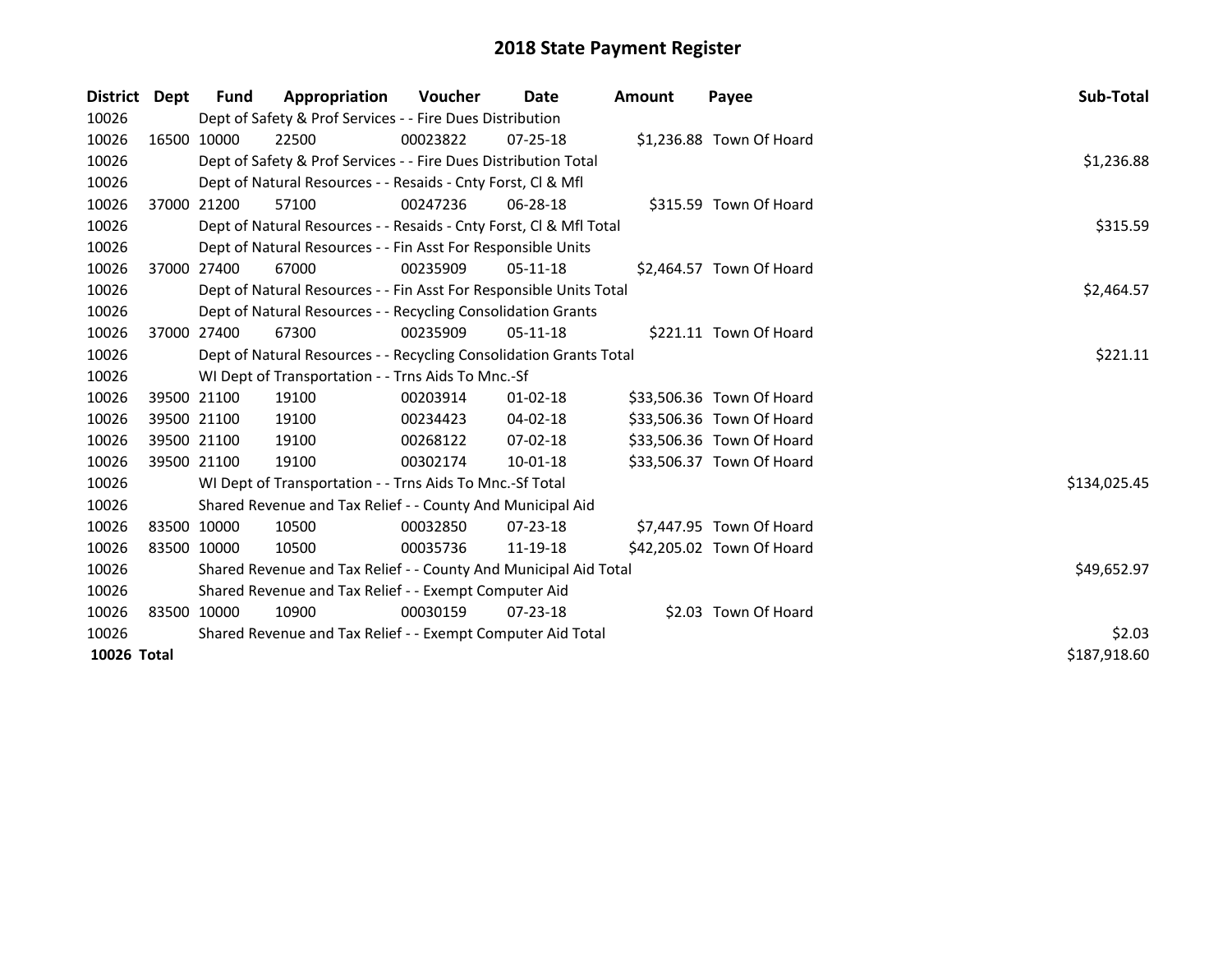# 2018 State Payment Register

| District | Dept | Fund | Appropriation | Voucher | Date | Amount | Payee | Sub-Total |
|---|---|---|---|---|---|---|---|---|
| 10026 | | Dept of Safety & Prof Services - - Fire Dues Distribution | | | | | | |
| 10026 | 16500 | 10000 | 22500 | 00023822 | 07-25-18 | $1,236.88 | Town Of Hoard | |
| 10026 | | Dept of Safety & Prof Services - - Fire Dues Distribution Total | | | | | | $1,236.88 |
| 10026 | | Dept of Natural Resources - - Resaids - Cnty Forst, Cl & Mfl | | | | | | |
| 10026 | 37000 | 21200 | 57100 | 00247236 | 06-28-18 | $315.59 | Town Of Hoard | |
| 10026 | | Dept of Natural Resources - - Resaids - Cnty Forst, Cl & Mfl Total | | | | | | $315.59 |
| 10026 | | Dept of Natural Resources - - Fin Asst For Responsible Units | | | | | | |
| 10026 | 37000 | 27400 | 67000 | 00235909 | 05-11-18 | $2,464.57 | Town Of Hoard | |
| 10026 | | Dept of Natural Resources - - Fin Asst For Responsible Units Total | | | | | | $2,464.57 |
| 10026 | | Dept of Natural Resources - - Recycling Consolidation Grants | | | | | | |
| 10026 | 37000 | 27400 | 67300 | 00235909 | 05-11-18 | $221.11 | Town Of Hoard | |
| 10026 | | Dept of Natural Resources - - Recycling Consolidation Grants Total | | | | | | $221.11 |
| 10026 | | WI Dept of Transportation - - Trns Aids To Mnc.-Sf | | | | | | |
| 10026 | 39500 | 21100 | 19100 | 00203914 | 01-02-18 | $33,506.36 | Town Of Hoard | |
| 10026 | 39500 | 21100 | 19100 | 00234423 | 04-02-18 | $33,506.36 | Town Of Hoard | |
| 10026 | 39500 | 21100 | 19100 | 00268122 | 07-02-18 | $33,506.36 | Town Of Hoard | |
| 10026 | 39500 | 21100 | 19100 | 00302174 | 10-01-18 | $33,506.37 | Town Of Hoard | |
| 10026 | | WI Dept of Transportation - - Trns Aids To Mnc.-Sf Total | | | | | | $134,025.45 |
| 10026 | | Shared Revenue and Tax Relief - - County And Municipal Aid | | | | | | |
| 10026 | 83500 | 10000 | 10500 | 00032850 | 07-23-18 | $7,447.95 | Town Of Hoard | |
| 10026 | 83500 | 10000 | 10500 | 00035736 | 11-19-18 | $42,205.02 | Town Of Hoard | |
| 10026 | | Shared Revenue and Tax Relief - - County And Municipal Aid Total | | | | | | $49,652.97 |
| 10026 | | Shared Revenue and Tax Relief - - Exempt Computer Aid | | | | | | |
| 10026 | 83500 | 10000 | 10900 | 00030159 | 07-23-18 | $2.03 | Town Of Hoard | |
| 10026 | | Shared Revenue and Tax Relief - - Exempt Computer Aid Total | | | | | | $2.03 |
| **10026 Total** | | | | | | | | $187,918.60 |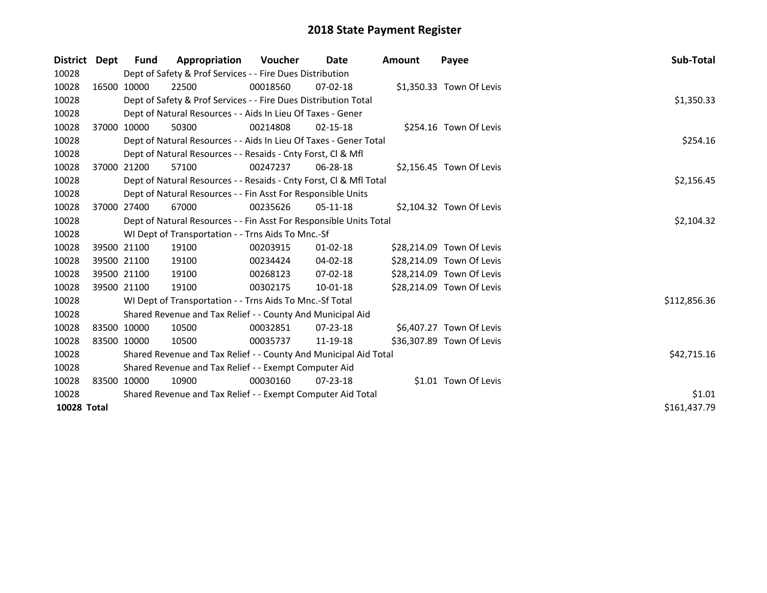# 2018 State Payment Register

| District | Dept | Fund | Appropriation | Voucher | Date | Amount | Payee | Sub-Total |
|---|---|---|---|---|---|---|---|---|
| 10028 | | Dept of Safety & Prof Services - - Fire Dues Distribution | | | | | | |
| 10028 | 16500 | 10000 | 22500 | 00018560 | 07-02-18 | $1,350.33 | Town Of Levis | |
| 10028 | | Dept of Safety & Prof Services - - Fire Dues Distribution Total | | | | | | $1,350.33 |
| 10028 | | Dept of Natural Resources - - Aids In Lieu Of Taxes - Gener | | | | | | |
| 10028 | 37000 | 10000 | 50300 | 00214808 | 02-15-18 | $254.16 | Town Of Levis | |
| 10028 | | Dept of Natural Resources - - Aids In Lieu Of Taxes - Gener Total | | | | | | $254.16 |
| 10028 | | Dept of Natural Resources - - Resaids - Cnty Forst, Cl & Mfl | | | | | | |
| 10028 | 37000 | 21200 | 57100 | 00247237 | 06-28-18 | $2,156.45 | Town Of Levis | |
| 10028 | | Dept of Natural Resources - - Resaids - Cnty Forst, Cl & Mfl Total | | | | | | $2,156.45 |
| 10028 | | Dept of Natural Resources - - Fin Asst For Responsible Units | | | | | | |
| 10028 | 37000 | 27400 | 67000 | 00235626 | 05-11-18 | $2,104.32 | Town Of Levis | |
| 10028 | | Dept of Natural Resources - - Fin Asst For Responsible Units Total | | | | | | $2,104.32 |
| 10028 | | WI Dept of Transportation - - Trns Aids To Mnc.-Sf | | | | | | |
| 10028 | 39500 | 21100 | 19100 | 00203915 | 01-02-18 | $28,214.09 | Town Of Levis | |
| 10028 | 39500 | 21100 | 19100 | 00234424 | 04-02-18 | $28,214.09 | Town Of Levis | |
| 10028 | 39500 | 21100 | 19100 | 00268123 | 07-02-18 | $28,214.09 | Town Of Levis | |
| 10028 | 39500 | 21100 | 19100 | 00302175 | 10-01-18 | $28,214.09 | Town Of Levis | |
| 10028 | | WI Dept of Transportation - - Trns Aids To Mnc.-Sf Total | | | | | | $112,856.36 |
| 10028 | | Shared Revenue and Tax Relief - - County And Municipal Aid | | | | | | |
| 10028 | 83500 | 10000 | 10500 | 00032851 | 07-23-18 | $6,407.27 | Town Of Levis | |
| 10028 | 83500 | 10000 | 10500 | 00035737 | 11-19-18 | $36,307.89 | Town Of Levis | |
| 10028 | | Shared Revenue and Tax Relief - - County And Municipal Aid Total | | | | | | $42,715.16 |
| 10028 | | Shared Revenue and Tax Relief - - Exempt Computer Aid | | | | | | |
| 10028 | 83500 | 10000 | 10900 | 00030160 | 07-23-18 | $1.01 | Town Of Levis | |
| 10028 | | Shared Revenue and Tax Relief - - Exempt Computer Aid Total | | | | | | $1.01 |
| **10028 Total** | | | | | | | | $161,437.79 |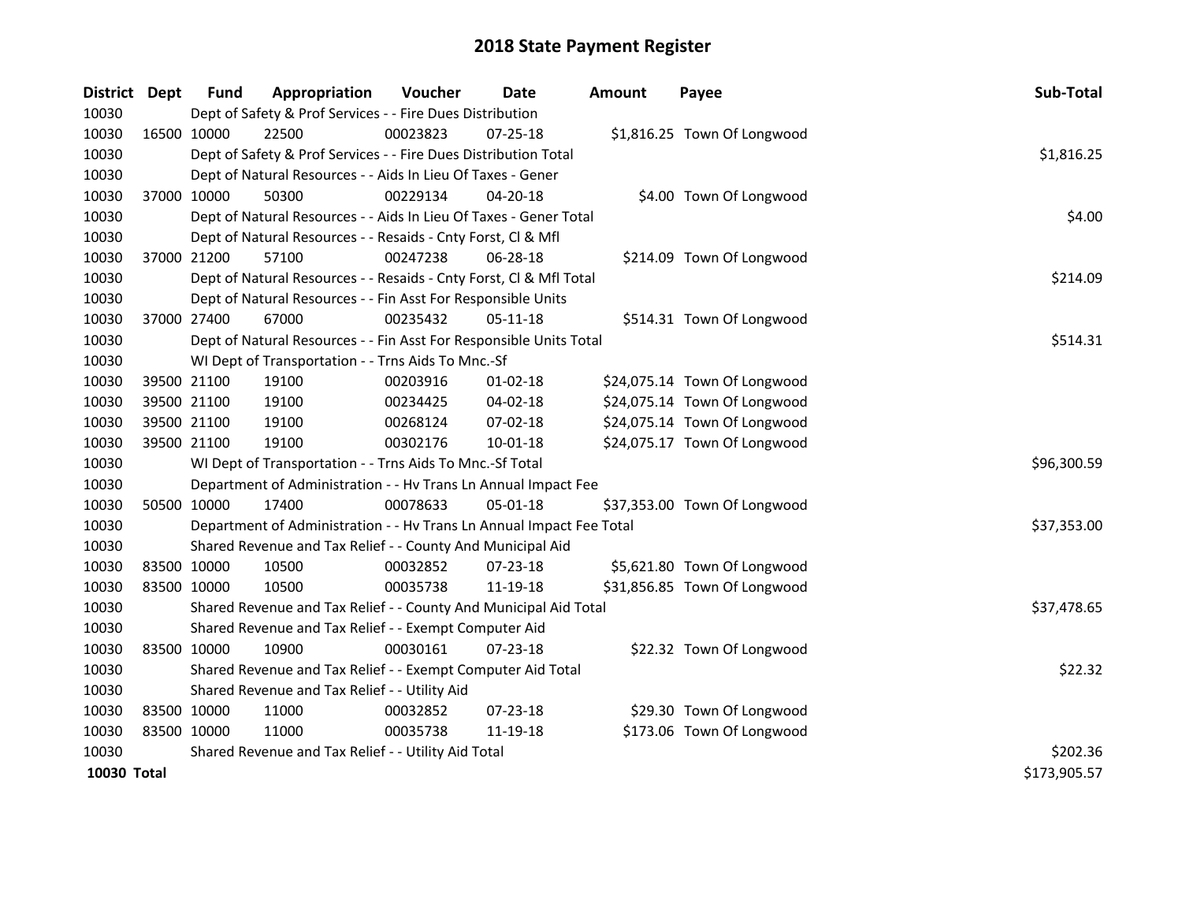# 2018 State Payment Register

| District | Dept | Fund | Appropriation | Voucher | Date | Amount | Payee | Sub-Total |
|---|---|---|---|---|---|---|---|---|
| 10030 | | Dept of Safety & Prof Services - - Fire Dues Distribution | | | | | | |
| 10030 | 16500 | 10000 | 22500 | 00023823 | 07-25-18 | $1,816.25 | Town Of Longwood | |
| 10030 | | Dept of Safety & Prof Services - - Fire Dues Distribution Total | | | | | | $1,816.25 |
| 10030 | | Dept of Natural Resources - - Aids In Lieu Of Taxes - Gener | | | | | | |
| 10030 | 37000 | 10000 | 50300 | 00229134 | 04-20-18 | $4.00 | Town Of Longwood | |
| 10030 | | Dept of Natural Resources - - Aids In Lieu Of Taxes - Gener Total | | | | | | $4.00 |
| 10030 | | Dept of Natural Resources - - Resaids - Cnty Forst, Cl & Mfl | | | | | | |
| 10030 | 37000 | 21200 | 57100 | 00247238 | 06-28-18 | $214.09 | Town Of Longwood | |
| 10030 | | Dept of Natural Resources - - Resaids - Cnty Forst, Cl & Mfl Total | | | | | | $214.09 |
| 10030 | | Dept of Natural Resources - - Fin Asst For Responsible Units | | | | | | |
| 10030 | 37000 | 27400 | 67000 | 00235432 | 05-11-18 | $514.31 | Town Of Longwood | |
| 10030 | | Dept of Natural Resources - - Fin Asst For Responsible Units Total | | | | | | $514.31 |
| 10030 | | WI Dept of Transportation - - Trns Aids To Mnc.-Sf | | | | | | |
| 10030 | 39500 | 21100 | 19100 | 00203916 | 01-02-18 | $24,075.14 | Town Of Longwood | |
| 10030 | 39500 | 21100 | 19100 | 00234425 | 04-02-18 | $24,075.14 | Town Of Longwood | |
| 10030 | 39500 | 21100 | 19100 | 00268124 | 07-02-18 | $24,075.14 | Town Of Longwood | |
| 10030 | 39500 | 21100 | 19100 | 00302176 | 10-01-18 | $24,075.17 | Town Of Longwood | |
| 10030 | | WI Dept of Transportation - - Trns Aids To Mnc.-Sf Total | | | | | | $96,300.59 |
| 10030 | | Department of Administration - - Hv Trans Ln Annual Impact Fee | | | | | | |
| 10030 | 50500 | 10000 | 17400 | 00078633 | 05-01-18 | $37,353.00 | Town Of Longwood | |
| 10030 | | Department of Administration - - Hv Trans Ln Annual Impact Fee Total | | | | | | $37,353.00 |
| 10030 | | Shared Revenue and Tax Relief - - County And Municipal Aid | | | | | | |
| 10030 | 83500 | 10000 | 10500 | 00032852 | 07-23-18 | $5,621.80 | Town Of Longwood | |
| 10030 | 83500 | 10000 | 10500 | 00035738 | 11-19-18 | $31,856.85 | Town Of Longwood | |
| 10030 | | Shared Revenue and Tax Relief - - County And Municipal Aid Total | | | | | | $37,478.65 |
| 10030 | | Shared Revenue and Tax Relief - - Exempt Computer Aid | | | | | | |
| 10030 | 83500 | 10000 | 10900 | 00030161 | 07-23-18 | $22.32 | Town Of Longwood | |
| 10030 | | Shared Revenue and Tax Relief - - Exempt Computer Aid Total | | | | | | $22.32 |
| 10030 | | Shared Revenue and Tax Relief - - Utility Aid | | | | | | |
| 10030 | 83500 | 10000 | 11000 | 00032852 | 07-23-18 | $29.30 | Town Of Longwood | |
| 10030 | 83500 | 10000 | 11000 | 00035738 | 11-19-18 | $173.06 | Town Of Longwood | |
| 10030 | | Shared Revenue and Tax Relief - - Utility Aid Total | | | | | | $202.36 |
| **10030 Total** | | | | | | | | $173,905.57 |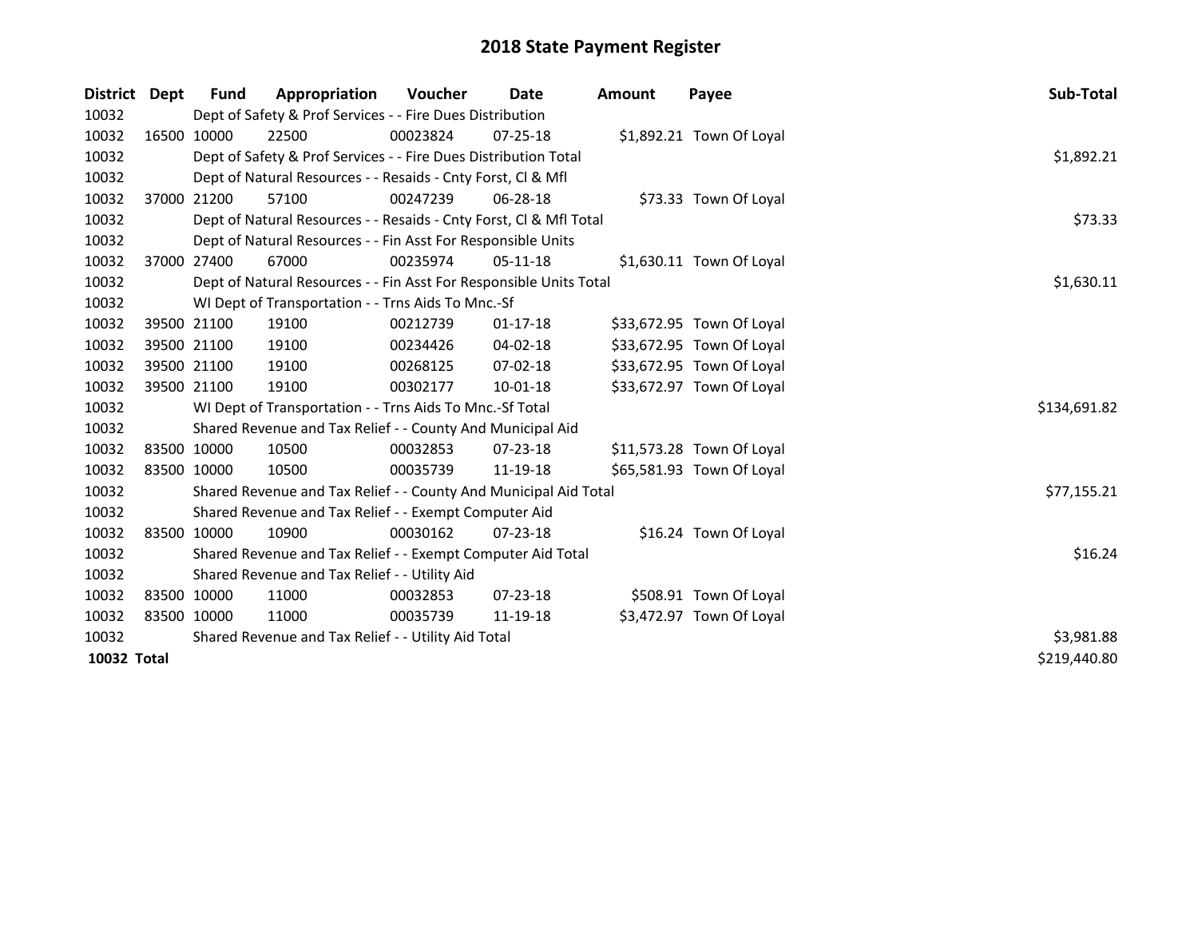# 2018 State Payment Register

| District | Dept | Fund | Appropriation | Voucher | Date | Amount | Payee | Sub-Total |
|---|---|---|---|---|---|---|---|---|
| 10032 | | Dept of Safety & Prof Services - - Fire Dues Distribution | | | | | | |
| 10032 | 16500 | 10000 | 22500 | 00023824 | 07-25-18 | $1,892.21 | Town Of Loyal | |
| 10032 | | Dept of Safety & Prof Services - - Fire Dues Distribution Total | | | | | | $1,892.21 |
| 10032 | | Dept of Natural Resources - - Resaids - Cnty Forst, Cl & Mfl | | | | | | |
| 10032 | 37000 | 21200 | 57100 | 00247239 | 06-28-18 | $73.33 | Town Of Loyal | |
| 10032 | | Dept of Natural Resources - - Resaids - Cnty Forst, Cl & Mfl Total | | | | | | $73.33 |
| 10032 | | Dept of Natural Resources - - Fin Asst For Responsible Units | | | | | | |
| 10032 | 37000 | 27400 | 67000 | 00235974 | 05-11-18 | $1,630.11 | Town Of Loyal | |
| 10032 | | Dept of Natural Resources - - Fin Asst For Responsible Units Total | | | | | | $1,630.11 |
| 10032 | | WI Dept of Transportation - - Trns Aids To Mnc.-Sf | | | | | | |
| 10032 | 39500 | 21100 | 19100 | 00212739 | 01-17-18 | $33,672.95 | Town Of Loyal | |
| 10032 | 39500 | 21100 | 19100 | 00234426 | 04-02-18 | $33,672.95 | Town Of Loyal | |
| 10032 | 39500 | 21100 | 19100 | 00268125 | 07-02-18 | $33,672.95 | Town Of Loyal | |
| 10032 | 39500 | 21100 | 19100 | 00302177 | 10-01-18 | $33,672.97 | Town Of Loyal | |
| 10032 | | WI Dept of Transportation - - Trns Aids To Mnc.-Sf Total | | | | | | $134,691.82 |
| 10032 | | Shared Revenue and Tax Relief - - County And Municipal Aid | | | | | | |
| 10032 | 83500 | 10000 | 10500 | 00032853 | 07-23-18 | $11,573.28 | Town Of Loyal | |
| 10032 | 83500 | 10000 | 10500 | 00035739 | 11-19-18 | $65,581.93 | Town Of Loyal | |
| 10032 | | Shared Revenue and Tax Relief - - County And Municipal Aid Total | | | | | | $77,155.21 |
| 10032 | | Shared Revenue and Tax Relief - - Exempt Computer Aid | | | | | | |
| 10032 | 83500 | 10000 | 10900 | 00030162 | 07-23-18 | $16.24 | Town Of Loyal | |
| 10032 | | Shared Revenue and Tax Relief - - Exempt Computer Aid Total | | | | | | $16.24 |
| 10032 | | Shared Revenue and Tax Relief - - Utility Aid | | | | | | |
| 10032 | 83500 | 10000 | 11000 | 00032853 | 07-23-18 | $508.91 | Town Of Loyal | |
| 10032 | 83500 | 10000 | 11000 | 00035739 | 11-19-18 | $3,472.97 | Town Of Loyal | |
| 10032 | | Shared Revenue and Tax Relief - - Utility Aid Total | | | | | | $3,981.88 |
| **10032 Total** | | | | | | | | $219,440.80 |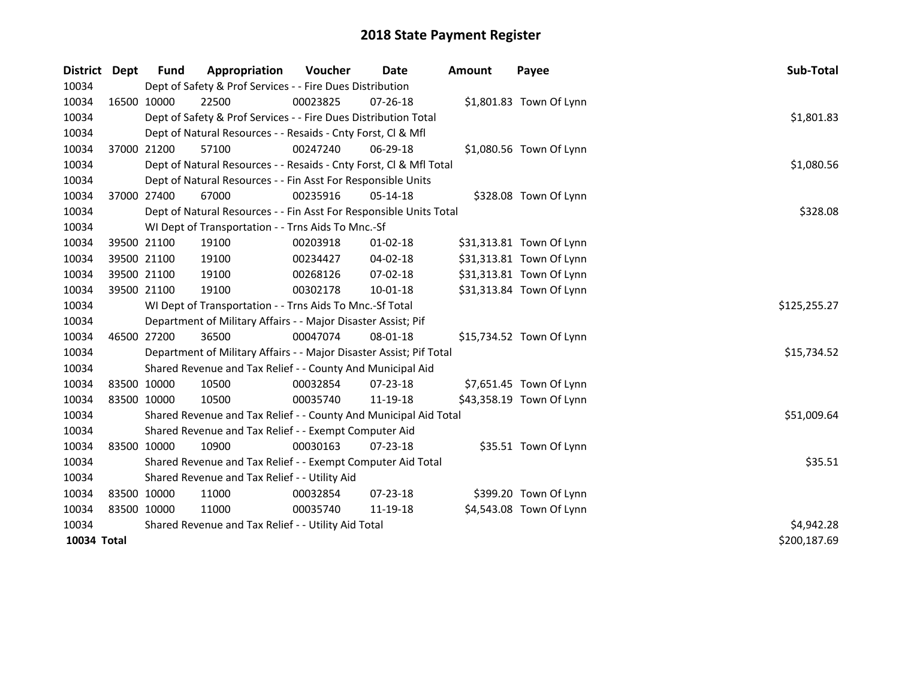# 2018 State Payment Register

| District | Dept | Fund | Appropriation | Voucher | Date | Amount | Payee | Sub-Total |
|---|---|---|---|---|---|---|---|---|
| 10034 | | Dept of Safety & Prof Services - - Fire Dues Distribution | | | | | | |
| 10034 | 16500 | 10000 | 22500 | 00023825 | 07-26-18 | $1,801.83 | Town Of Lynn | |
| 10034 | | Dept of Safety & Prof Services - - Fire Dues Distribution Total | | | | | | $1,801.83 |
| 10034 | | Dept of Natural Resources - - Resaids - Cnty Forst, Cl & Mfl | | | | | | |
| 10034 | 37000 | 21200 | 57100 | 00247240 | 06-29-18 | $1,080.56 | Town Of Lynn | |
| 10034 | | Dept of Natural Resources - - Resaids - Cnty Forst, Cl & Mfl Total | | | | | | $1,080.56 |
| 10034 | | Dept of Natural Resources - - Fin Asst For Responsible Units | | | | | | |
| 10034 | 37000 | 27400 | 67000 | 00235916 | 05-14-18 | $328.08 | Town Of Lynn | |
| 10034 | | Dept of Natural Resources - - Fin Asst For Responsible Units Total | | | | | | $328.08 |
| 10034 | | WI Dept of Transportation - - Trns Aids To Mnc.-Sf | | | | | | |
| 10034 | 39500 | 21100 | 19100 | 00203918 | 01-02-18 | $31,313.81 | Town Of Lynn | |
| 10034 | 39500 | 21100 | 19100 | 00234427 | 04-02-18 | $31,313.81 | Town Of Lynn | |
| 10034 | 39500 | 21100 | 19100 | 00268126 | 07-02-18 | $31,313.81 | Town Of Lynn | |
| 10034 | 39500 | 21100 | 19100 | 00302178 | 10-01-18 | $31,313.84 | Town Of Lynn | |
| 10034 | | WI Dept of Transportation - - Trns Aids To Mnc.-Sf Total | | | | | | $125,255.27 |
| 10034 | | Department of Military Affairs - - Major Disaster Assist; Pif | | | | | | |
| 10034 | 46500 | 27200 | 36500 | 00047074 | 08-01-18 | $15,734.52 | Town Of Lynn | |
| 10034 | | Department of Military Affairs - - Major Disaster Assist; Pif Total | | | | | | $15,734.52 |
| 10034 | | Shared Revenue and Tax Relief - - County And Municipal Aid | | | | | | |
| 10034 | 83500 | 10000 | 10500 | 00032854 | 07-23-18 | $7,651.45 | Town Of Lynn | |
| 10034 | 83500 | 10000 | 10500 | 00035740 | 11-19-18 | $43,358.19 | Town Of Lynn | |
| 10034 | | Shared Revenue and Tax Relief - - County And Municipal Aid Total | | | | | | $51,009.64 |
| 10034 | | Shared Revenue and Tax Relief - - Exempt Computer Aid | | | | | | |
| 10034 | 83500 | 10000 | 10900 | 00030163 | 07-23-18 | $35.51 | Town Of Lynn | |
| 10034 | | Shared Revenue and Tax Relief - - Exempt Computer Aid Total | | | | | | $35.51 |
| 10034 | | Shared Revenue and Tax Relief - - Utility Aid | | | | | | |
| 10034 | 83500 | 10000 | 11000 | 00032854 | 07-23-18 | $399.20 | Town Of Lynn | |
| 10034 | 83500 | 10000 | 11000 | 00035740 | 11-19-18 | $4,543.08 | Town Of Lynn | |
| 10034 | | Shared Revenue and Tax Relief - - Utility Aid Total | | | | | | $4,942.28 |
| **10034 Total** | | | | | | | | $200,187.69 |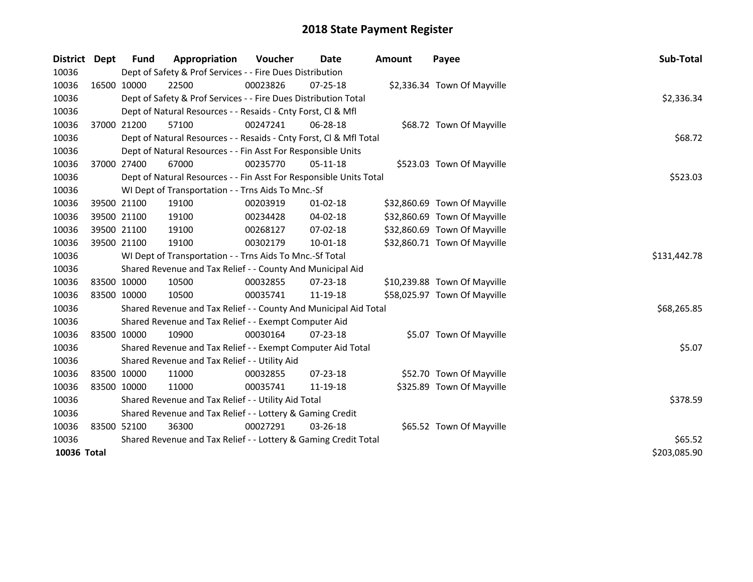# 2018 State Payment Register

| District | Dept | Fund | Appropriation | Voucher | Date | Amount | Payee | Sub-Total |
|---|---|---|---|---|---|---|---|---|
| 10036 | | Dept of Safety & Prof Services - - Fire Dues Distribution | | | | | | |
| 10036 | 16500 | 10000 | 22500 | 00023826 | 07-25-18 | $2,336.34 | Town Of Mayville | |
| 10036 | | Dept of Safety & Prof Services - - Fire Dues Distribution Total | | | | | | $2,336.34 |
| 10036 | | Dept of Natural Resources - - Resaids - Cnty Forst, Cl & Mfl | | | | | | |
| 10036 | 37000 | 21200 | 57100 | 00247241 | 06-28-18 | $68.72 | Town Of Mayville | |
| 10036 | | Dept of Natural Resources - - Resaids - Cnty Forst, Cl & Mfl Total | | | | | | $68.72 |
| 10036 | | Dept of Natural Resources - - Fin Asst For Responsible Units | | | | | | |
| 10036 | 37000 | 27400 | 67000 | 00235770 | 05-11-18 | $523.03 | Town Of Mayville | |
| 10036 | | Dept of Natural Resources - - Fin Asst For Responsible Units Total | | | | | | $523.03 |
| 10036 | | WI Dept of Transportation - - Trns Aids To Mnc.-Sf | | | | | | |
| 10036 | 39500 | 21100 | 19100 | 00203919 | 01-02-18 | $32,860.69 | Town Of Mayville | |
| 10036 | 39500 | 21100 | 19100 | 00234428 | 04-02-18 | $32,860.69 | Town Of Mayville | |
| 10036 | 39500 | 21100 | 19100 | 00268127 | 07-02-18 | $32,860.69 | Town Of Mayville | |
| 10036 | 39500 | 21100 | 19100 | 00302179 | 10-01-18 | $32,860.71 | Town Of Mayville | |
| 10036 | | WI Dept of Transportation - - Trns Aids To Mnc.-Sf Total | | | | | | $131,442.78 |
| 10036 | | Shared Revenue and Tax Relief - - County And Municipal Aid | | | | | | |
| 10036 | 83500 | 10000 | 10500 | 00032855 | 07-23-18 | $10,239.88 | Town Of Mayville | |
| 10036 | 83500 | 10000 | 10500 | 00035741 | 11-19-18 | $58,025.97 | Town Of Mayville | |
| 10036 | | Shared Revenue and Tax Relief - - County And Municipal Aid Total | | | | | | $68,265.85 |
| 10036 | | Shared Revenue and Tax Relief - - Exempt Computer Aid | | | | | | |
| 10036 | 83500 | 10000 | 10900 | 00030164 | 07-23-18 | $5.07 | Town Of Mayville | |
| 10036 | | Shared Revenue and Tax Relief - - Exempt Computer Aid Total | | | | | | $5.07 |
| 10036 | | Shared Revenue and Tax Relief - - Utility Aid | | | | | | |
| 10036 | 83500 | 10000 | 11000 | 00032855 | 07-23-18 | $52.70 | Town Of Mayville | |
| 10036 | 83500 | 10000 | 11000 | 00035741 | 11-19-18 | $325.89 | Town Of Mayville | |
| 10036 | | Shared Revenue and Tax Relief - - Utility Aid Total | | | | | | $378.59 |
| 10036 | | Shared Revenue and Tax Relief - - Lottery & Gaming Credit | | | | | | |
| 10036 | 83500 | 52100 | 36300 | 00027291 | 03-26-18 | $65.52 | Town Of Mayville | |
| 10036 | | Shared Revenue and Tax Relief - - Lottery & Gaming Credit Total | | | | | | $65.52 |
| **10036 Total** | | | | | | | | $203,085.90 |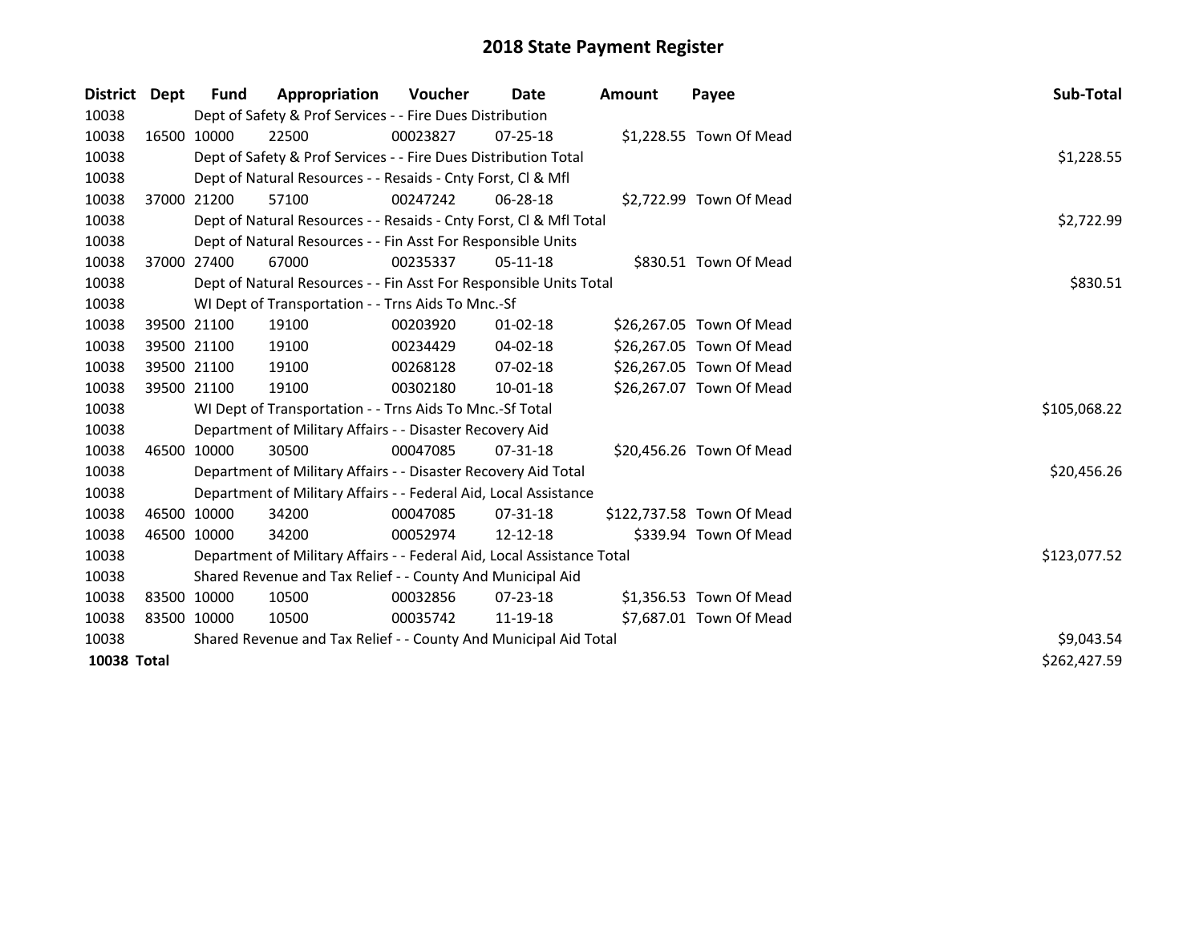# 2018 State Payment Register

| District | Dept | Fund | Appropriation | Voucher | Date | Amount | Payee | Sub-Total |
|---|---|---|---|---|---|---|---|---|
| 10038 | | Dept of Safety & Prof Services - - Fire Dues Distribution | | | | | | |
| 10038 | 16500 | 10000 | 22500 | 00023827 | 07-25-18 | $1,228.55 | Town Of Mead | |
| 10038 | | Dept of Safety & Prof Services - - Fire Dues Distribution Total | | | | | | $1,228.55 |
| 10038 | | Dept of Natural Resources - - Resaids - Cnty Forst, Cl & Mfl | | | | | | |
| 10038 | 37000 | 21200 | 57100 | 00247242 | 06-28-18 | $2,722.99 | Town Of Mead | |
| 10038 | | Dept of Natural Resources - - Resaids - Cnty Forst, Cl & Mfl Total | | | | | | $2,722.99 |
| 10038 | | Dept of Natural Resources - - Fin Asst For Responsible Units | | | | | | |
| 10038 | 37000 | 27400 | 67000 | 00235337 | 05-11-18 | $830.51 | Town Of Mead | |
| 10038 | | Dept of Natural Resources - - Fin Asst For Responsible Units Total | | | | | | $830.51 |
| 10038 | | WI Dept of Transportation - - Trns Aids To Mnc.-Sf | | | | | | |
| 10038 | 39500 | 21100 | 19100 | 00203920 | 01-02-18 | $26,267.05 | Town Of Mead | |
| 10038 | 39500 | 21100 | 19100 | 00234429 | 04-02-18 | $26,267.05 | Town Of Mead | |
| 10038 | 39500 | 21100 | 19100 | 00268128 | 07-02-18 | $26,267.05 | Town Of Mead | |
| 10038 | 39500 | 21100 | 19100 | 00302180 | 10-01-18 | $26,267.07 | Town Of Mead | |
| 10038 | | WI Dept of Transportation - - Trns Aids To Mnc.-Sf Total | | | | | | $105,068.22 |
| 10038 | | Department of Military Affairs - - Disaster Recovery Aid | | | | | | |
| 10038 | 46500 | 10000 | 30500 | 00047085 | 07-31-18 | $20,456.26 | Town Of Mead | |
| 10038 | | Department of Military Affairs - - Disaster Recovery Aid Total | | | | | | $20,456.26 |
| 10038 | | Department of Military Affairs - - Federal Aid, Local Assistance | | | | | | |
| 10038 | 46500 | 10000 | 34200 | 00047085 | 07-31-18 | $122,737.58 | Town Of Mead | |
| 10038 | 46500 | 10000 | 34200 | 00052974 | 12-12-18 | $339.94 | Town Of Mead | |
| 10038 | | Department of Military Affairs - - Federal Aid, Local Assistance Total | | | | | | $123,077.52 |
| 10038 | | Shared Revenue and Tax Relief - - County And Municipal Aid | | | | | | |
| 10038 | 83500 | 10000 | 10500 | 00032856 | 07-23-18 | $1,356.53 | Town Of Mead | |
| 10038 | 83500 | 10000 | 10500 | 00035742 | 11-19-18 | $7,687.01 | Town Of Mead | |
| 10038 | | Shared Revenue and Tax Relief - - County And Municipal Aid Total | | | | | | $9,043.54 |
| **10038 Total** | | | | | | | | $262,427.59 |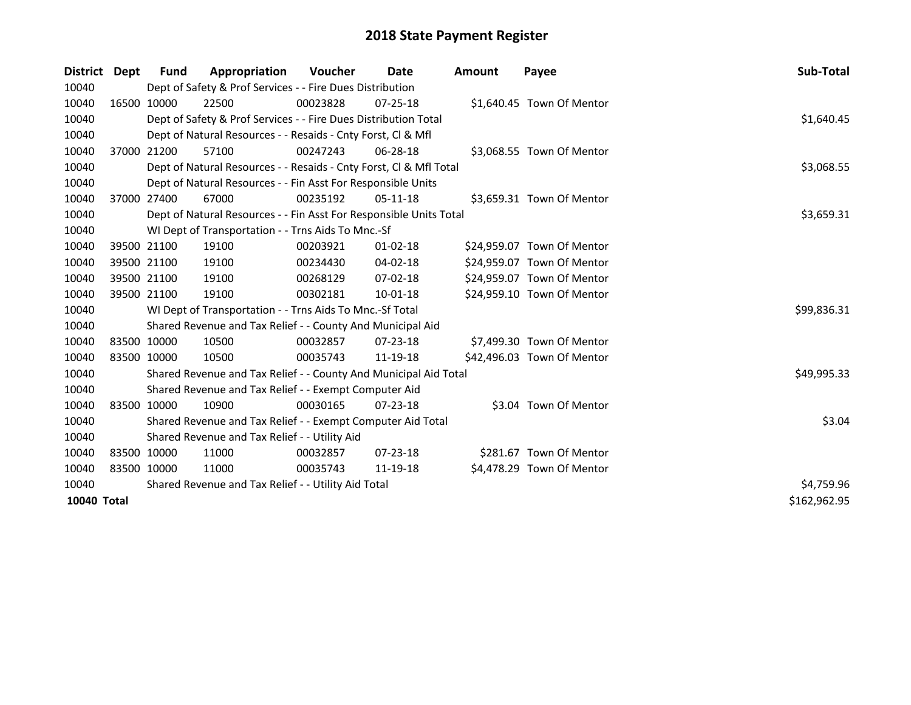# 2018 State Payment Register

| District | Dept | Fund | Appropriation | Voucher | Date | Amount | Payee | Sub-Total |
|---|---|---|---|---|---|---|---|---|
| 10040 | | Dept of Safety & Prof Services - - Fire Dues Distribution | | | | | | |
| 10040 | 16500 | 10000 | 22500 | 00023828 | 07-25-18 | $1,640.45 | Town Of Mentor | |
| 10040 | | Dept of Safety & Prof Services - - Fire Dues Distribution Total | | | | | | $1,640.45 |
| 10040 | | Dept of Natural Resources - - Resaids - Cnty Forst, Cl & Mfl | | | | | | |
| 10040 | 37000 | 21200 | 57100 | 00247243 | 06-28-18 | $3,068.55 | Town Of Mentor | |
| 10040 | | Dept of Natural Resources - - Resaids - Cnty Forst, Cl & Mfl Total | | | | | | $3,068.55 |
| 10040 | | Dept of Natural Resources - - Fin Asst For Responsible Units | | | | | | |
| 10040 | 37000 | 27400 | 67000 | 00235192 | 05-11-18 | $3,659.31 | Town Of Mentor | |
| 10040 | | Dept of Natural Resources - - Fin Asst For Responsible Units Total | | | | | | $3,659.31 |
| 10040 | | WI Dept of Transportation - - Trns Aids To Mnc.-Sf | | | | | | |
| 10040 | 39500 | 21100 | 19100 | 00203921 | 01-02-18 | $24,959.07 | Town Of Mentor | |
| 10040 | 39500 | 21100 | 19100 | 00234430 | 04-02-18 | $24,959.07 | Town Of Mentor | |
| 10040 | 39500 | 21100 | 19100 | 00268129 | 07-02-18 | $24,959.07 | Town Of Mentor | |
| 10040 | 39500 | 21100 | 19100 | 00302181 | 10-01-18 | $24,959.10 | Town Of Mentor | |
| 10040 | | WI Dept of Transportation - - Trns Aids To Mnc.-Sf Total | | | | | | $99,836.31 |
| 10040 | | Shared Revenue and Tax Relief - - County And Municipal Aid | | | | | | |
| 10040 | 83500 | 10000 | 10500 | 00032857 | 07-23-18 | $7,499.30 | Town Of Mentor | |
| 10040 | 83500 | 10000 | 10500 | 00035743 | 11-19-18 | $42,496.03 | Town Of Mentor | |
| 10040 | | Shared Revenue and Tax Relief - - County And Municipal Aid Total | | | | | | $49,995.33 |
| 10040 | | Shared Revenue and Tax Relief - - Exempt Computer Aid | | | | | | |
| 10040 | 83500 | 10000 | 10900 | 00030165 | 07-23-18 | $3.04 | Town Of Mentor | |
| 10040 | | Shared Revenue and Tax Relief - - Exempt Computer Aid Total | | | | | | $3.04 |
| 10040 | | Shared Revenue and Tax Relief - - Utility Aid | | | | | | |
| 10040 | 83500 | 10000 | 11000 | 00032857 | 07-23-18 | $281.67 | Town Of Mentor | |
| 10040 | 83500 | 10000 | 11000 | 00035743 | 11-19-18 | $4,478.29 | Town Of Mentor | |
| 10040 | | Shared Revenue and Tax Relief - - Utility Aid Total | | | | | | $4,759.96 |
| **10040 Total** | | | | | | | | $162,962.95 |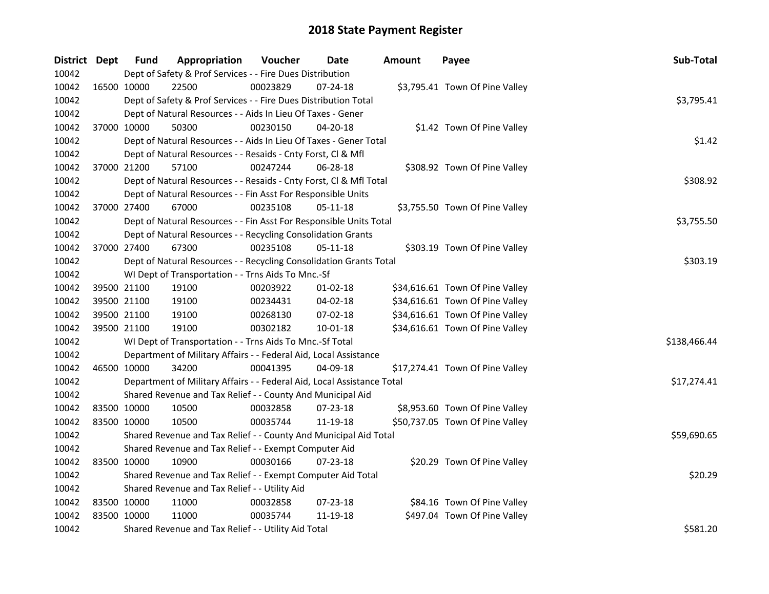# 2018 State Payment Register

| District | Dept | Fund | Appropriation | Voucher | Date | Amount | Payee | Sub-Total |
|---|---|---|---|---|---|---|---|---|
| 10042 | | Dept of Safety & Prof Services - - Fire Dues Distribution | | | | | | |
| 10042 | 16500 | 10000 | 22500 | 00023829 | 07-24-18 | $3,795.41 | Town Of Pine Valley | |
| 10042 | | Dept of Safety & Prof Services - - Fire Dues Distribution Total | | | | | | $3,795.41 |
| 10042 | | Dept of Natural Resources - - Aids In Lieu Of Taxes - Gener | | | | | | |
| 10042 | 37000 | 10000 | 50300 | 00230150 | 04-20-18 | $1.42 | Town Of Pine Valley | |
| 10042 | | Dept of Natural Resources - - Aids In Lieu Of Taxes - Gener Total | | | | | | $1.42 |
| 10042 | | Dept of Natural Resources - - Resaids - Cnty Forst, Cl & Mfl | | | | | | |
| 10042 | 37000 | 21200 | 57100 | 00247244 | 06-28-18 | $308.92 | Town Of Pine Valley | |
| 10042 | | Dept of Natural Resources - - Resaids - Cnty Forst, Cl & Mfl Total | | | | | | $308.92 |
| 10042 | | Dept of Natural Resources - - Fin Asst For Responsible Units | | | | | | |
| 10042 | 37000 | 27400 | 67000 | 00235108 | 05-11-18 | $3,755.50 | Town Of Pine Valley | |
| 10042 | | Dept of Natural Resources - - Fin Asst For Responsible Units Total | | | | | | $3,755.50 |
| 10042 | | Dept of Natural Resources - - Recycling Consolidation Grants | | | | | | |
| 10042 | 37000 | 27400 | 67300 | 00235108 | 05-11-18 | $303.19 | Town Of Pine Valley | |
| 10042 | | Dept of Natural Resources - - Recycling Consolidation Grants Total | | | | | | $303.19 |
| 10042 | | WI Dept of Transportation - - Trns Aids To Mnc.-Sf | | | | | | |
| 10042 | 39500 | 21100 | 19100 | 00203922 | 01-02-18 | $34,616.61 | Town Of Pine Valley | |
| 10042 | 39500 | 21100 | 19100 | 00234431 | 04-02-18 | $34,616.61 | Town Of Pine Valley | |
| 10042 | 39500 | 21100 | 19100 | 00268130 | 07-02-18 | $34,616.61 | Town Of Pine Valley | |
| 10042 | 39500 | 21100 | 19100 | 00302182 | 10-01-18 | $34,616.61 | Town Of Pine Valley | |
| 10042 | | WI Dept of Transportation - - Trns Aids To Mnc.-Sf Total | | | | | | $138,466.44 |
| 10042 | | Department of Military Affairs - - Federal Aid, Local Assistance | | | | | | |
| 10042 | 46500 | 10000 | 34200 | 00041395 | 04-09-18 | $17,274.41 | Town Of Pine Valley | |
| 10042 | | Department of Military Affairs - - Federal Aid, Local Assistance Total | | | | | | $17,274.41 |
| 10042 | | Shared Revenue and Tax Relief - - County And Municipal Aid | | | | | | |
| 10042 | 83500 | 10000 | 10500 | 00032858 | 07-23-18 | $8,953.60 | Town Of Pine Valley | |
| 10042 | 83500 | 10000 | 10500 | 00035744 | 11-19-18 | $50,737.05 | Town Of Pine Valley | |
| 10042 | | Shared Revenue and Tax Relief - - County And Municipal Aid Total | | | | | | $59,690.65 |
| 10042 | | Shared Revenue and Tax Relief - - Exempt Computer Aid | | | | | | |
| 10042 | 83500 | 10000 | 10900 | 00030166 | 07-23-18 | $20.29 | Town Of Pine Valley | |
| 10042 | | Shared Revenue and Tax Relief - - Exempt Computer Aid Total | | | | | | $20.29 |
| 10042 | | Shared Revenue and Tax Relief - - Utility Aid | | | | | | |
| 10042 | 83500 | 10000 | 11000 | 00032858 | 07-23-18 | $84.16 | Town Of Pine Valley | |
| 10042 | 83500 | 10000 | 11000 | 00035744 | 11-19-18 | $497.04 | Town Of Pine Valley | |
| 10042 | | Shared Revenue and Tax Relief - - Utility Aid Total | | | | | | $581.20 |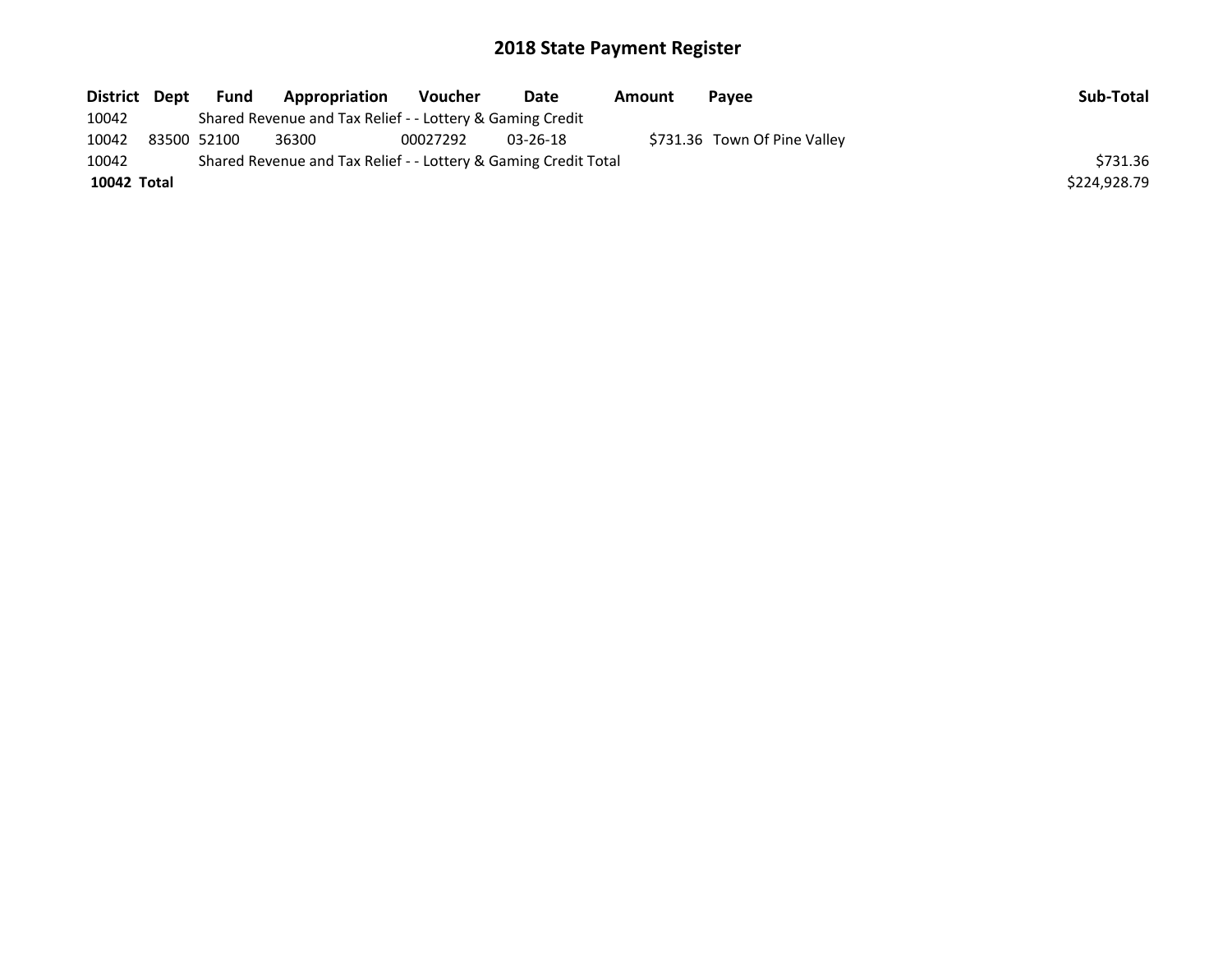# 2018 State Payment Register

| District | Dept | Fund | Appropriation | Voucher | Date | Amount | Payee | Sub-Total |
|---|---|---|---|---|---|---|---|---|
| 10042 | | Shared Revenue and Tax Relief - - Lottery & Gaming Credit | | | | | | |
| 10042 | 83500 | 52100 | 36300 | 00027292 | 03-26-18 | $731.36 | Town Of Pine Valley | |
| 10042 | | Shared Revenue and Tax Relief - - Lottery & Gaming Credit Total | | | | | | $731.36 |
| **10042** | **Total** | | | | | | | $224,928.79 |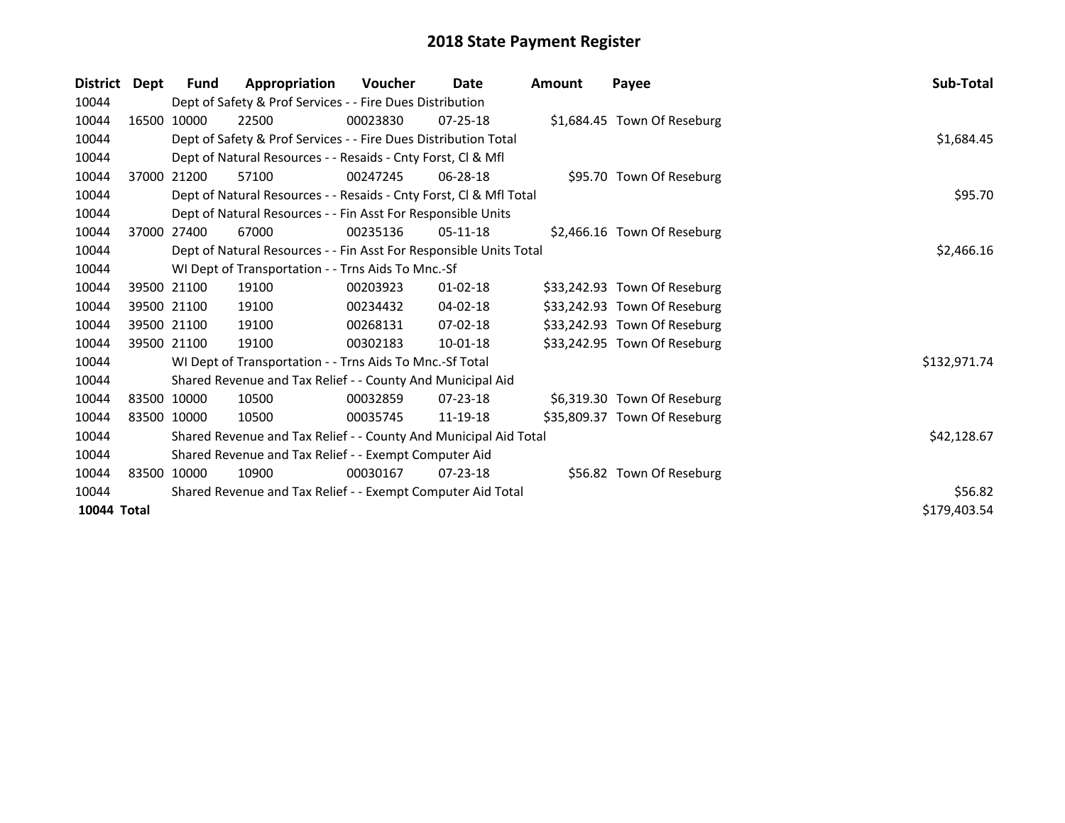# 2018 State Payment Register

| District | Dept | Fund | Appropriation | Voucher | Date | Amount | Payee | Sub-Total |
|---|---|---|---|---|---|---|---|---|
| 10044 | | Dept of Safety & Prof Services - - Fire Dues Distribution | | | | | | |
| 10044 | 16500 | 10000 | 22500 | 00023830 | 07-25-18 | $1,684.45 | Town Of Reseburg | |
| 10044 | | Dept of Safety & Prof Services - - Fire Dues Distribution Total | | | | | | $1,684.45 |
| 10044 | | Dept of Natural Resources - - Resaids - Cnty Forst, Cl & Mfl | | | | | | |
| 10044 | 37000 | 21200 | 57100 | 00247245 | 06-28-18 | $95.70 | Town Of Reseburg | |
| 10044 | | Dept of Natural Resources - - Resaids - Cnty Forst, Cl & Mfl Total | | | | | | $95.70 |
| 10044 | | Dept of Natural Resources - - Fin Asst For Responsible Units | | | | | | |
| 10044 | 37000 | 27400 | 67000 | 00235136 | 05-11-18 | $2,466.16 | Town Of Reseburg | |
| 10044 | | Dept of Natural Resources - - Fin Asst For Responsible Units Total | | | | | | $2,466.16 |
| 10044 | | WI Dept of Transportation - - Trns Aids To Mnc.-Sf | | | | | | |
| 10044 | 39500 | 21100 | 19100 | 00203923 | 01-02-18 | $33,242.93 | Town Of Reseburg | |
| 10044 | 39500 | 21100 | 19100 | 00234432 | 04-02-18 | $33,242.93 | Town Of Reseburg | |
| 10044 | 39500 | 21100 | 19100 | 00268131 | 07-02-18 | $33,242.93 | Town Of Reseburg | |
| 10044 | 39500 | 21100 | 19100 | 00302183 | 10-01-18 | $33,242.95 | Town Of Reseburg | |
| 10044 | | WI Dept of Transportation - - Trns Aids To Mnc.-Sf Total | | | | | | $132,971.74 |
| 10044 | | Shared Revenue and Tax Relief - - County And Municipal Aid | | | | | | |
| 10044 | 83500 | 10000 | 10500 | 00032859 | 07-23-18 | $6,319.30 | Town Of Reseburg | |
| 10044 | 83500 | 10000 | 10500 | 00035745 | 11-19-18 | $35,809.37 | Town Of Reseburg | |
| 10044 | | Shared Revenue and Tax Relief - - County And Municipal Aid Total | | | | | | $42,128.67 |
| 10044 | | Shared Revenue and Tax Relief - - Exempt Computer Aid | | | | | | |
| 10044 | 83500 | 10000 | 10900 | 00030167 | 07-23-18 | $56.82 | Town Of Reseburg | |
| 10044 | | Shared Revenue and Tax Relief - - Exempt Computer Aid Total | | | | | | $56.82 |
| **10044 Total** | | | | | | | | $179,403.54 |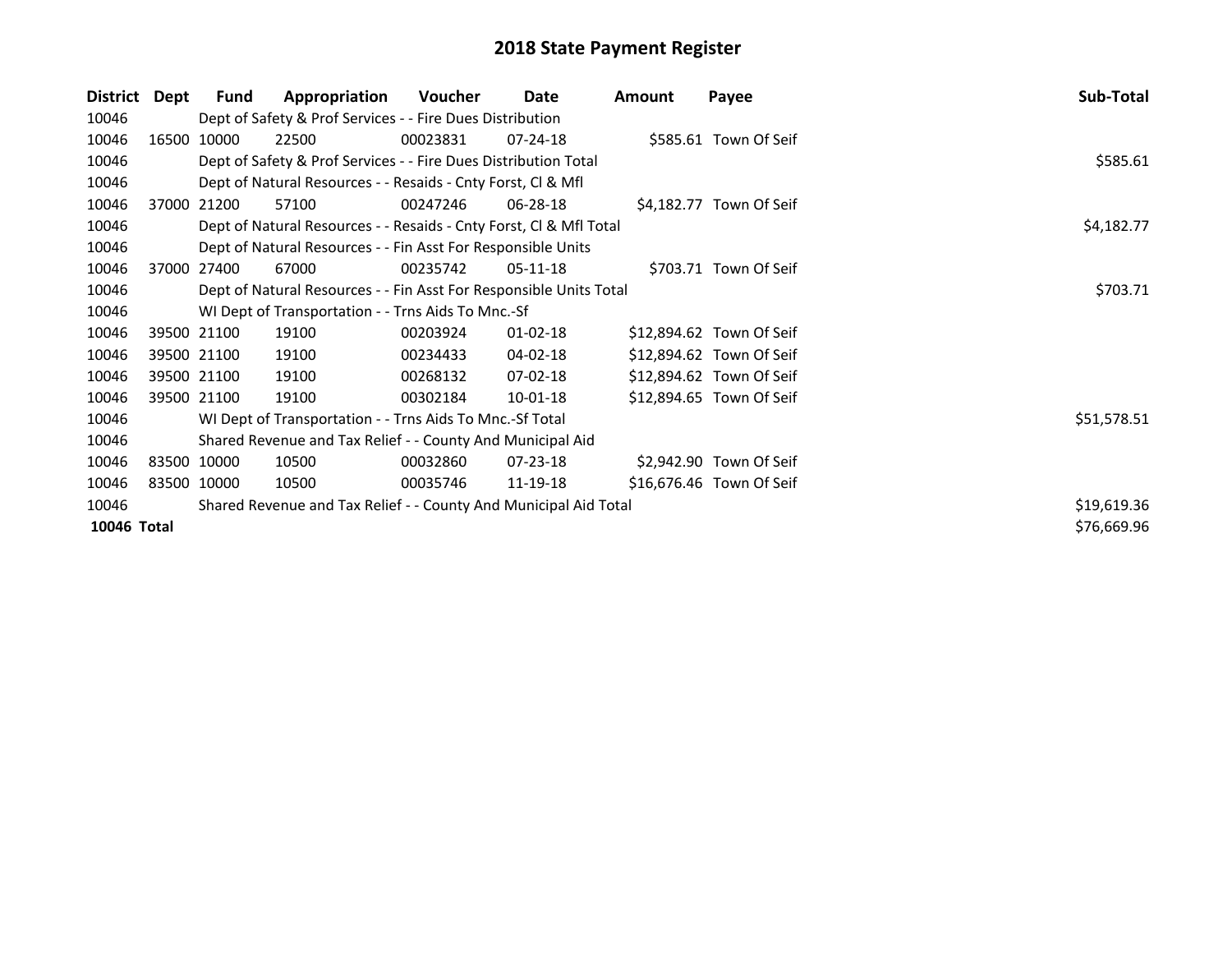# 2018 State Payment Register

| District | Dept | Fund | Appropriation | Voucher | Date | Amount | Payee | Sub-Total |
|---|---|---|---|---|---|---|---|---|
| 10046 | | Dept of Safety & Prof Services - - Fire Dues Distribution | | | | | | |
| 10046 | 16500 | 10000 | 22500 | 00023831 | 07-24-18 | $585.61 | Town Of Seif | |
| 10046 | | Dept of Safety & Prof Services - - Fire Dues Distribution Total | | | | | | $585.61 |
| 10046 | | Dept of Natural Resources - - Resaids - Cnty Forst, Cl & Mfl | | | | | | |
| 10046 | 37000 | 21200 | 57100 | 00247246 | 06-28-18 | $4,182.77 | Town Of Seif | |
| 10046 | | Dept of Natural Resources - - Resaids - Cnty Forst, Cl & Mfl Total | | | | | | $4,182.77 |
| 10046 | | Dept of Natural Resources - - Fin Asst For Responsible Units | | | | | | |
| 10046 | 37000 | 27400 | 67000 | 00235742 | 05-11-18 | $703.71 | Town Of Seif | |
| 10046 | | Dept of Natural Resources - - Fin Asst For Responsible Units Total | | | | | | $703.71 |
| 10046 | | WI Dept of Transportation - - Trns Aids To Mnc.-Sf | | | | | | |
| 10046 | 39500 | 21100 | 19100 | 00203924 | 01-02-18 | $12,894.62 | Town Of Seif | |
| 10046 | 39500 | 21100 | 19100 | 00234433 | 04-02-18 | $12,894.62 | Town Of Seif | |
| 10046 | 39500 | 21100 | 19100 | 00268132 | 07-02-18 | $12,894.62 | Town Of Seif | |
| 10046 | 39500 | 21100 | 19100 | 00302184 | 10-01-18 | $12,894.65 | Town Of Seif | |
| 10046 | | WI Dept of Transportation - - Trns Aids To Mnc.-Sf Total | | | | | | $51,578.51 |
| 10046 | | Shared Revenue and Tax Relief - - County And Municipal Aid | | | | | | |
| 10046 | 83500 | 10000 | 10500 | 00032860 | 07-23-18 | $2,942.90 | Town Of Seif | |
| 10046 | 83500 | 10000 | 10500 | 00035746 | 11-19-18 | $16,676.46 | Town Of Seif | |
| 10046 | | Shared Revenue and Tax Relief - - County And Municipal Aid Total | | | | | | $19,619.36 |
| **10046** | **Total** | | | | | | | $76,669.96 |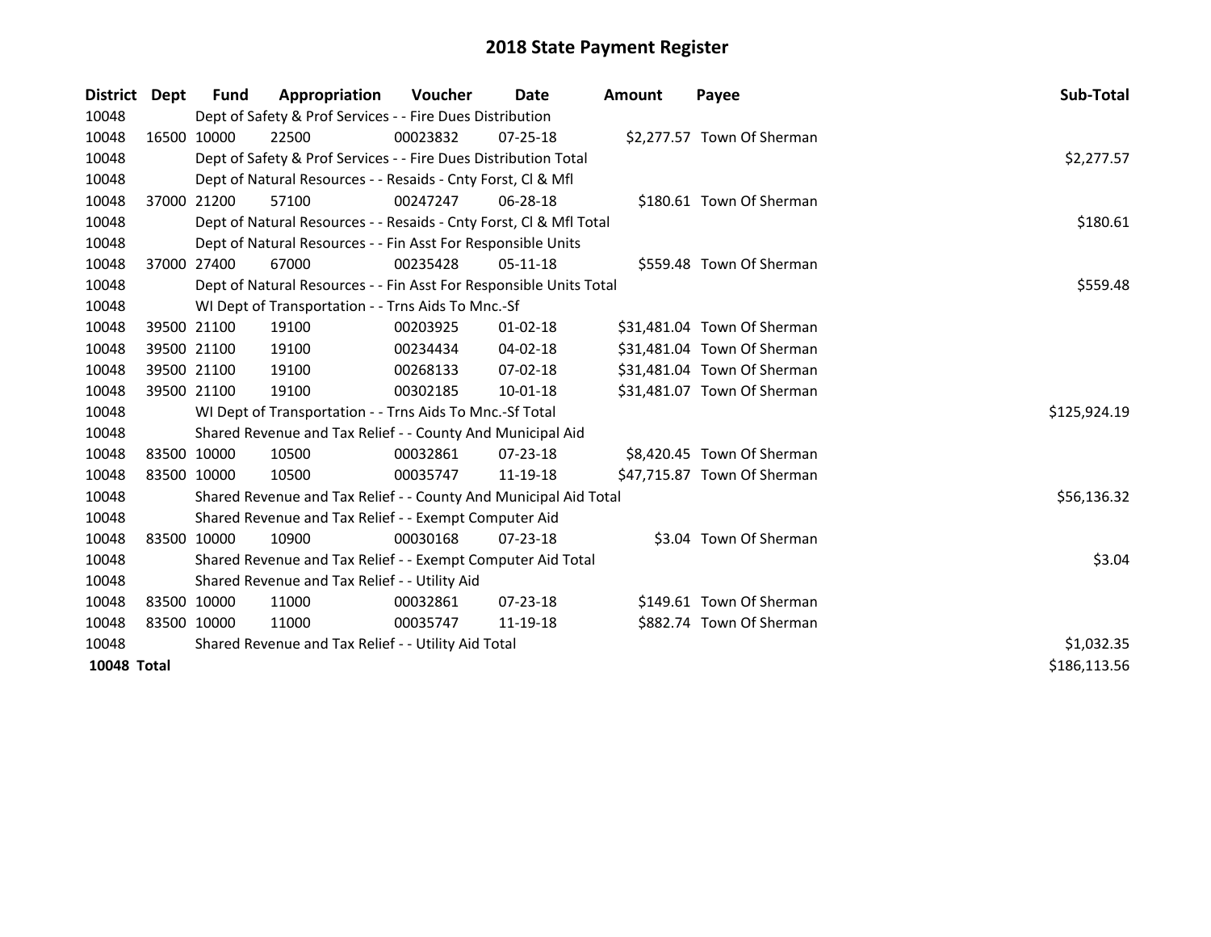# 2018 State Payment Register

| District | Dept | Fund | Appropriation | Voucher | Date | Amount | Payee | Sub-Total |
|---|---|---|---|---|---|---|---|---|
| 10048 | | Dept of Safety & Prof Services - - Fire Dues Distribution | | | | | | |
| 10048 | 16500 | 10000 | 22500 | 00023832 | 07-25-18 | $2,277.57 | Town Of Sherman | |
| 10048 | | Dept of Safety & Prof Services - - Fire Dues Distribution Total | | | | | | $2,277.57 |
| 10048 | | Dept of Natural Resources - - Resaids - Cnty Forst, Cl & Mfl | | | | | | |
| 10048 | 37000 | 21200 | 57100 | 00247247 | 06-28-18 | $180.61 | Town Of Sherman | |
| 10048 | | Dept of Natural Resources - - Resaids - Cnty Forst, Cl & Mfl Total | | | | | | $180.61 |
| 10048 | | Dept of Natural Resources - - Fin Asst For Responsible Units | | | | | | |
| 10048 | 37000 | 27400 | 67000 | 00235428 | 05-11-18 | $559.48 | Town Of Sherman | |
| 10048 | | Dept of Natural Resources - - Fin Asst For Responsible Units Total | | | | | | $559.48 |
| 10048 | | WI Dept of Transportation - - Trns Aids To Mnc.-Sf | | | | | | |
| 10048 | 39500 | 21100 | 19100 | 00203925 | 01-02-18 | $31,481.04 | Town Of Sherman | |
| 10048 | 39500 | 21100 | 19100 | 00234434 | 04-02-18 | $31,481.04 | Town Of Sherman | |
| 10048 | 39500 | 21100 | 19100 | 00268133 | 07-02-18 | $31,481.04 | Town Of Sherman | |
| 10048 | 39500 | 21100 | 19100 | 00302185 | 10-01-18 | $31,481.07 | Town Of Sherman | |
| 10048 | | WI Dept of Transportation - - Trns Aids To Mnc.-Sf Total | | | | | | $125,924.19 |
| 10048 | | Shared Revenue and Tax Relief - - County And Municipal Aid | | | | | | |
| 10048 | 83500 | 10000 | 10500 | 00032861 | 07-23-18 | $8,420.45 | Town Of Sherman | |
| 10048 | 83500 | 10000 | 10500 | 00035747 | 11-19-18 | $47,715.87 | Town Of Sherman | |
| 10048 | | Shared Revenue and Tax Relief - - County And Municipal Aid Total | | | | | | $56,136.32 |
| 10048 | | Shared Revenue and Tax Relief - - Exempt Computer Aid | | | | | | |
| 10048 | 83500 | 10000 | 10900 | 00030168 | 07-23-18 | $3.04 | Town Of Sherman | |
| 10048 | | Shared Revenue and Tax Relief - - Exempt Computer Aid Total | | | | | | $3.04 |
| 10048 | | Shared Revenue and Tax Relief - - Utility Aid | | | | | | |
| 10048 | 83500 | 10000 | 11000 | 00032861 | 07-23-18 | $149.61 | Town Of Sherman | |
| 10048 | 83500 | 10000 | 11000 | 00035747 | 11-19-18 | $882.74 | Town Of Sherman | |
| 10048 | | Shared Revenue and Tax Relief - - Utility Aid Total | | | | | | $1,032.35 |
| **10048 Total** | | | | | | | | $186,113.56 |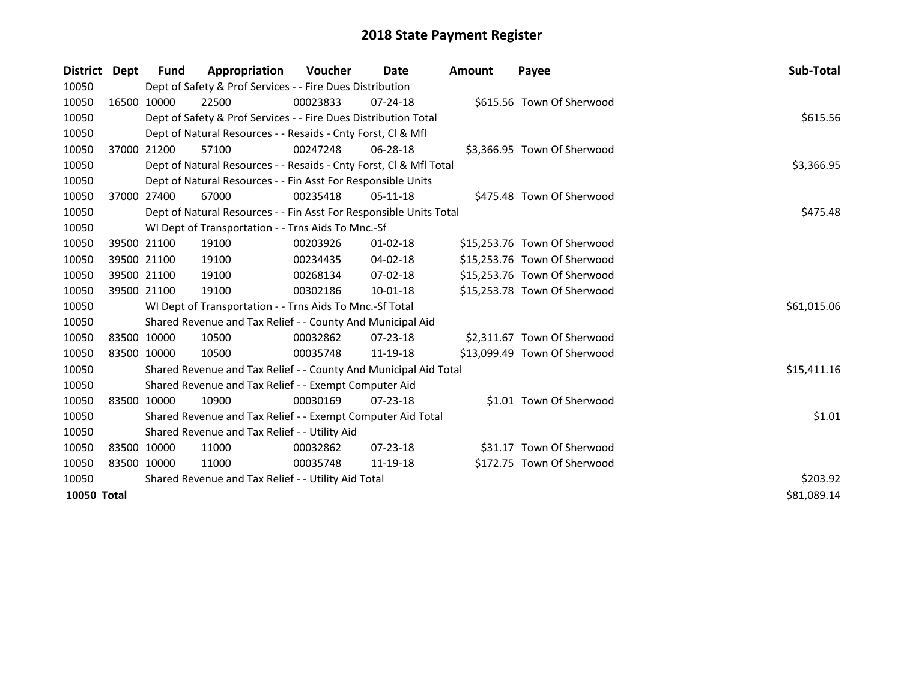# 2018 State Payment Register

| District | Dept | Fund | Appropriation | Voucher | Date | Amount | Payee | Sub-Total |
|---|---|---|---|---|---|---|---|---|
| 10050 | Dept of Safety & Prof Services - - Fire Dues Distribution | | | | | | | |
| 10050 | 16500 | 10000 | 22500 | 00023833 | 07-24-18 | $615.56 | Town Of Sherwood | |
| 10050 | Dept of Safety & Prof Services - - Fire Dues Distribution Total | | | | | | | $615.56 |
| 10050 | Dept of Natural Resources - - Resaids - Cnty Forst, Cl & Mfl | | | | | | | |
| 10050 | 37000 | 21200 | 57100 | 00247248 | 06-28-18 | $3,366.95 | Town Of Sherwood | |
| 10050 | Dept of Natural Resources - - Resaids - Cnty Forst, Cl & Mfl Total | | | | | | | $3,366.95 |
| 10050 | Dept of Natural Resources - - Fin Asst For Responsible Units | | | | | | | |
| 10050 | 37000 | 27400 | 67000 | 00235418 | 05-11-18 | $475.48 | Town Of Sherwood | |
| 10050 | Dept of Natural Resources - - Fin Asst For Responsible Units Total | | | | | | | $475.48 |
| 10050 | WI Dept of Transportation - - Trns Aids To Mnc.-Sf | | | | | | | |
| 10050 | 39500 | 21100 | 19100 | 00203926 | 01-02-18 | $15,253.76 | Town Of Sherwood | |
| 10050 | 39500 | 21100 | 19100 | 00234435 | 04-02-18 | $15,253.76 | Town Of Sherwood | |
| 10050 | 39500 | 21100 | 19100 | 00268134 | 07-02-18 | $15,253.76 | Town Of Sherwood | |
| 10050 | 39500 | 21100 | 19100 | 00302186 | 10-01-18 | $15,253.78 | Town Of Sherwood | |
| 10050 | WI Dept of Transportation - - Trns Aids To Mnc.-Sf Total | | | | | | | $61,015.06 |
| 10050 | Shared Revenue and Tax Relief - - County And Municipal Aid | | | | | | | |
| 10050 | 83500 | 10000 | 10500 | 00032862 | 07-23-18 | $2,311.67 | Town Of Sherwood | |
| 10050 | 83500 | 10000 | 10500 | 00035748 | 11-19-18 | $13,099.49 | Town Of Sherwood | |
| 10050 | Shared Revenue and Tax Relief - - County And Municipal Aid Total | | | | | | | $15,411.16 |
| 10050 | Shared Revenue and Tax Relief - - Exempt Computer Aid | | | | | | | |
| 10050 | 83500 | 10000 | 10900 | 00030169 | 07-23-18 | $1.01 | Town Of Sherwood | |
| 10050 | Shared Revenue and Tax Relief - - Exempt Computer Aid Total | | | | | | | $1.01 |
| 10050 | Shared Revenue and Tax Relief - - Utility Aid | | | | | | | |
| 10050 | 83500 | 10000 | 11000 | 00032862 | 07-23-18 | $31.17 | Town Of Sherwood | |
| 10050 | 83500 | 10000 | 11000 | 00035748 | 11-19-18 | $172.75 | Town Of Sherwood | |
| 10050 | Shared Revenue and Tax Relief - - Utility Aid Total | | | | | | | $203.92 |
| **10050 Total** | | | | | | | | $81,089.14 |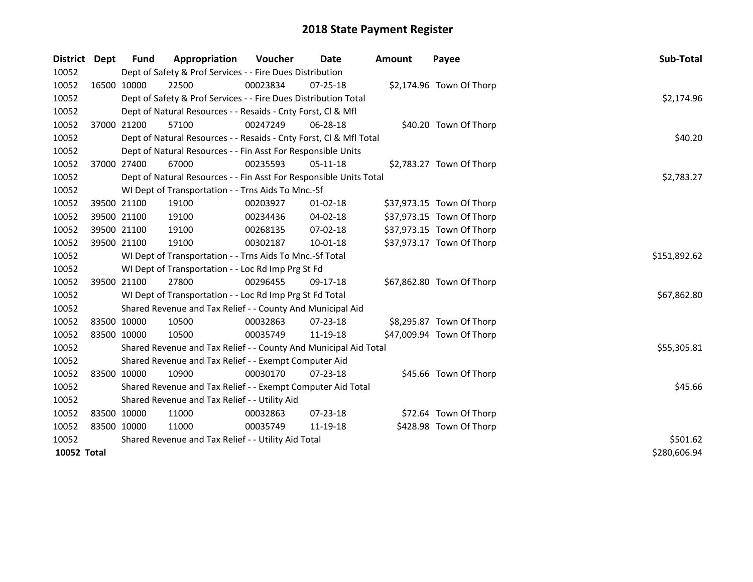# 2018 State Payment Register

| District | Dept | Fund | Appropriation | Voucher | Date | Amount | Payee | Sub-Total |
|---|---|---|---|---|---|---|---|---|
| 10052 | | Dept of Safety & Prof Services - - Fire Dues Distribution | | | | | | |
| 10052 | 16500 | 10000 | 22500 | 00023834 | 07-25-18 | $2,174.96 | Town Of Thorp | |
| 10052 | | Dept of Safety & Prof Services - - Fire Dues Distribution Total | | | | | | $2,174.96 |
| 10052 | | Dept of Natural Resources - - Resaids - Cnty Forst, Cl & Mfl | | | | | | |
| 10052 | 37000 | 21200 | 57100 | 00247249 | 06-28-18 | $40.20 | Town Of Thorp | |
| 10052 | | Dept of Natural Resources - - Resaids - Cnty Forst, Cl & Mfl Total | | | | | | $40.20 |
| 10052 | | Dept of Natural Resources - - Fin Asst For Responsible Units | | | | | | |
| 10052 | 37000 | 27400 | 67000 | 00235593 | 05-11-18 | $2,783.27 | Town Of Thorp | |
| 10052 | | Dept of Natural Resources - - Fin Asst For Responsible Units Total | | | | | | $2,783.27 |
| 10052 | | WI Dept of Transportation - - Trns Aids To Mnc.-Sf | | | | | | |
| 10052 | 39500 | 21100 | 19100 | 00203927 | 01-02-18 | $37,973.15 | Town Of Thorp | |
| 10052 | 39500 | 21100 | 19100 | 00234436 | 04-02-18 | $37,973.15 | Town Of Thorp | |
| 10052 | 39500 | 21100 | 19100 | 00268135 | 07-02-18 | $37,973.15 | Town Of Thorp | |
| 10052 | 39500 | 21100 | 19100 | 00302187 | 10-01-18 | $37,973.17 | Town Of Thorp | |
| 10052 | | WI Dept of Transportation - - Trns Aids To Mnc.-Sf Total | | | | | | $151,892.62 |
| 10052 | | WI Dept of Transportation - - Loc Rd Imp Prg St Fd | | | | | | |
| 10052 | 39500 | 21100 | 27800 | 00296455 | 09-17-18 | $67,862.80 | Town Of Thorp | |
| 10052 | | WI Dept of Transportation - - Loc Rd Imp Prg St Fd Total | | | | | | $67,862.80 |
| 10052 | | Shared Revenue and Tax Relief - - County And Municipal Aid | | | | | | |
| 10052 | 83500 | 10000 | 10500 | 00032863 | 07-23-18 | $8,295.87 | Town Of Thorp | |
| 10052 | 83500 | 10000 | 10500 | 00035749 | 11-19-18 | $47,009.94 | Town Of Thorp | |
| 10052 | | Shared Revenue and Tax Relief - - County And Municipal Aid Total | | | | | | $55,305.81 |
| 10052 | | Shared Revenue and Tax Relief - - Exempt Computer Aid | | | | | | |
| 10052 | 83500 | 10000 | 10900 | 00030170 | 07-23-18 | $45.66 | Town Of Thorp | |
| 10052 | | Shared Revenue and Tax Relief - - Exempt Computer Aid Total | | | | | | $45.66 |
| 10052 | | Shared Revenue and Tax Relief - - Utility Aid | | | | | | |
| 10052 | 83500 | 10000 | 11000 | 00032863 | 07-23-18 | $72.64 | Town Of Thorp | |
| 10052 | 83500 | 10000 | 11000 | 00035749 | 11-19-18 | $428.98 | Town Of Thorp | |
| 10052 | | Shared Revenue and Tax Relief - - Utility Aid Total | | | | | | $501.62 |
| **10052 Total** | | | | | | | | $280,606.94 |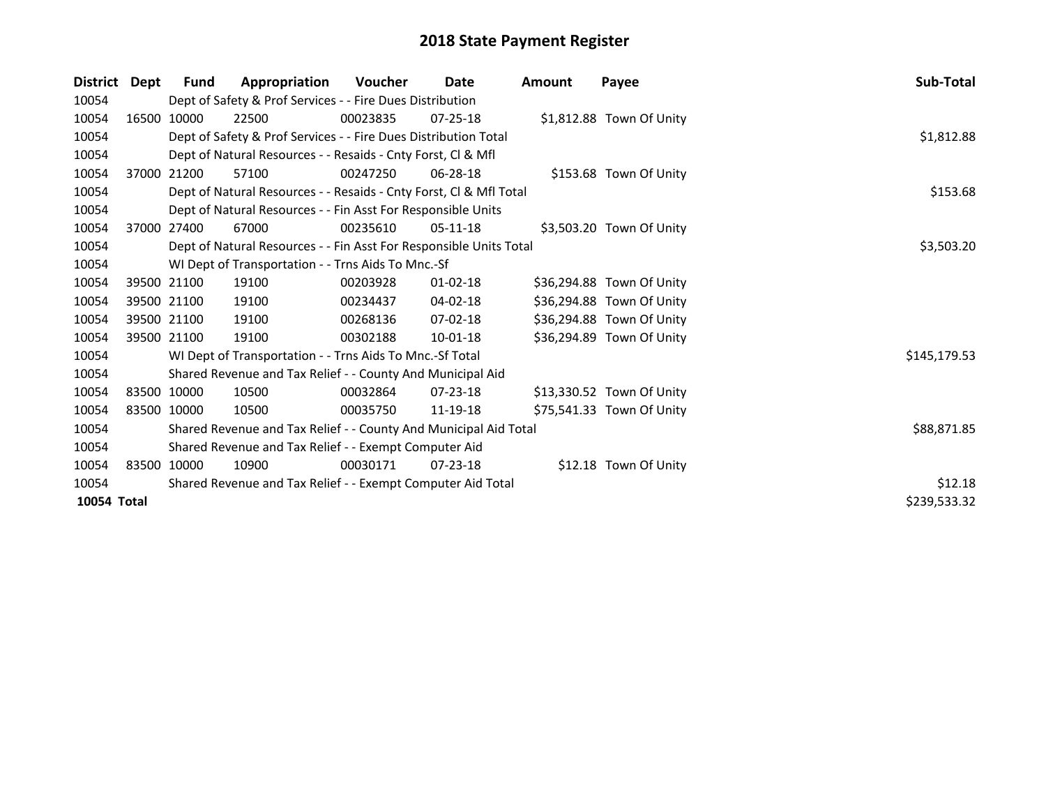# 2018 State Payment Register

| District | Dept | Fund | Appropriation | Voucher | Date | Amount | Payee | Sub-Total |
|---|---|---|---|---|---|---|---|---|
| 10054 | | Dept of Safety & Prof Services - - Fire Dues Distribution | | | | | | |
| 10054 | 16500 | 10000 | 22500 | 00023835 | 07-25-18 | $1,812.88 | Town Of Unity | |
| 10054 | | Dept of Safety & Prof Services - - Fire Dues Distribution Total | | | | | | $1,812.88 |
| 10054 | | Dept of Natural Resources - - Resaids - Cnty Forst, Cl & Mfl | | | | | | |
| 10054 | 37000 | 21200 | 57100 | 00247250 | 06-28-18 | $153.68 | Town Of Unity | |
| 10054 | | Dept of Natural Resources - - Resaids - Cnty Forst, Cl & Mfl Total | | | | | | $153.68 |
| 10054 | | Dept of Natural Resources - - Fin Asst For Responsible Units | | | | | | |
| 10054 | 37000 | 27400 | 67000 | 00235610 | 05-11-18 | $3,503.20 | Town Of Unity | |
| 10054 | | Dept of Natural Resources - - Fin Asst For Responsible Units Total | | | | | | $3,503.20 |
| 10054 | | WI Dept of Transportation - - Trns Aids To Mnc.-Sf | | | | | | |
| 10054 | 39500 | 21100 | 19100 | 00203928 | 01-02-18 | $36,294.88 | Town Of Unity | |
| 10054 | 39500 | 21100 | 19100 | 00234437 | 04-02-18 | $36,294.88 | Town Of Unity | |
| 10054 | 39500 | 21100 | 19100 | 00268136 | 07-02-18 | $36,294.88 | Town Of Unity | |
| 10054 | 39500 | 21100 | 19100 | 00302188 | 10-01-18 | $36,294.89 | Town Of Unity | |
| 10054 | | WI Dept of Transportation - - Trns Aids To Mnc.-Sf Total | | | | | | $145,179.53 |
| 10054 | | Shared Revenue and Tax Relief - - County And Municipal Aid | | | | | | |
| 10054 | 83500 | 10000 | 10500 | 00032864 | 07-23-18 | $13,330.52 | Town Of Unity | |
| 10054 | 83500 | 10000 | 10500 | 00035750 | 11-19-18 | $75,541.33 | Town Of Unity | |
| 10054 | | Shared Revenue and Tax Relief - - County And Municipal Aid Total | | | | | | $88,871.85 |
| 10054 | | Shared Revenue and Tax Relief - - Exempt Computer Aid | | | | | | |
| 10054 | 83500 | 10000 | 10900 | 00030171 | 07-23-18 | $12.18 | Town Of Unity | |
| 10054 | | Shared Revenue and Tax Relief - - Exempt Computer Aid Total | | | | | | $12.18 |
| **10054 Total** | | | | | | | | $239,533.32 |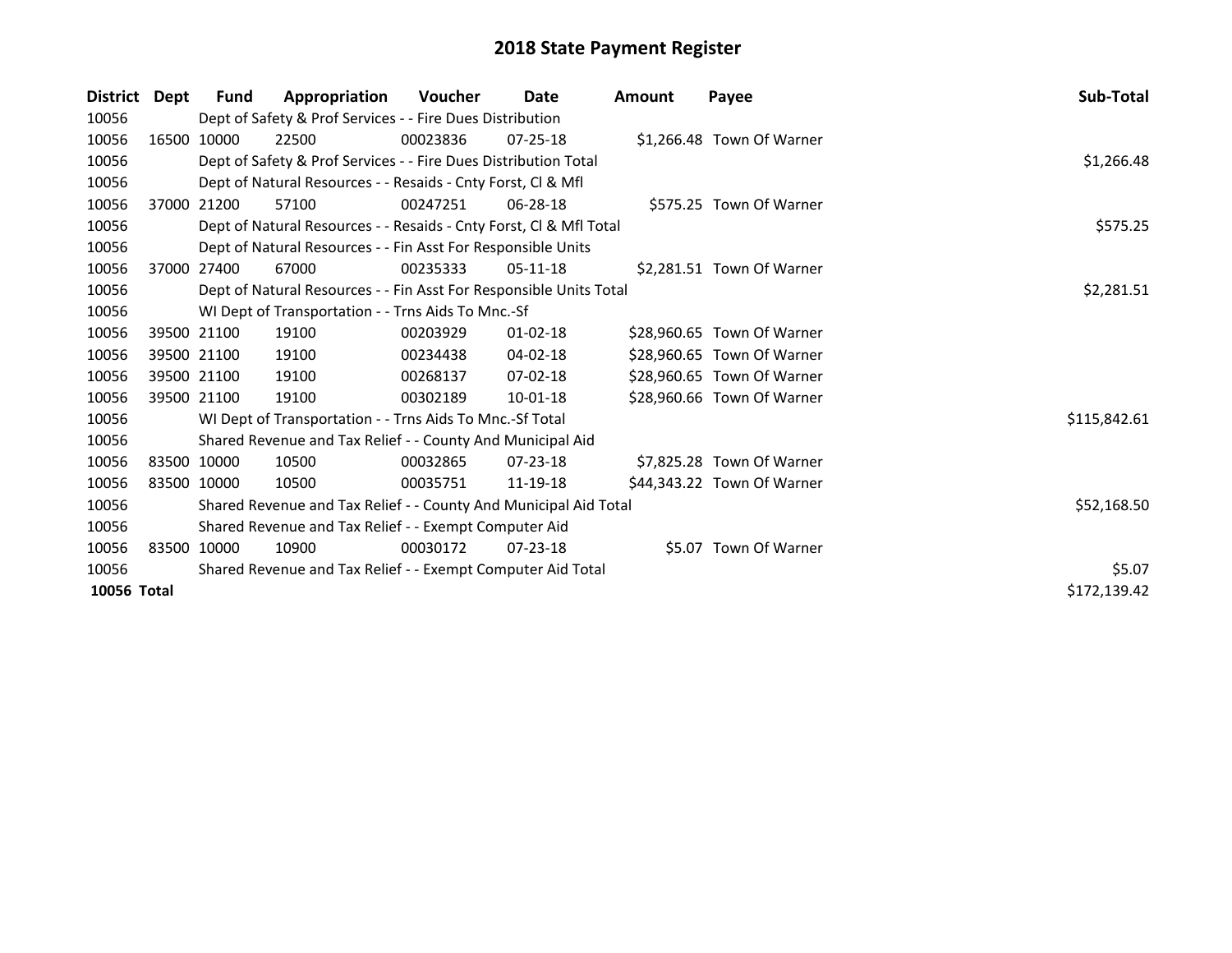# 2018 State Payment Register

| District | Dept | Fund | Appropriation | Voucher | Date | Amount | Payee | Sub-Total |
|---|---|---|---|---|---|---|---|---|
| 10056 | | Dept of Safety & Prof Services - - Fire Dues Distribution | | | | | | |
| 10056 | 16500 | 10000 | 22500 | 00023836 | 07-25-18 | $1,266.48 | Town Of Warner | |
| 10056 | | Dept of Safety & Prof Services - - Fire Dues Distribution Total | | | | | | $1,266.48 |
| 10056 | | Dept of Natural Resources - - Resaids - Cnty Forst, Cl & Mfl | | | | | | |
| 10056 | 37000 | 21200 | 57100 | 00247251 | 06-28-18 | $575.25 | Town Of Warner | |
| 10056 | | Dept of Natural Resources - - Resaids - Cnty Forst, Cl & Mfl Total | | | | | | $575.25 |
| 10056 | | Dept of Natural Resources - - Fin Asst For Responsible Units | | | | | | |
| 10056 | 37000 | 27400 | 67000 | 00235333 | 05-11-18 | $2,281.51 | Town Of Warner | |
| 10056 | | Dept of Natural Resources - - Fin Asst For Responsible Units Total | | | | | | $2,281.51 |
| 10056 | | WI Dept of Transportation - - Trns Aids To Mnc.-Sf | | | | | | |
| 10056 | 39500 | 21100 | 19100 | 00203929 | 01-02-18 | $28,960.65 | Town Of Warner | |
| 10056 | 39500 | 21100 | 19100 | 00234438 | 04-02-18 | $28,960.65 | Town Of Warner | |
| 10056 | 39500 | 21100 | 19100 | 00268137 | 07-02-18 | $28,960.65 | Town Of Warner | |
| 10056 | 39500 | 21100 | 19100 | 00302189 | 10-01-18 | $28,960.66 | Town Of Warner | |
| 10056 | | WI Dept of Transportation - - Trns Aids To Mnc.-Sf Total | | | | | | $115,842.61 |
| 10056 | | Shared Revenue and Tax Relief - - County And Municipal Aid | | | | | | |
| 10056 | 83500 | 10000 | 10500 | 00032865 | 07-23-18 | $7,825.28 | Town Of Warner | |
| 10056 | 83500 | 10000 | 10500 | 00035751 | 11-19-18 | $44,343.22 | Town Of Warner | |
| 10056 | | Shared Revenue and Tax Relief - - County And Municipal Aid Total | | | | | | $52,168.50 |
| 10056 | | Shared Revenue and Tax Relief - - Exempt Computer Aid | | | | | | |
| 10056 | 83500 | 10000 | 10900 | 00030172 | 07-23-18 | $5.07 | Town Of Warner | |
| 10056 | | Shared Revenue and Tax Relief - - Exempt Computer Aid Total | | | | | | $5.07 |
| **10056 Total** | | | | | | | | $172,139.42 |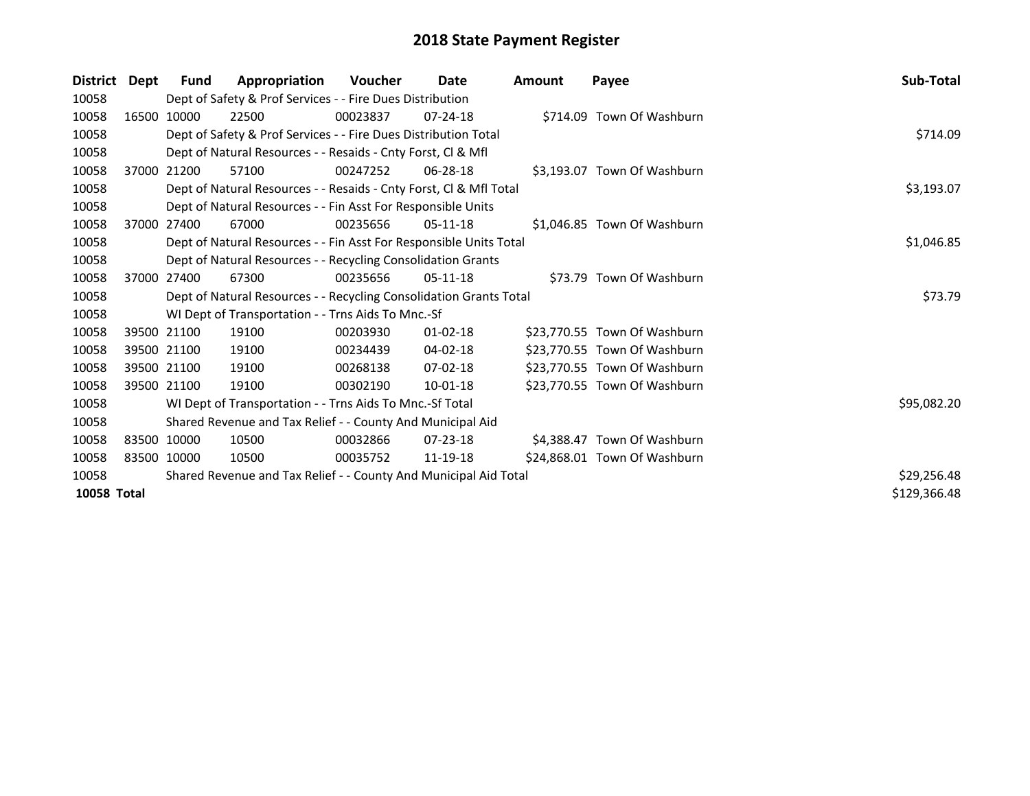# 2018 State Payment Register

| District | Dept | Fund | Appropriation | Voucher | Date | Amount | Payee | Sub-Total |
|---|---|---|---|---|---|---|---|---|
| 10058 | | Dept of Safety & Prof Services - - Fire Dues Distribution | | | | | | |
| 10058 | 16500 | 10000 | 22500 | 00023837 | 07-24-18 | $714.09 | Town Of Washburn | |
| 10058 | | Dept of Safety & Prof Services - - Fire Dues Distribution Total | | | | | | $714.09 |
| 10058 | | Dept of Natural Resources - - Resaids - Cnty Forst, Cl & Mfl | | | | | | |
| 10058 | 37000 | 21200 | 57100 | 00247252 | 06-28-18 | $3,193.07 | Town Of Washburn | |
| 10058 | | Dept of Natural Resources - - Resaids - Cnty Forst, Cl & Mfl Total | | | | | | $3,193.07 |
| 10058 | | Dept of Natural Resources - - Fin Asst For Responsible Units | | | | | | |
| 10058 | 37000 | 27400 | 67000 | 00235656 | 05-11-18 | $1,046.85 | Town Of Washburn | |
| 10058 | | Dept of Natural Resources - - Fin Asst For Responsible Units Total | | | | | | $1,046.85 |
| 10058 | | Dept of Natural Resources - - Recycling Consolidation Grants | | | | | | |
| 10058 | 37000 | 27400 | 67300 | 00235656 | 05-11-18 | $73.79 | Town Of Washburn | |
| 10058 | | Dept of Natural Resources - - Recycling Consolidation Grants Total | | | | | | $73.79 |
| 10058 | | WI Dept of Transportation - - Trns Aids To Mnc.-Sf | | | | | | |
| 10058 | 39500 | 21100 | 19100 | 00203930 | 01-02-18 | $23,770.55 | Town Of Washburn | |
| 10058 | 39500 | 21100 | 19100 | 00234439 | 04-02-18 | $23,770.55 | Town Of Washburn | |
| 10058 | 39500 | 21100 | 19100 | 00268138 | 07-02-18 | $23,770.55 | Town Of Washburn | |
| 10058 | 39500 | 21100 | 19100 | 00302190 | 10-01-18 | $23,770.55 | Town Of Washburn | |
| 10058 | | WI Dept of Transportation - - Trns Aids To Mnc.-Sf Total | | | | | | $95,082.20 |
| 10058 | | Shared Revenue and Tax Relief - - County And Municipal Aid | | | | | | |
| 10058 | 83500 | 10000 | 10500 | 00032866 | 07-23-18 | $4,388.47 | Town Of Washburn | |
| 10058 | 83500 | 10000 | 10500 | 00035752 | 11-19-18 | $24,868.01 | Town Of Washburn | |
| 10058 | | Shared Revenue and Tax Relief - - County And Municipal Aid Total | | | | | | $29,256.48 |
| **10058 Total** | | | | | | | | $129,366.48 |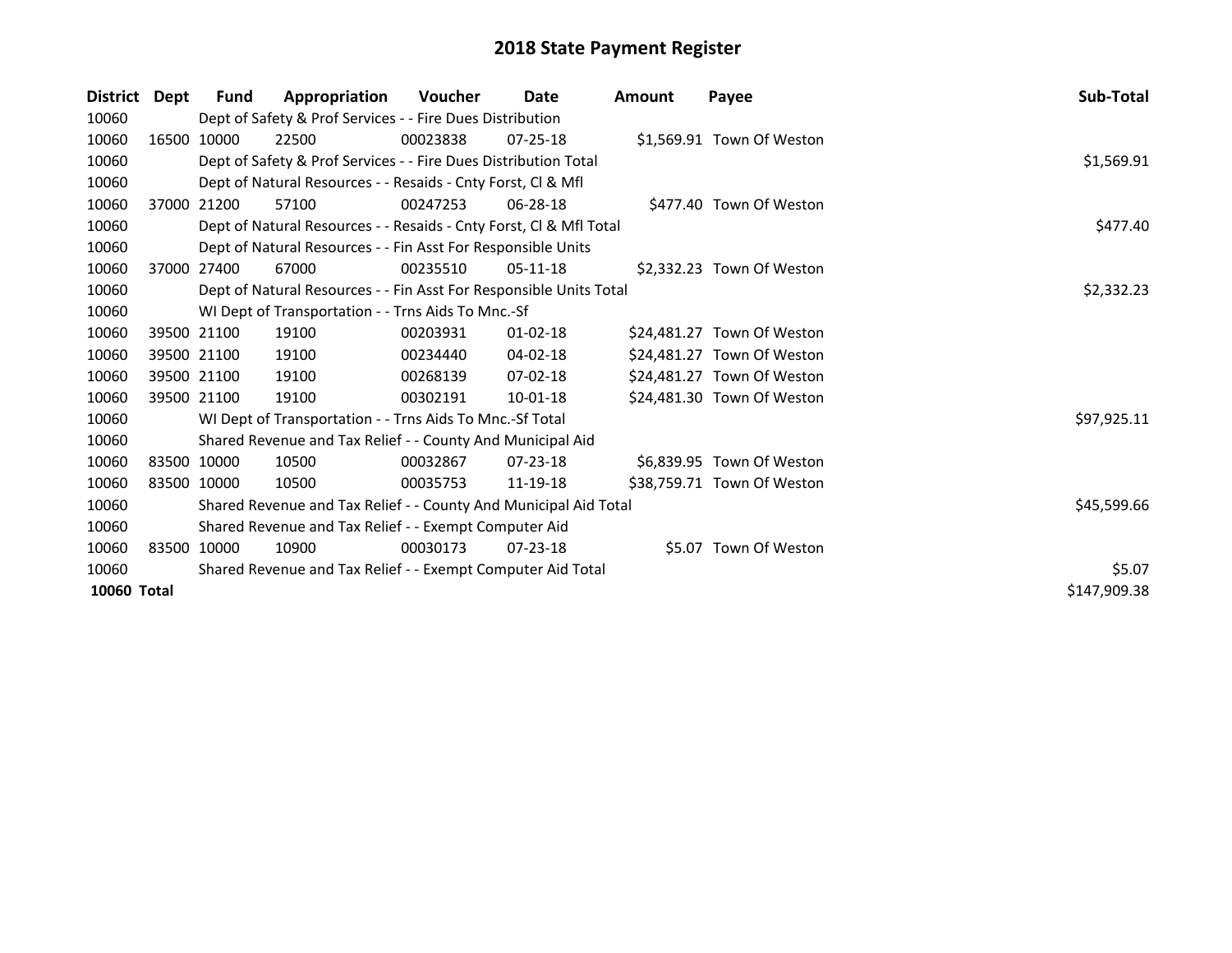# 2018 State Payment Register

| District | Dept | Fund | Appropriation | Voucher | Date | Amount | Payee | Sub-Total |
|---|---|---|---|---|---|---|---|---|
| 10060 | | Dept of Safety & Prof Services - - Fire Dues Distribution | | | | | | |
| 10060 | 16500 | 10000 | 22500 | 00023838 | 07-25-18 | $1,569.91 | Town Of Weston | |
| 10060 | | Dept of Safety & Prof Services - - Fire Dues Distribution Total | | | | | | $1,569.91 |
| 10060 | | Dept of Natural Resources - - Resaids - Cnty Forst, Cl & Mfl | | | | | | |
| 10060 | 37000 | 21200 | 57100 | 00247253 | 06-28-18 | $477.40 | Town Of Weston | |
| 10060 | | Dept of Natural Resources - - Resaids - Cnty Forst, Cl & Mfl Total | | | | | | $477.40 |
| 10060 | | Dept of Natural Resources - - Fin Asst For Responsible Units | | | | | | |
| 10060 | 37000 | 27400 | 67000 | 00235510 | 05-11-18 | $2,332.23 | Town Of Weston | |
| 10060 | | Dept of Natural Resources - - Fin Asst For Responsible Units Total | | | | | | $2,332.23 |
| 10060 | | WI Dept of Transportation - - Trns Aids To Mnc.-Sf | | | | | | |
| 10060 | 39500 | 21100 | 19100 | 00203931 | 01-02-18 | $24,481.27 | Town Of Weston | |
| 10060 | 39500 | 21100 | 19100 | 00234440 | 04-02-18 | $24,481.27 | Town Of Weston | |
| 10060 | 39500 | 21100 | 19100 | 00268139 | 07-02-18 | $24,481.27 | Town Of Weston | |
| 10060 | 39500 | 21100 | 19100 | 00302191 | 10-01-18 | $24,481.30 | Town Of Weston | |
| 10060 | | WI Dept of Transportation - - Trns Aids To Mnc.-Sf Total | | | | | | $97,925.11 |
| 10060 | | Shared Revenue and Tax Relief - - County And Municipal Aid | | | | | | |
| 10060 | 83500 | 10000 | 10500 | 00032867 | 07-23-18 | $6,839.95 | Town Of Weston | |
| 10060 | 83500 | 10000 | 10500 | 00035753 | 11-19-18 | $38,759.71 | Town Of Weston | |
| 10060 | | Shared Revenue and Tax Relief - - County And Municipal Aid Total | | | | | | $45,599.66 |
| 10060 | | Shared Revenue and Tax Relief - - Exempt Computer Aid | | | | | | |
| 10060 | 83500 | 10000 | 10900 | 00030173 | 07-23-18 | $5.07 | Town Of Weston | |
| 10060 | | Shared Revenue and Tax Relief - - Exempt Computer Aid Total | | | | | | $5.07 |
| **10060 Total** | | | | | | | | $147,909.38 |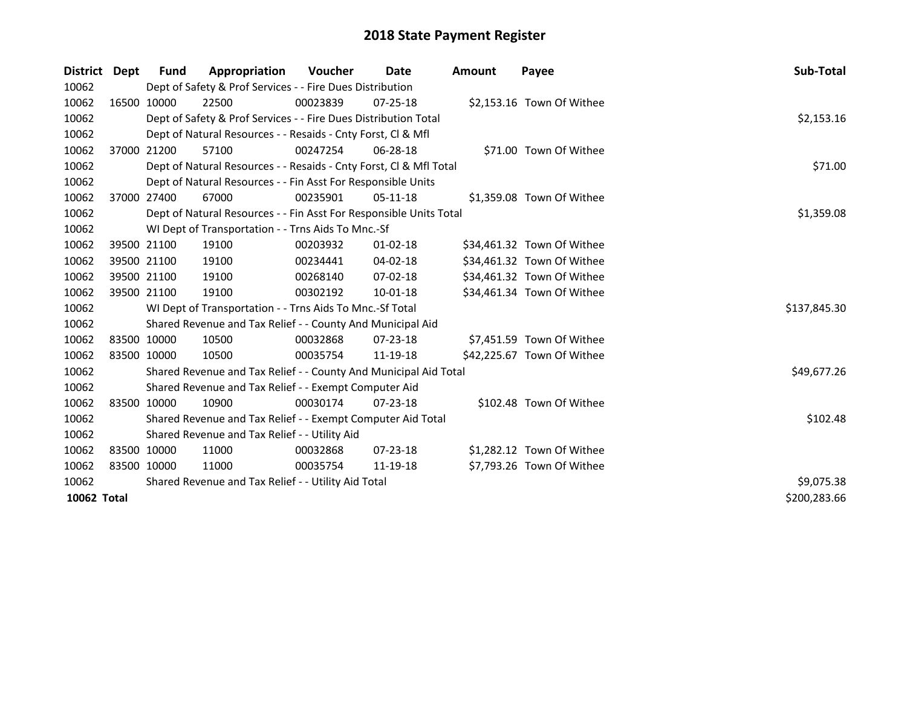# 2018 State Payment Register

| District | Dept | Fund | Appropriation | Voucher | Date | Amount | Payee | Sub-Total |
|---|---|---|---|---|---|---|---|---|
| 10062 | | Dept of Safety & Prof Services - - Fire Dues Distribution | | | | | | |
| 10062 | 16500 | 10000 | 22500 | 00023839 | 07-25-18 | $2,153.16 | Town Of Withee | |
| 10062 | | Dept of Safety & Prof Services - - Fire Dues Distribution Total | | | | | | $2,153.16 |
| 10062 | | Dept of Natural Resources - - Resaids - Cnty Forst, Cl & Mfl | | | | | | |
| 10062 | 37000 | 21200 | 57100 | 00247254 | 06-28-18 | $71.00 | Town Of Withee | |
| 10062 | | Dept of Natural Resources - - Resaids - Cnty Forst, Cl & Mfl Total | | | | | | $71.00 |
| 10062 | | Dept of Natural Resources - - Fin Asst For Responsible Units | | | | | | |
| 10062 | 37000 | 27400 | 67000 | 00235901 | 05-11-18 | $1,359.08 | Town Of Withee | |
| 10062 | | Dept of Natural Resources - - Fin Asst For Responsible Units Total | | | | | | $1,359.08 |
| 10062 | | WI Dept of Transportation - - Trns Aids To Mnc.-Sf | | | | | | |
| 10062 | 39500 | 21100 | 19100 | 00203932 | 01-02-18 | $34,461.32 | Town Of Withee | |
| 10062 | 39500 | 21100 | 19100 | 00234441 | 04-02-18 | $34,461.32 | Town Of Withee | |
| 10062 | 39500 | 21100 | 19100 | 00268140 | 07-02-18 | $34,461.32 | Town Of Withee | |
| 10062 | 39500 | 21100 | 19100 | 00302192 | 10-01-18 | $34,461.34 | Town Of Withee | |
| 10062 | | WI Dept of Transportation - - Trns Aids To Mnc.-Sf Total | | | | | | $137,845.30 |
| 10062 | | Shared Revenue and Tax Relief - - County And Municipal Aid | | | | | | |
| 10062 | 83500 | 10000 | 10500 | 00032868 | 07-23-18 | $7,451.59 | Town Of Withee | |
| 10062 | 83500 | 10000 | 10500 | 00035754 | 11-19-18 | $42,225.67 | Town Of Withee | |
| 10062 | | Shared Revenue and Tax Relief - - County And Municipal Aid Total | | | | | | $49,677.26 |
| 10062 | | Shared Revenue and Tax Relief - - Exempt Computer Aid | | | | | | |
| 10062 | 83500 | 10000 | 10900 | 00030174 | 07-23-18 | $102.48 | Town Of Withee | |
| 10062 | | Shared Revenue and Tax Relief - - Exempt Computer Aid Total | | | | | | $102.48 |
| 10062 | | Shared Revenue and Tax Relief - - Utility Aid | | | | | | |
| 10062 | 83500 | 10000 | 11000 | 00032868 | 07-23-18 | $1,282.12 | Town Of Withee | |
| 10062 | 83500 | 10000 | 11000 | 00035754 | 11-19-18 | $7,793.26 | Town Of Withee | |
| 10062 | | Shared Revenue and Tax Relief - - Utility Aid Total | | | | | | $9,075.38 |
| **10062 Total** | | | | | | | | $200,283.66 |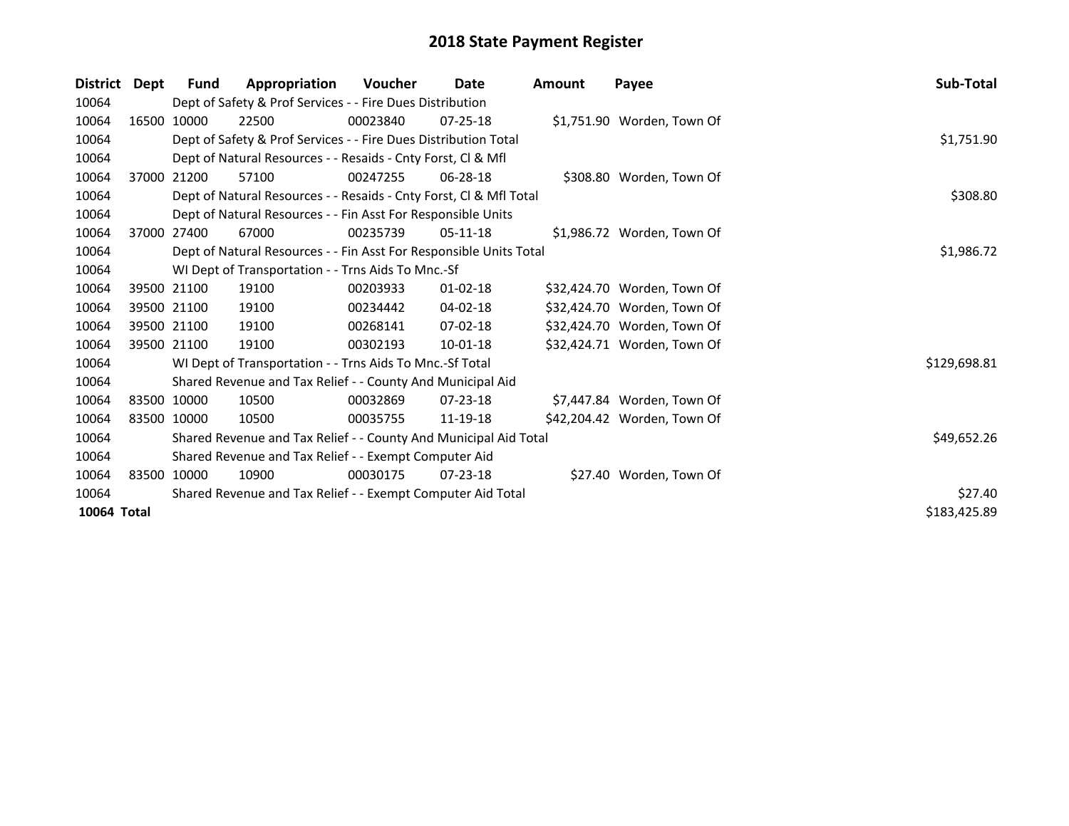# 2018 State Payment Register

| District | Dept | Fund | Appropriation | Voucher | Date | Amount | Payee | Sub-Total |
|---|---|---|---|---|---|---|---|---|
| 10064 | | Dept of Safety & Prof Services - - Fire Dues Distribution | | | | | | |
| 10064 | 16500 | 10000 | 22500 | 00023840 | 07-25-18 | $1,751.90 | Worden, Town Of | |
| 10064 | | Dept of Safety & Prof Services - - Fire Dues Distribution Total | | | | | | $1,751.90 |
| 10064 | | Dept of Natural Resources - - Resaids - Cnty Forst, Cl & Mfl | | | | | | |
| 10064 | 37000 | 21200 | 57100 | 00247255 | 06-28-18 | $308.80 | Worden, Town Of | |
| 10064 | | Dept of Natural Resources - - Resaids - Cnty Forst, Cl & Mfl Total | | | | | | $308.80 |
| 10064 | | Dept of Natural Resources - - Fin Asst For Responsible Units | | | | | | |
| 10064 | 37000 | 27400 | 67000 | 00235739 | 05-11-18 | $1,986.72 | Worden, Town Of | |
| 10064 | | Dept of Natural Resources - - Fin Asst For Responsible Units Total | | | | | | $1,986.72 |
| 10064 | | WI Dept of Transportation - - Trns Aids To Mnc.-Sf | | | | | | |
| 10064 | 39500 | 21100 | 19100 | 00203933 | 01-02-18 | $32,424.70 | Worden, Town Of | |
| 10064 | 39500 | 21100 | 19100 | 00234442 | 04-02-18 | $32,424.70 | Worden, Town Of | |
| 10064 | 39500 | 21100 | 19100 | 00268141 | 07-02-18 | $32,424.70 | Worden, Town Of | |
| 10064 | 39500 | 21100 | 19100 | 00302193 | 10-01-18 | $32,424.71 | Worden, Town Of | |
| 10064 | | WI Dept of Transportation - - Trns Aids To Mnc.-Sf Total | | | | | | $129,698.81 |
| 10064 | | Shared Revenue and Tax Relief - - County And Municipal Aid | | | | | | |
| 10064 | 83500 | 10000 | 10500 | 00032869 | 07-23-18 | $7,447.84 | Worden, Town Of | |
| 10064 | 83500 | 10000 | 10500 | 00035755 | 11-19-18 | $42,204.42 | Worden, Town Of | |
| 10064 | | Shared Revenue and Tax Relief - - County And Municipal Aid Total | | | | | | $49,652.26 |
| 10064 | | Shared Revenue and Tax Relief - - Exempt Computer Aid | | | | | | |
| 10064 | 83500 | 10000 | 10900 | 00030175 | 07-23-18 | $27.40 | Worden, Town Of | |
| 10064 | | Shared Revenue and Tax Relief - - Exempt Computer Aid Total | | | | | | $27.40 |
| **10064 Total** | | | | | | | | $183,425.89 |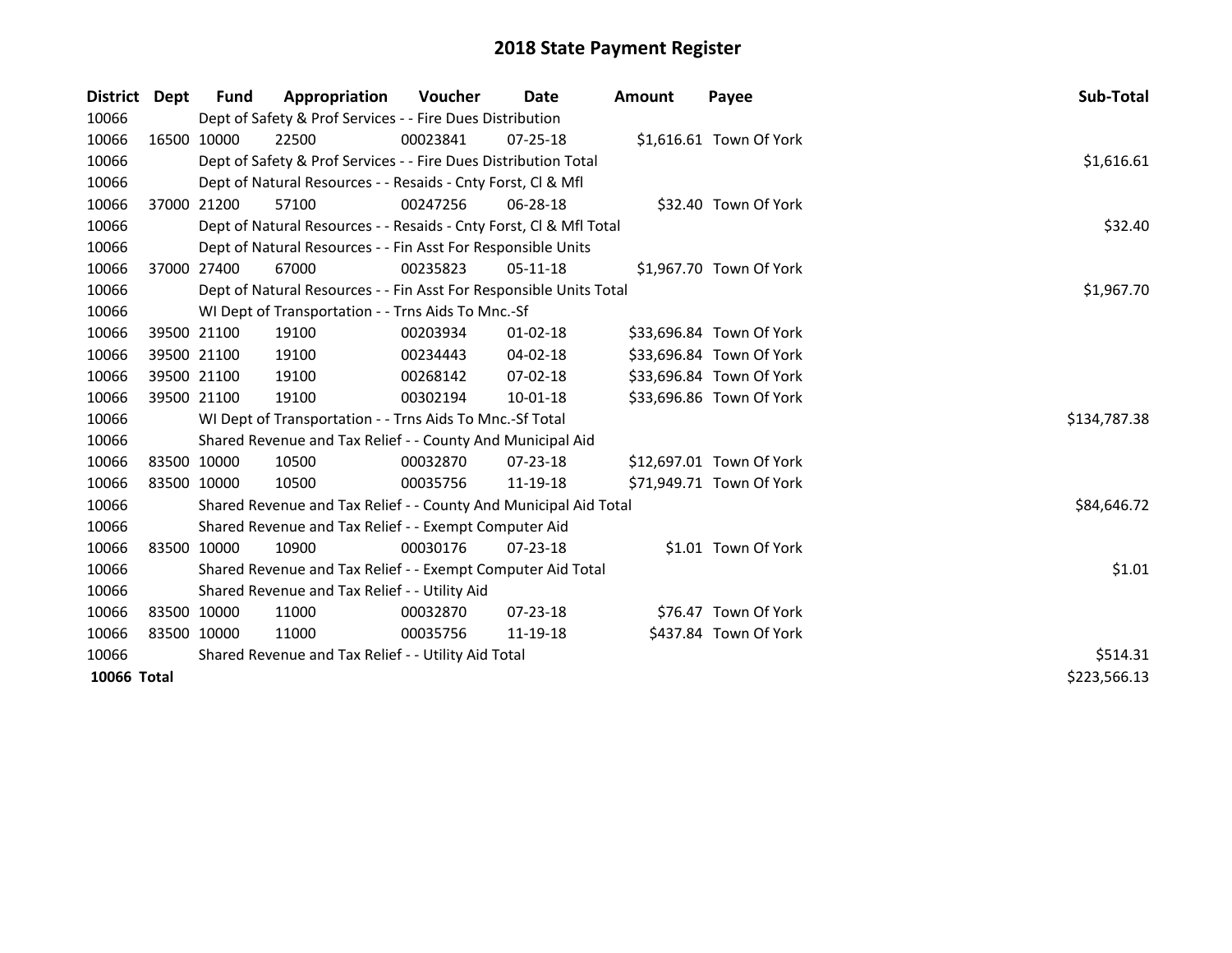# 2018 State Payment Register

| District | Dept | Fund | Appropriation | Voucher | Date | Amount | Payee | Sub-Total |
|---|---|---|---|---|---|---|---|---|
| 10066 | | Dept of Safety & Prof Services - - Fire Dues Distribution | | | | | | |
| 10066 | 16500 | 10000 | 22500 | 00023841 | 07-25-18 | $1,616.61 | Town Of York | |
| 10066 | | Dept of Safety & Prof Services - - Fire Dues Distribution Total | | | | | | $1,616.61 |
| 10066 | | Dept of Natural Resources - - Resaids - Cnty Forst, Cl & Mfl | | | | | | |
| 10066 | 37000 | 21200 | 57100 | 00247256 | 06-28-18 | $32.40 | Town Of York | |
| 10066 | | Dept of Natural Resources - - Resaids - Cnty Forst, Cl & Mfl Total | | | | | | $32.40 |
| 10066 | | Dept of Natural Resources - - Fin Asst For Responsible Units | | | | | | |
| 10066 | 37000 | 27400 | 67000 | 00235823 | 05-11-18 | $1,967.70 | Town Of York | |
| 10066 | | Dept of Natural Resources - - Fin Asst For Responsible Units Total | | | | | | $1,967.70 |
| 10066 | | WI Dept of Transportation - - Trns Aids To Mnc.-Sf | | | | | | |
| 10066 | 39500 | 21100 | 19100 | 00203934 | 01-02-18 | $33,696.84 | Town Of York | |
| 10066 | 39500 | 21100 | 19100 | 00234443 | 04-02-18 | $33,696.84 | Town Of York | |
| 10066 | 39500 | 21100 | 19100 | 00268142 | 07-02-18 | $33,696.84 | Town Of York | |
| 10066 | 39500 | 21100 | 19100 | 00302194 | 10-01-18 | $33,696.86 | Town Of York | |
| 10066 | | WI Dept of Transportation - - Trns Aids To Mnc.-Sf Total | | | | | | $134,787.38 |
| 10066 | | Shared Revenue and Tax Relief - - County And Municipal Aid | | | | | | |
| 10066 | 83500 | 10000 | 10500 | 00032870 | 07-23-18 | $12,697.01 | Town Of York | |
| 10066 | 83500 | 10000 | 10500 | 00035756 | 11-19-18 | $71,949.71 | Town Of York | |
| 10066 | | Shared Revenue and Tax Relief - - County And Municipal Aid Total | | | | | | $84,646.72 |
| 10066 | | Shared Revenue and Tax Relief - - Exempt Computer Aid | | | | | | |
| 10066 | 83500 | 10000 | 10900 | 00030176 | 07-23-18 | $1.01 | Town Of York | |
| 10066 | | Shared Revenue and Tax Relief - - Exempt Computer Aid Total | | | | | | $1.01 |
| 10066 | | Shared Revenue and Tax Relief - - Utility Aid | | | | | | |
| 10066 | 83500 | 10000 | 11000 | 00032870 | 07-23-18 | $76.47 | Town Of York | |
| 10066 | 83500 | 10000 | 11000 | 00035756 | 11-19-18 | $437.84 | Town Of York | |
| 10066 | | Shared Revenue and Tax Relief - - Utility Aid Total | | | | | | $514.31 |
| **10066 Total** | | | | | | | | $223,566.13 |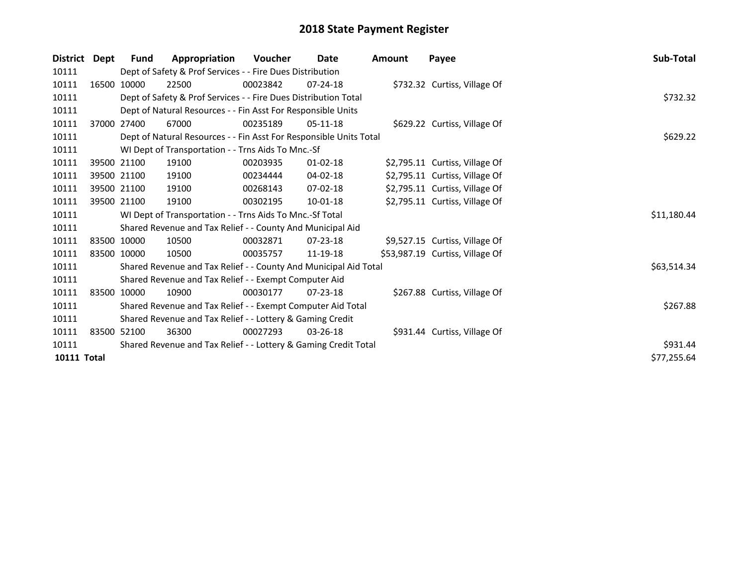# 2018 State Payment Register

| District | Dept | Fund | Appropriation | Voucher | Date | Amount | Payee | Sub-Total |
|---|---|---|---|---|---|---|---|---|
| 10111 | | Dept of Safety & Prof Services - - Fire Dues Distribution | | | | | | |
| 10111 | 16500 | 10000 | 22500 | 00023842 | 07-24-18 | $732.32 | Curtiss, Village Of | |
| 10111 | | Dept of Safety & Prof Services - - Fire Dues Distribution Total | | | | | | $732.32 |
| 10111 | | Dept of Natural Resources - - Fin Asst For Responsible Units | | | | | | |
| 10111 | 37000 | 27400 | 67000 | 00235189 | 05-11-18 | $629.22 | Curtiss, Village Of | |
| 10111 | | Dept of Natural Resources - - Fin Asst For Responsible Units Total | | | | | | $629.22 |
| 10111 | | WI Dept of Transportation - - Trns Aids To Mnc.-Sf | | | | | | |
| 10111 | 39500 | 21100 | 19100 | 00203935 | 01-02-18 | $2,795.11 | Curtiss, Village Of | |
| 10111 | 39500 | 21100 | 19100 | 00234444 | 04-02-18 | $2,795.11 | Curtiss, Village Of | |
| 10111 | 39500 | 21100 | 19100 | 00268143 | 07-02-18 | $2,795.11 | Curtiss, Village Of | |
| 10111 | 39500 | 21100 | 19100 | 00302195 | 10-01-18 | $2,795.11 | Curtiss, Village Of | |
| 10111 | | WI Dept of Transportation - - Trns Aids To Mnc.-Sf Total | | | | | | $11,180.44 |
| 10111 | | Shared Revenue and Tax Relief - - County And Municipal Aid | | | | | | |
| 10111 | 83500 | 10000 | 10500 | 00032871 | 07-23-18 | $9,527.15 | Curtiss, Village Of | |
| 10111 | 83500 | 10000 | 10500 | 00035757 | 11-19-18 | $53,987.19 | Curtiss, Village Of | |
| 10111 | | Shared Revenue and Tax Relief - - County And Municipal Aid Total | | | | | | $63,514.34 |
| 10111 | | Shared Revenue and Tax Relief - - Exempt Computer Aid | | | | | | |
| 10111 | 83500 | 10000 | 10900 | 00030177 | 07-23-18 | $267.88 | Curtiss, Village Of | |
| 10111 | | Shared Revenue and Tax Relief - - Exempt Computer Aid Total | | | | | | $267.88 |
| 10111 | | Shared Revenue and Tax Relief - - Lottery & Gaming Credit | | | | | | |
| 10111 | 83500 | 52100 | 36300 | 00027293 | 03-26-18 | $931.44 | Curtiss, Village Of | |
| 10111 | | Shared Revenue and Tax Relief - - Lottery & Gaming Credit Total | | | | | | $931.44 |
| **10111 Total** | | | | | | | | $77,255.64 |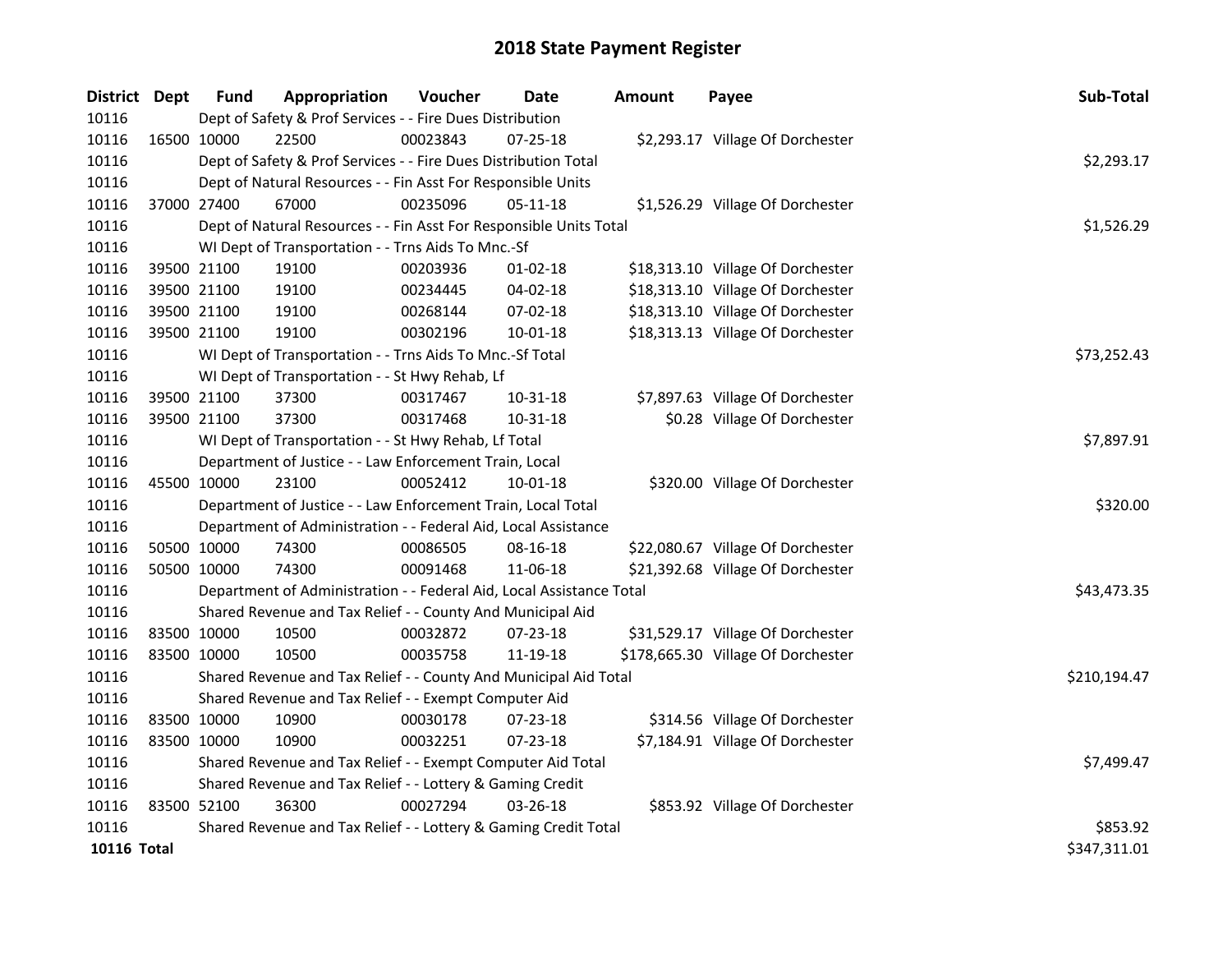# 2018 State Payment Register

| District | Dept | Fund | Appropriation | Voucher | Date | Amount | Payee | Sub-Total |
|---|---|---|---|---|---|---|---|---|
| 10116 | | Dept of Safety & Prof Services - - Fire Dues Distribution | | | | | | |
| 10116 | 16500 | 10000 | 22500 | 00023843 | 07-25-18 | $2,293.17 | Village Of Dorchester | |
| 10116 | | Dept of Safety & Prof Services - - Fire Dues Distribution Total | | | | | | $2,293.17 |
| 10116 | | Dept of Natural Resources - - Fin Asst For Responsible Units | | | | | | |
| 10116 | 37000 | 27400 | 67000 | 00235096 | 05-11-18 | $1,526.29 | Village Of Dorchester | |
| 10116 | | Dept of Natural Resources - - Fin Asst For Responsible Units Total | | | | | | $1,526.29 |
| 10116 | | WI Dept of Transportation - - Trns Aids To Mnc.-Sf | | | | | | |
| 10116 | 39500 | 21100 | 19100 | 00203936 | 01-02-18 | $18,313.10 | Village Of Dorchester | |
| 10116 | 39500 | 21100 | 19100 | 00234445 | 04-02-18 | $18,313.10 | Village Of Dorchester | |
| 10116 | 39500 | 21100 | 19100 | 00268144 | 07-02-18 | $18,313.10 | Village Of Dorchester | |
| 10116 | 39500 | 21100 | 19100 | 00302196 | 10-01-18 | $18,313.13 | Village Of Dorchester | |
| 10116 | | WI Dept of Transportation - - Trns Aids To Mnc.-Sf Total | | | | | | $73,252.43 |
| 10116 | | WI Dept of Transportation - - St Hwy Rehab, Lf | | | | | | |
| 10116 | 39500 | 21100 | 37300 | 00317467 | 10-31-18 | $7,897.63 | Village Of Dorchester | |
| 10116 | 39500 | 21100 | 37300 | 00317468 | 10-31-18 | $0.28 | Village Of Dorchester | |
| 10116 | | WI Dept of Transportation - - St Hwy Rehab, Lf Total | | | | | | $7,897.91 |
| 10116 | | Department of Justice - - Law Enforcement Train, Local | | | | | | |
| 10116 | 45500 | 10000 | 23100 | 00052412 | 10-01-18 | $320.00 | Village Of Dorchester | |
| 10116 | | Department of Justice - - Law Enforcement Train, Local Total | | | | | | $320.00 |
| 10116 | | Department of Administration - - Federal Aid, Local Assistance | | | | | | |
| 10116 | 50500 | 10000 | 74300 | 00086505 | 08-16-18 | $22,080.67 | Village Of Dorchester | |
| 10116 | 50500 | 10000 | 74300 | 00091468 | 11-06-18 | $21,392.68 | Village Of Dorchester | |
| 10116 | | Department of Administration - - Federal Aid, Local Assistance Total | | | | | | $43,473.35 |
| 10116 | | Shared Revenue and Tax Relief - - County And Municipal Aid | | | | | | |
| 10116 | 83500 | 10000 | 10500 | 00032872 | 07-23-18 | $31,529.17 | Village Of Dorchester | |
| 10116 | 83500 | 10000 | 10500 | 00035758 | 11-19-18 | $178,665.30 | Village Of Dorchester | |
| 10116 | | Shared Revenue and Tax Relief - - County And Municipal Aid Total | | | | | | $210,194.47 |
| 10116 | | Shared Revenue and Tax Relief - - Exempt Computer Aid | | | | | | |
| 10116 | 83500 | 10000 | 10900 | 00030178 | 07-23-18 | $314.56 | Village Of Dorchester | |
| 10116 | 83500 | 10000 | 10900 | 00032251 | 07-23-18 | $7,184.91 | Village Of Dorchester | |
| 10116 | | Shared Revenue and Tax Relief - - Exempt Computer Aid Total | | | | | | $7,499.47 |
| 10116 | | Shared Revenue and Tax Relief - - Lottery & Gaming Credit | | | | | | |
| 10116 | 83500 | 52100 | 36300 | 00027294 | 03-26-18 | $853.92 | Village Of Dorchester | |
| 10116 | | Shared Revenue and Tax Relief - - Lottery & Gaming Credit Total | | | | | | $853.92 |
| **10116 Total** | | | | | | | | $347,311.01 |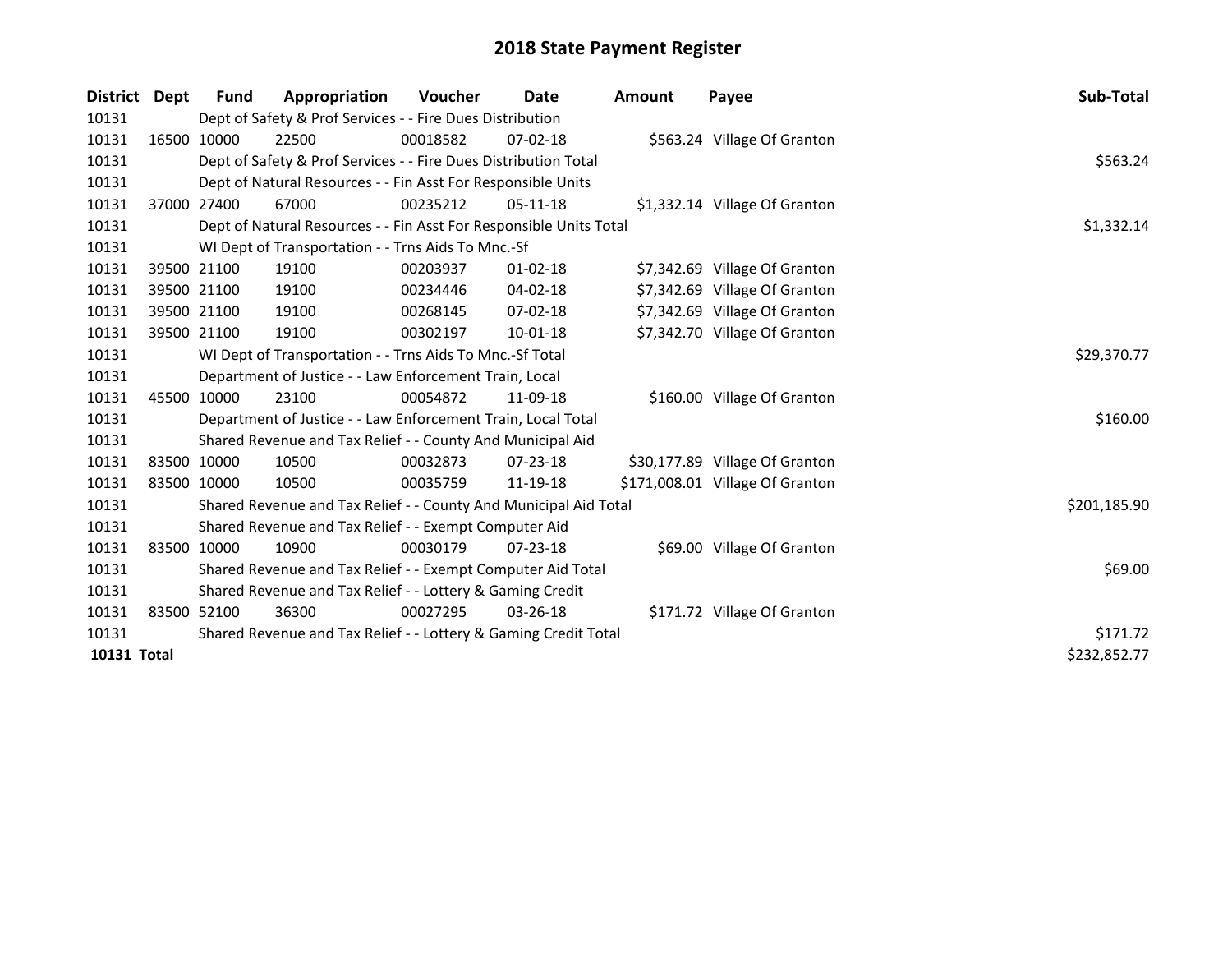# 2018 State Payment Register

| District | Dept | Fund | Appropriation | Voucher | Date | Amount | Payee | Sub-Total |
|---|---|---|---|---|---|---|---|---|
| 10131 | | Dept of Safety & Prof Services - - Fire Dues Distribution | | | | | | |
| 10131 | 16500 | 10000 | 22500 | 00018582 | 07-02-18 | $563.24 | Village Of Granton | |
| 10131 | | Dept of Safety & Prof Services - - Fire Dues Distribution Total | | | | | | $563.24 |
| 10131 | | Dept of Natural Resources - - Fin Asst For Responsible Units | | | | | | |
| 10131 | 37000 | 27400 | 67000 | 00235212 | 05-11-18 | $1,332.14 | Village Of Granton | |
| 10131 | | Dept of Natural Resources - - Fin Asst For Responsible Units Total | | | | | | $1,332.14 |
| 10131 | | WI Dept of Transportation - - Trns Aids To Mnc.-Sf | | | | | | |
| 10131 | 39500 | 21100 | 19100 | 00203937 | 01-02-18 | $7,342.69 | Village Of Granton | |
| 10131 | 39500 | 21100 | 19100 | 00234446 | 04-02-18 | $7,342.69 | Village Of Granton | |
| 10131 | 39500 | 21100 | 19100 | 00268145 | 07-02-18 | $7,342.69 | Village Of Granton | |
| 10131 | 39500 | 21100 | 19100 | 00302197 | 10-01-18 | $7,342.70 | Village Of Granton | |
| 10131 | | WI Dept of Transportation - - Trns Aids To Mnc.-Sf Total | | | | | | $29,370.77 |
| 10131 | | Department of Justice - - Law Enforcement Train, Local | | | | | | |
| 10131 | 45500 | 10000 | 23100 | 00054872 | 11-09-18 | $160.00 | Village Of Granton | |
| 10131 | | Department of Justice - - Law Enforcement Train, Local Total | | | | | | $160.00 |
| 10131 | | Shared Revenue and Tax Relief - - County And Municipal Aid | | | | | | |
| 10131 | 83500 | 10000 | 10500 | 00032873 | 07-23-18 | $30,177.89 | Village Of Granton | |
| 10131 | 83500 | 10000 | 10500 | 00035759 | 11-19-18 | $171,008.01 | Village Of Granton | |
| 10131 | | Shared Revenue and Tax Relief - - County And Municipal Aid Total | | | | | | $201,185.90 |
| 10131 | | Shared Revenue and Tax Relief - - Exempt Computer Aid | | | | | | |
| 10131 | 83500 | 10000 | 10900 | 00030179 | 07-23-18 | $69.00 | Village Of Granton | |
| 10131 | | Shared Revenue and Tax Relief - - Exempt Computer Aid Total | | | | | | $69.00 |
| 10131 | | Shared Revenue and Tax Relief - - Lottery & Gaming Credit | | | | | | |
| 10131 | 83500 | 52100 | 36300 | 00027295 | 03-26-18 | $171.72 | Village Of Granton | |
| 10131 | | Shared Revenue and Tax Relief - - Lottery & Gaming Credit Total | | | | | | $171.72 |
| **10131 Total** | | | | | | | | $232,852.77 |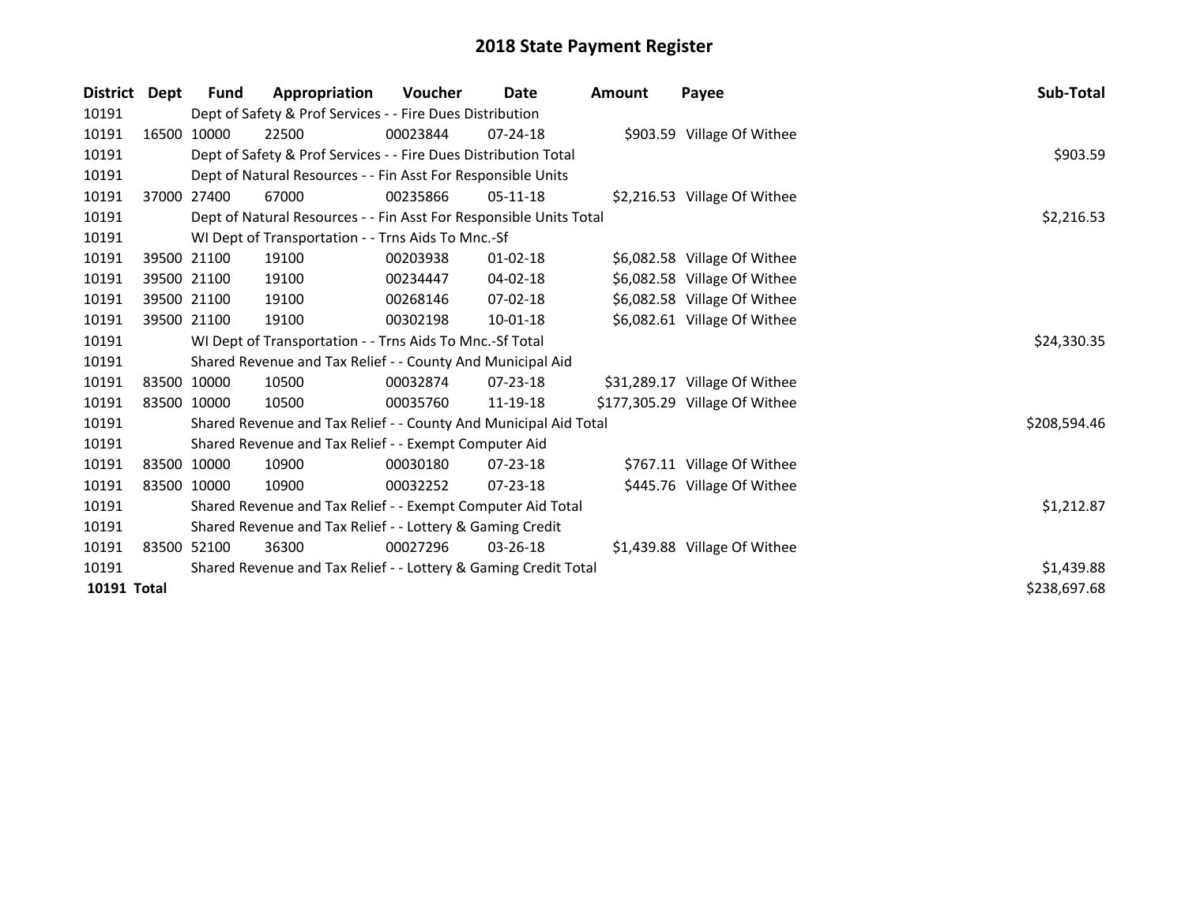# 2018 State Payment Register

| District | Dept | Fund | Appropriation | Voucher | Date | Amount | Payee | Sub-Total |
|---|---|---|---|---|---|---|---|---|
| 10191 | | Dept of Safety & Prof Services - - Fire Dues Distribution | | | | | | |
| 10191 | 16500 | 10000 | 22500 | 00023844 | 07-24-18 | $903.59 | Village Of Withee | |
| 10191 | | Dept of Safety & Prof Services - - Fire Dues Distribution Total | | | | | | $903.59 |
| 10191 | | Dept of Natural Resources - - Fin Asst For Responsible Units | | | | | | |
| 10191 | 37000 | 27400 | 67000 | 00235866 | 05-11-18 | $2,216.53 | Village Of Withee | |
| 10191 | | Dept of Natural Resources - - Fin Asst For Responsible Units Total | | | | | | $2,216.53 |
| 10191 | | WI Dept of Transportation - - Trns Aids To Mnc.-Sf | | | | | | |
| 10191 | 39500 | 21100 | 19100 | 00203938 | 01-02-18 | $6,082.58 | Village Of Withee | |
| 10191 | 39500 | 21100 | 19100 | 00234447 | 04-02-18 | $6,082.58 | Village Of Withee | |
| 10191 | 39500 | 21100 | 19100 | 00268146 | 07-02-18 | $6,082.58 | Village Of Withee | |
| 10191 | 39500 | 21100 | 19100 | 00302198 | 10-01-18 | $6,082.61 | Village Of Withee | |
| 10191 | | WI Dept of Transportation - - Trns Aids To Mnc.-Sf Total | | | | | | $24,330.35 |
| 10191 | | Shared Revenue and Tax Relief - - County And Municipal Aid | | | | | | |
| 10191 | 83500 | 10000 | 10500 | 00032874 | 07-23-18 | $31,289.17 | Village Of Withee | |
| 10191 | 83500 | 10000 | 10500 | 00035760 | 11-19-18 | $177,305.29 | Village Of Withee | |
| 10191 | | Shared Revenue and Tax Relief - - County And Municipal Aid Total | | | | | | $208,594.46 |
| 10191 | | Shared Revenue and Tax Relief - - Exempt Computer Aid | | | | | | |
| 10191 | 83500 | 10000 | 10900 | 00030180 | 07-23-18 | $767.11 | Village Of Withee | |
| 10191 | 83500 | 10000 | 10900 | 00032252 | 07-23-18 | $445.76 | Village Of Withee | |
| 10191 | | Shared Revenue and Tax Relief - - Exempt Computer Aid Total | | | | | | $1,212.87 |
| 10191 | | Shared Revenue and Tax Relief - - Lottery & Gaming Credit | | | | | | |
| 10191 | 83500 | 52100 | 36300 | 00027296 | 03-26-18 | $1,439.88 | Village Of Withee | |
| 10191 | | Shared Revenue and Tax Relief - - Lottery & Gaming Credit Total | | | | | | $1,439.88 |
| **10191 Total** | | | | | | | | $238,697.68 |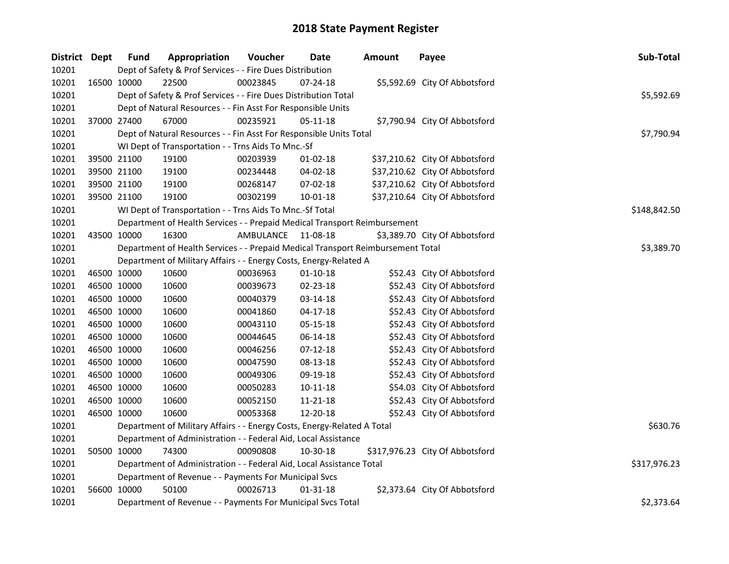# 2018 State Payment Register

| District | Dept | Fund | Appropriation | Voucher | Date | Amount | Payee | Sub-Total |
|---|---|---|---|---|---|---|---|---|
| 10201 | | Dept of Safety & Prof Services - - Fire Dues Distribution | | | | | | |
| 10201 | 16500 | 10000 | 22500 | 00023845 | 07-24-18 | $5,592.69 | City Of Abbotsford | |
| 10201 | | Dept of Safety & Prof Services - - Fire Dues Distribution Total | | | | | | $5,592.69 |
| 10201 | | Dept of Natural Resources - - Fin Asst For Responsible Units | | | | | | |
| 10201 | 37000 | 27400 | 67000 | 00235921 | 05-11-18 | $7,790.94 | City Of Abbotsford | |
| 10201 | | Dept of Natural Resources - - Fin Asst For Responsible Units Total | | | | | | $7,790.94 |
| 10201 | | WI Dept of Transportation - - Trns Aids To Mnc.-Sf | | | | | | |
| 10201 | 39500 | 21100 | 19100 | 00203939 | 01-02-18 | $37,210.62 | City Of Abbotsford | |
| 10201 | 39500 | 21100 | 19100 | 00234448 | 04-02-18 | $37,210.62 | City Of Abbotsford | |
| 10201 | 39500 | 21100 | 19100 | 00268147 | 07-02-18 | $37,210.62 | City Of Abbotsford | |
| 10201 | 39500 | 21100 | 19100 | 00302199 | 10-01-18 | $37,210.64 | City Of Abbotsford | |
| 10201 | | WI Dept of Transportation - - Trns Aids To Mnc.-Sf Total | | | | | | $148,842.50 |
| 10201 | | Department of Health Services - - Prepaid Medical Transport Reimbursement | | | | | | |
| 10201 | 43500 | 10000 | 16300 | AMBULANCE | 11-08-18 | $3,389.70 | City Of Abbotsford | |
| 10201 | | Department of Health Services - - Prepaid Medical Transport Reimbursement Total | | | | | | $3,389.70 |
| 10201 | | Department of Military Affairs - - Energy Costs, Energy-Related A | | | | | | |
| 10201 | 46500 | 10000 | 10600 | 00036963 | 01-10-18 | $52.43 | City Of Abbotsford | |
| 10201 | 46500 | 10000 | 10600 | 00039673 | 02-23-18 | $52.43 | City Of Abbotsford | |
| 10201 | 46500 | 10000 | 10600 | 00040379 | 03-14-18 | $52.43 | City Of Abbotsford | |
| 10201 | 46500 | 10000 | 10600 | 00041860 | 04-17-18 | $52.43 | City Of Abbotsford | |
| 10201 | 46500 | 10000 | 10600 | 00043110 | 05-15-18 | $52.43 | City Of Abbotsford | |
| 10201 | 46500 | 10000 | 10600 | 00044645 | 06-14-18 | $52.43 | City Of Abbotsford | |
| 10201 | 46500 | 10000 | 10600 | 00046256 | 07-12-18 | $52.43 | City Of Abbotsford | |
| 10201 | 46500 | 10000 | 10600 | 00047590 | 08-13-18 | $52.43 | City Of Abbotsford | |
| 10201 | 46500 | 10000 | 10600 | 00049306 | 09-19-18 | $52.43 | City Of Abbotsford | |
| 10201 | 46500 | 10000 | 10600 | 00050283 | 10-11-18 | $54.03 | City Of Abbotsford | |
| 10201 | 46500 | 10000 | 10600 | 00052150 | 11-21-18 | $52.43 | City Of Abbotsford | |
| 10201 | 46500 | 10000 | 10600 | 00053368 | 12-20-18 | $52.43 | City Of Abbotsford | |
| 10201 | | Department of Military Affairs - - Energy Costs, Energy-Related A Total | | | | | | $630.76 |
| 10201 | | Department of Administration - - Federal Aid, Local Assistance | | | | | | |
| 10201 | 50500 | 10000 | 74300 | 00090808 | 10-30-18 | $317,976.23 | City Of Abbotsford | |
| 10201 | | Department of Administration - - Federal Aid, Local Assistance Total | | | | | | $317,976.23 |
| 10201 | | Department of Revenue - - Payments For Municipal Svcs | | | | | | |
| 10201 | 56600 | 10000 | 50100 | 00026713 | 01-31-18 | $2,373.64 | City Of Abbotsford | |
| 10201 | | Department of Revenue - - Payments For Municipal Svcs Total | | | | | | $2,373.64 |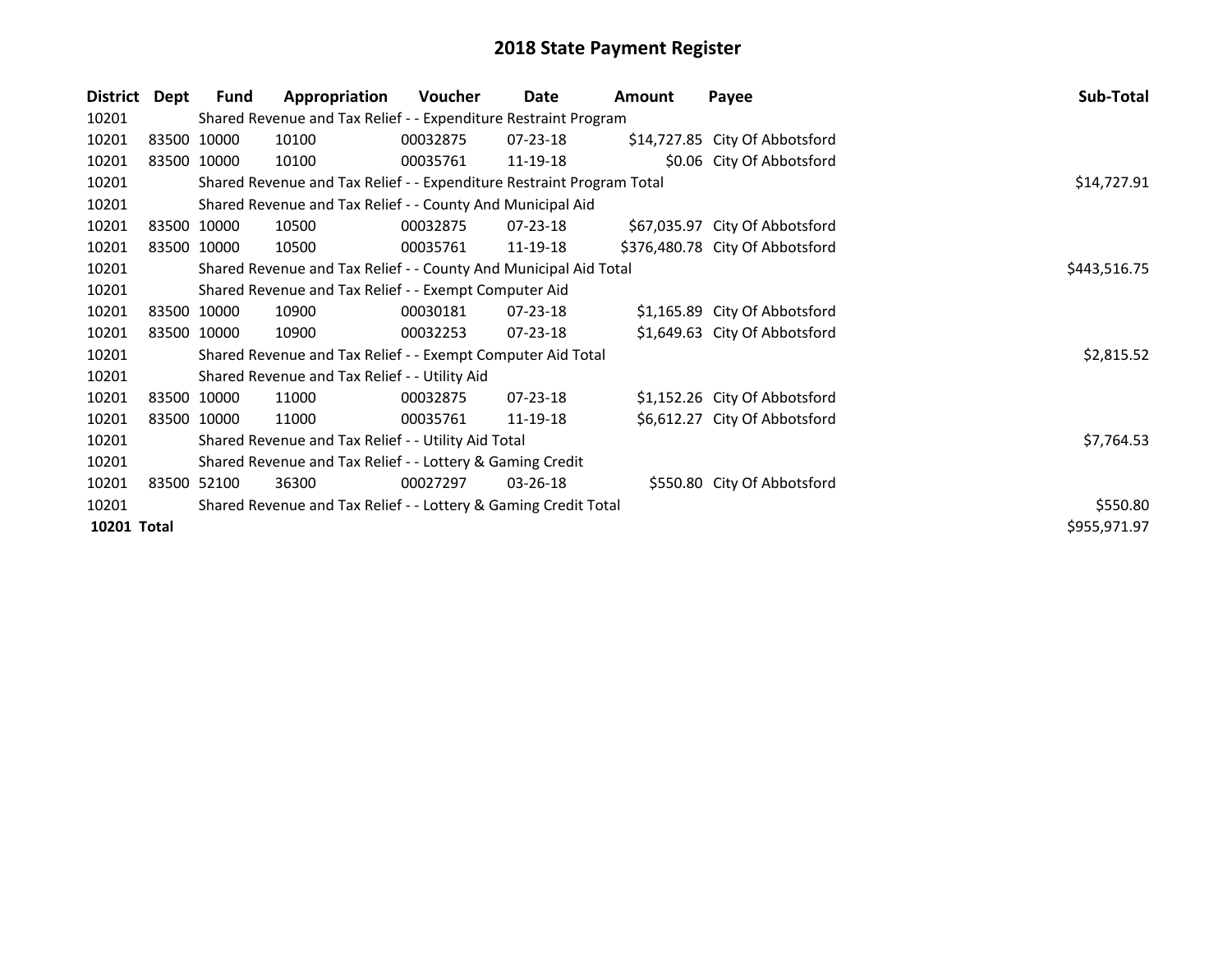# 2018 State Payment Register

| District | Dept | Fund | Appropriation | Voucher | Date | Amount | Payee | Sub-Total |
|---|---|---|---|---|---|---|---|---|
| 10201 | | Shared Revenue and Tax Relief - - Expenditure Restraint Program | | | | | | |
| 10201 | 83500 | 10000 | 10100 | 00032875 | 07-23-18 | $14,727.85 | City Of Abbotsford | |
| 10201 | 83500 | 10000 | 10100 | 00035761 | 11-19-18 | $0.06 | City Of Abbotsford | |
| 10201 | | Shared Revenue and Tax Relief - - Expenditure Restraint Program Total | | | | | | $14,727.91 |
| 10201 | | Shared Revenue and Tax Relief - - County And Municipal Aid | | | | | | |
| 10201 | 83500 | 10000 | 10500 | 00032875 | 07-23-18 | $67,035.97 | City Of Abbotsford | |
| 10201 | 83500 | 10000 | 10500 | 00035761 | 11-19-18 | $376,480.78 | City Of Abbotsford | |
| 10201 | | Shared Revenue and Tax Relief - - County And Municipal Aid Total | | | | | | $443,516.75 |
| 10201 | | Shared Revenue and Tax Relief - - Exempt Computer Aid | | | | | | |
| 10201 | 83500 | 10000 | 10900 | 00030181 | 07-23-18 | $1,165.89 | City Of Abbotsford | |
| 10201 | 83500 | 10000 | 10900 | 00032253 | 07-23-18 | $1,649.63 | City Of Abbotsford | |
| 10201 | | Shared Revenue and Tax Relief - - Exempt Computer Aid Total | | | | | | $2,815.52 |
| 10201 | | Shared Revenue and Tax Relief - - Utility Aid | | | | | | |
| 10201 | 83500 | 10000 | 11000 | 00032875 | 07-23-18 | $1,152.26 | City Of Abbotsford | |
| 10201 | 83500 | 10000 | 11000 | 00035761 | 11-19-18 | $6,612.27 | City Of Abbotsford | |
| 10201 | | Shared Revenue and Tax Relief - - Utility Aid Total | | | | | | $7,764.53 |
| 10201 | | Shared Revenue and Tax Relief - - Lottery & Gaming Credit | | | | | | |
| 10201 | 83500 | 52100 | 36300 | 00027297 | 03-26-18 | $550.80 | City Of Abbotsford | |
| 10201 | | Shared Revenue and Tax Relief - - Lottery & Gaming Credit Total | | | | | | $550.80 |
| **10201 Total** | | | | | | | | $955,971.97 |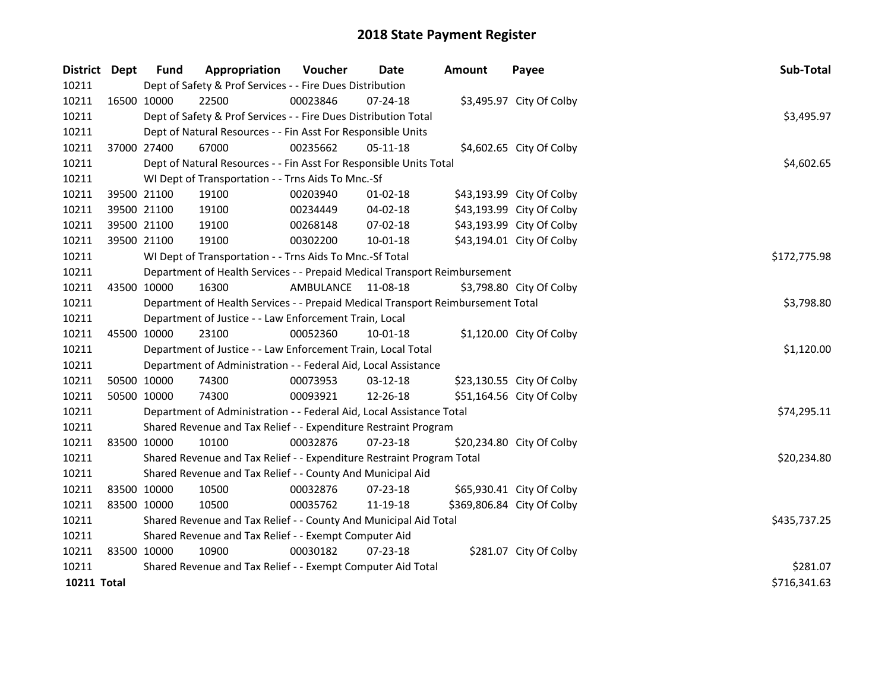# 2018 State Payment Register

| District | Dept | Fund | Appropriation | Voucher | Date | Amount | Payee | Sub-Total |
|---|---|---|---|---|---|---|---|---|
| 10211 | | Dept of Safety & Prof Services - - Fire Dues Distribution | | | | | | |
| 10211 | 16500 | 10000 | 22500 | 00023846 | 07-24-18 | $3,495.97 | City Of Colby | |
| 10211 | | Dept of Safety & Prof Services - - Fire Dues Distribution Total | | | | | | $3,495.97 |
| 10211 | | Dept of Natural Resources - - Fin Asst For Responsible Units | | | | | | |
| 10211 | 37000 | 27400 | 67000 | 00235662 | 05-11-18 | $4,602.65 | City Of Colby | |
| 10211 | | Dept of Natural Resources - - Fin Asst For Responsible Units Total | | | | | | $4,602.65 |
| 10211 | | WI Dept of Transportation - - Trns Aids To Mnc.-Sf | | | | | | |
| 10211 | 39500 | 21100 | 19100 | 00203940 | 01-02-18 | $43,193.99 | City Of Colby | |
| 10211 | 39500 | 21100 | 19100 | 00234449 | 04-02-18 | $43,193.99 | City Of Colby | |
| 10211 | 39500 | 21100 | 19100 | 00268148 | 07-02-18 | $43,193.99 | City Of Colby | |
| 10211 | 39500 | 21100 | 19100 | 00302200 | 10-01-18 | $43,194.01 | City Of Colby | |
| 10211 | | WI Dept of Transportation - - Trns Aids To Mnc.-Sf Total | | | | | | $172,775.98 |
| 10211 | | Department of Health Services - - Prepaid Medical Transport Reimbursement | | | | | | |
| 10211 | 43500 | 10000 | 16300 | AMBULANCE | 11-08-18 | $3,798.80 | City Of Colby | |
| 10211 | | Department of Health Services - - Prepaid Medical Transport Reimbursement Total | | | | | | $3,798.80 |
| 10211 | | Department of Justice - - Law Enforcement Train, Local | | | | | | |
| 10211 | 45500 | 10000 | 23100 | 00052360 | 10-01-18 | $1,120.00 | City Of Colby | |
| 10211 | | Department of Justice - - Law Enforcement Train, Local Total | | | | | | $1,120.00 |
| 10211 | | Department of Administration - - Federal Aid, Local Assistance | | | | | | |
| 10211 | 50500 | 10000 | 74300 | 00073953 | 03-12-18 | $23,130.55 | City Of Colby | |
| 10211 | 50500 | 10000 | 74300 | 00093921 | 12-26-18 | $51,164.56 | City Of Colby | |
| 10211 | | Department of Administration - - Federal Aid, Local Assistance Total | | | | | | $74,295.11 |
| 10211 | | Shared Revenue and Tax Relief - - Expenditure Restraint Program | | | | | | |
| 10211 | 83500 | 10000 | 10100 | 00032876 | 07-23-18 | $20,234.80 | City Of Colby | |
| 10211 | | Shared Revenue and Tax Relief - - Expenditure Restraint Program Total | | | | | | $20,234.80 |
| 10211 | | Shared Revenue and Tax Relief - - County And Municipal Aid | | | | | | |
| 10211 | 83500 | 10000 | 10500 | 00032876 | 07-23-18 | $65,930.41 | City Of Colby | |
| 10211 | 83500 | 10000 | 10500 | 00035762 | 11-19-18 | $369,806.84 | City Of Colby | |
| 10211 | | Shared Revenue and Tax Relief - - County And Municipal Aid Total | | | | | | $435,737.25 |
| 10211 | | Shared Revenue and Tax Relief - - Exempt Computer Aid | | | | | | |
| 10211 | 83500 | 10000 | 10900 | 00030182 | 07-23-18 | $281.07 | City Of Colby | |
| 10211 | | Shared Revenue and Tax Relief - - Exempt Computer Aid Total | | | | | | $281.07 |
| **10211 Total** | | | | | | | | $716,341.63 |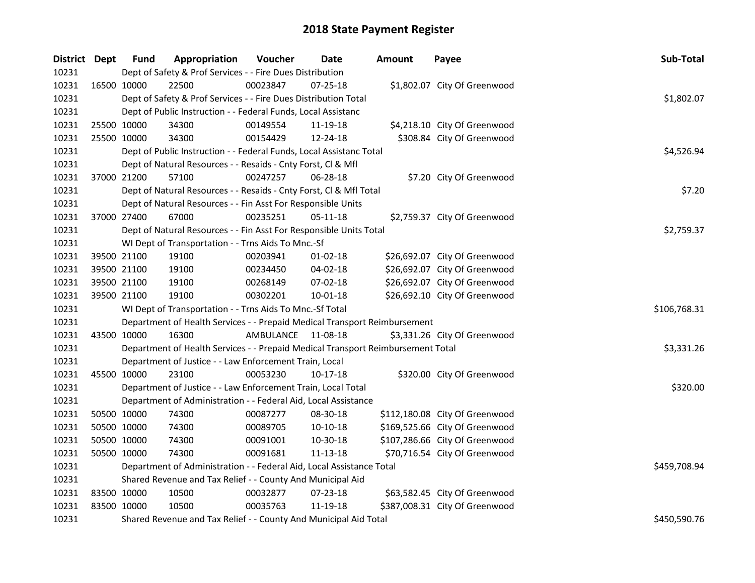# 2018 State Payment Register

| District | Dept | Fund | Appropriation | Voucher | Date | Amount | Payee | Sub-Total |
|---|---|---|---|---|---|---|---|---|
| 10231 | | Dept of Safety & Prof Services - - Fire Dues Distribution | | | | | | |
| 10231 | 16500 | 10000 | 22500 | 00023847 | 07-25-18 | $1,802.07 | City Of Greenwood | |
| 10231 | | Dept of Safety & Prof Services - - Fire Dues Distribution Total | | | | | | $1,802.07 |
| 10231 | | Dept of Public Instruction - - Federal Funds, Local Assistanc | | | | | | |
| 10231 | 25500 | 10000 | 34300 | 00149554 | 11-19-18 | $4,218.10 | City Of Greenwood | |
| 10231 | 25500 | 10000 | 34300 | 00154429 | 12-24-18 | $308.84 | City Of Greenwood | |
| 10231 | | Dept of Public Instruction - - Federal Funds, Local Assistanc Total | | | | | | $4,526.94 |
| 10231 | | Dept of Natural Resources - - Resaids - Cnty Forst, Cl & Mfl | | | | | | |
| 10231 | 37000 | 21200 | 57100 | 00247257 | 06-28-18 | $7.20 | City Of Greenwood | |
| 10231 | | Dept of Natural Resources - - Resaids - Cnty Forst, Cl & Mfl Total | | | | | | $7.20 |
| 10231 | | Dept of Natural Resources - - Fin Asst For Responsible Units | | | | | | |
| 10231 | 37000 | 27400 | 67000 | 00235251 | 05-11-18 | $2,759.37 | City Of Greenwood | |
| 10231 | | Dept of Natural Resources - - Fin Asst For Responsible Units Total | | | | | | $2,759.37 |
| 10231 | | WI Dept of Transportation - - Trns Aids To Mnc.-Sf | | | | | | |
| 10231 | 39500 | 21100 | 19100 | 00203941 | 01-02-18 | $26,692.07 | City Of Greenwood | |
| 10231 | 39500 | 21100 | 19100 | 00234450 | 04-02-18 | $26,692.07 | City Of Greenwood | |
| 10231 | 39500 | 21100 | 19100 | 00268149 | 07-02-18 | $26,692.07 | City Of Greenwood | |
| 10231 | 39500 | 21100 | 19100 | 00302201 | 10-01-18 | $26,692.10 | City Of Greenwood | |
| 10231 | | WI Dept of Transportation - - Trns Aids To Mnc.-Sf Total | | | | | | $106,768.31 |
| 10231 | | Department of Health Services - - Prepaid Medical Transport Reimbursement | | | | | | |
| 10231 | 43500 | 10000 | 16300 | AMBULANCE | 11-08-18 | $3,331.26 | City Of Greenwood | |
| 10231 | | Department of Health Services - - Prepaid Medical Transport Reimbursement Total | | | | | | $3,331.26 |
| 10231 | | Department of Justice - - Law Enforcement Train, Local | | | | | | |
| 10231 | 45500 | 10000 | 23100 | 00053230 | 10-17-18 | $320.00 | City Of Greenwood | |
| 10231 | | Department of Justice - - Law Enforcement Train, Local Total | | | | | | $320.00 |
| 10231 | | Department of Administration - - Federal Aid, Local Assistance | | | | | | |
| 10231 | 50500 | 10000 | 74300 | 00087277 | 08-30-18 | $112,180.08 | City Of Greenwood | |
| 10231 | 50500 | 10000 | 74300 | 00089705 | 10-10-18 | $169,525.66 | City Of Greenwood | |
| 10231 | 50500 | 10000 | 74300 | 00091001 | 10-30-18 | $107,286.66 | City Of Greenwood | |
| 10231 | 50500 | 10000 | 74300 | 00091681 | 11-13-18 | $70,716.54 | City Of Greenwood | |
| 10231 | | Department of Administration - - Federal Aid, Local Assistance Total | | | | | | $459,708.94 |
| 10231 | | Shared Revenue and Tax Relief - - County And Municipal Aid | | | | | | |
| 10231 | 83500 | 10000 | 10500 | 00032877 | 07-23-18 | $63,582.45 | City Of Greenwood | |
| 10231 | 83500 | 10000 | 10500 | 00035763 | 11-19-18 | $387,008.31 | City Of Greenwood | |
| 10231 | | Shared Revenue and Tax Relief - - County And Municipal Aid Total | | | | | | $450,590.76 |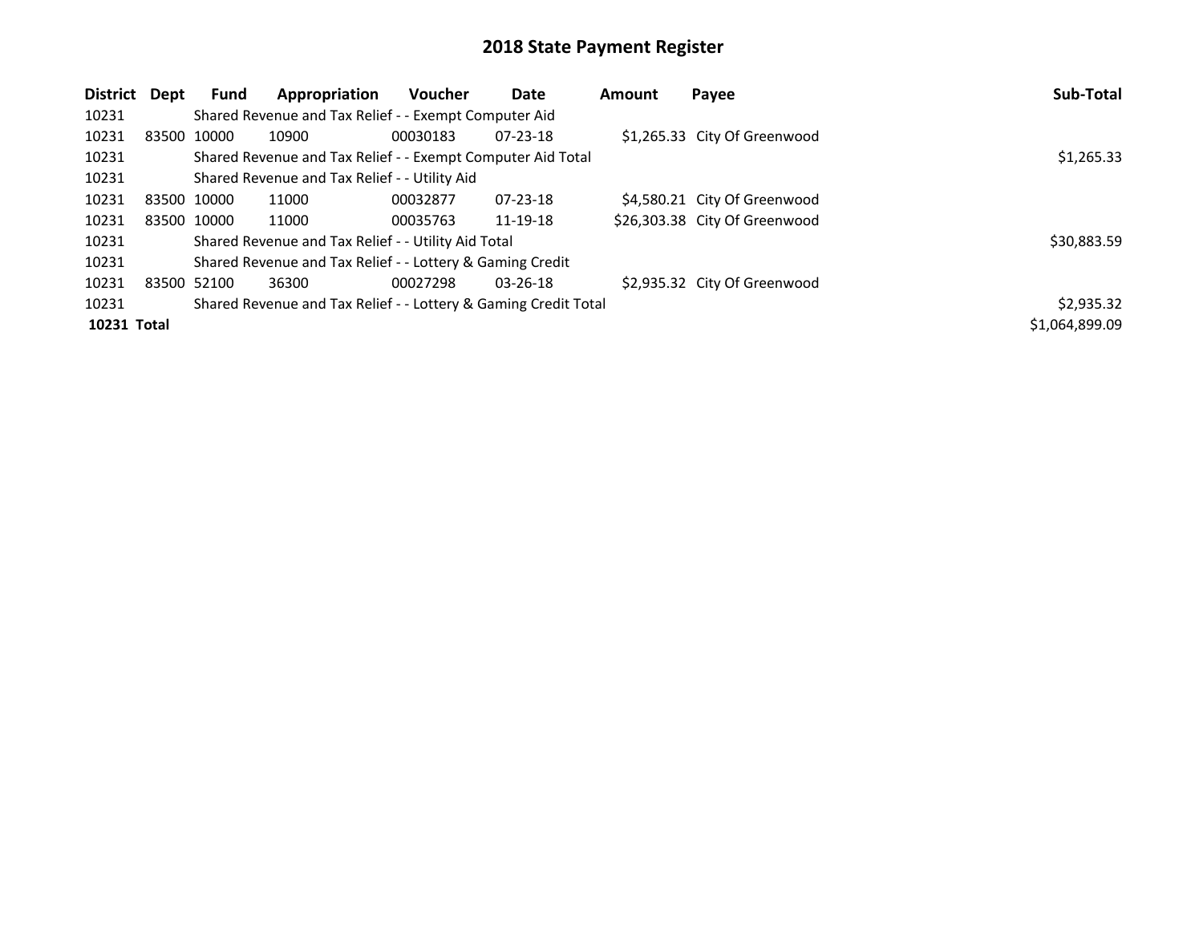# 2018 State Payment Register

| District | Dept | Fund | Appropriation | Voucher | Date | Amount | Payee | Sub-Total |
|---|---|---|---|---|---|---|---|---|
| 10231 | | Shared Revenue and Tax Relief - - Exempt Computer Aid | | | | | | |
| 10231 | 83500 | 10000 | 10900 | 00030183 | 07-23-18 | $1,265.33 | City Of Greenwood | |
| 10231 | | Shared Revenue and Tax Relief - - Exempt Computer Aid Total | | | | | | $1,265.33 |
| 10231 | | Shared Revenue and Tax Relief - - Utility Aid | | | | | | |
| 10231 | 83500 | 10000 | 11000 | 00032877 | 07-23-18 | $4,580.21 | City Of Greenwood | |
| 10231 | 83500 | 10000 | 11000 | 00035763 | 11-19-18 | $26,303.38 | City Of Greenwood | |
| 10231 | | Shared Revenue and Tax Relief - - Utility Aid Total | | | | | | $30,883.59 |
| 10231 | | Shared Revenue and Tax Relief - - Lottery & Gaming Credit | | | | | | |
| 10231 | 83500 | 52100 | 36300 | 00027298 | 03-26-18 | $2,935.32 | City Of Greenwood | |
| 10231 | | Shared Revenue and Tax Relief - - Lottery & Gaming Credit Total | | | | | | $2,935.32 |
| **10231 Total** | | | | | | | | $1,064,899.09 |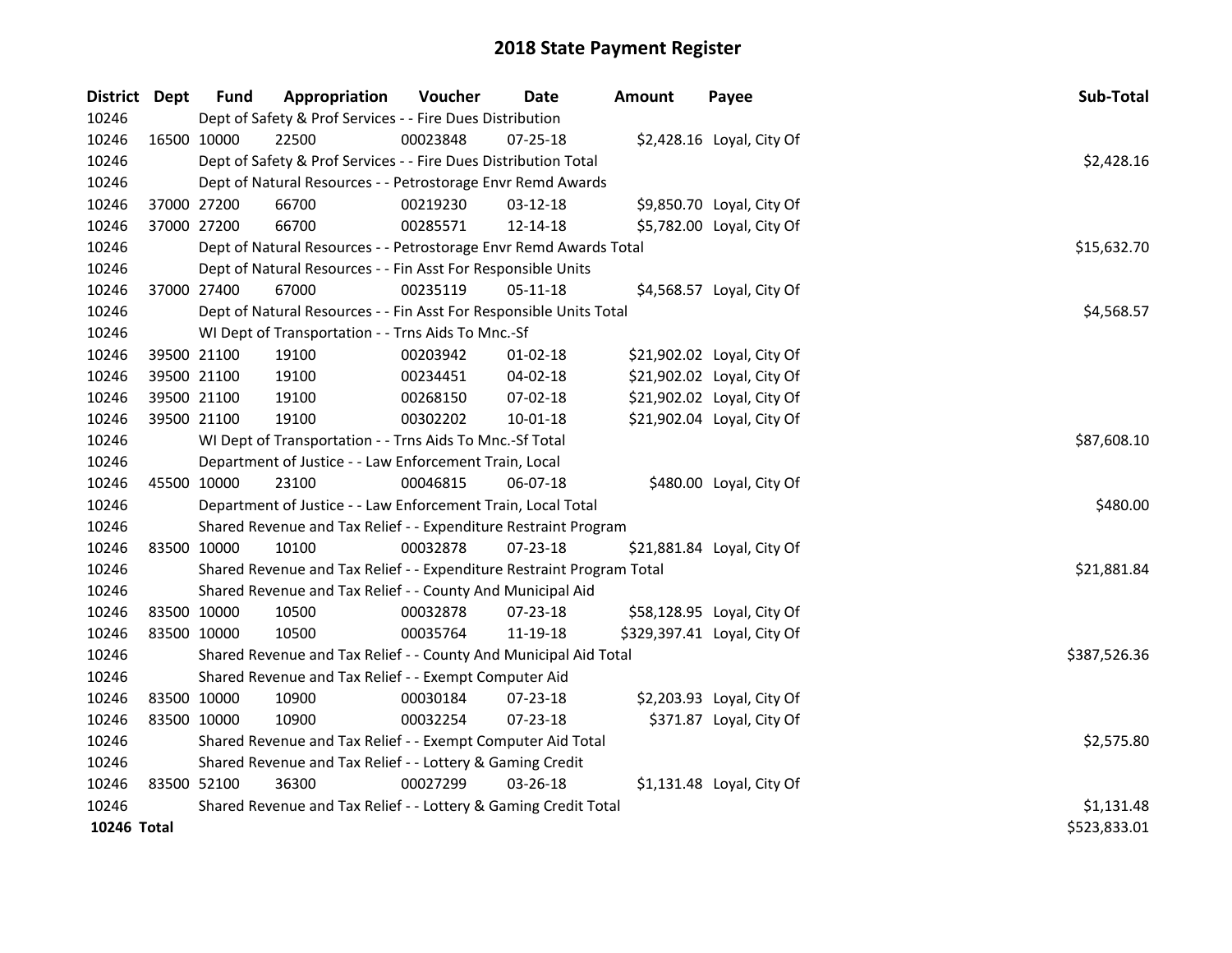# 2018 State Payment Register

| District | Dept | Fund | Appropriation | Voucher | Date | Amount | Payee | Sub-Total |
|---|---|---|---|---|---|---|---|---|
| 10246 | | Dept of Safety & Prof Services - - Fire Dues Distribution | | | | | | |
| 10246 | 16500 | 10000 | 22500 | 00023848 | 07-25-18 | $2,428.16 | Loyal, City Of | |
| 10246 | | Dept of Safety & Prof Services - - Fire Dues Distribution Total | | | | | | $2,428.16 |
| 10246 | | Dept of Natural Resources - - Petrostorage Envr Remd Awards | | | | | | |
| 10246 | 37000 | 27200 | 66700 | 00219230 | 03-12-18 | $9,850.70 | Loyal, City Of | |
| 10246 | 37000 | 27200 | 66700 | 00285571 | 12-14-18 | $5,782.00 | Loyal, City Of | |
| 10246 | | Dept of Natural Resources - - Petrostorage Envr Remd Awards Total | | | | | | $15,632.70 |
| 10246 | | Dept of Natural Resources - - Fin Asst For Responsible Units | | | | | | |
| 10246 | 37000 | 27400 | 67000 | 00235119 | 05-11-18 | $4,568.57 | Loyal, City Of | |
| 10246 | | Dept of Natural Resources - - Fin Asst For Responsible Units Total | | | | | | $4,568.57 |
| 10246 | | WI Dept of Transportation - - Trns Aids To Mnc.-Sf | | | | | | |
| 10246 | 39500 | 21100 | 19100 | 00203942 | 01-02-18 | $21,902.02 | Loyal, City Of | |
| 10246 | 39500 | 21100 | 19100 | 00234451 | 04-02-18 | $21,902.02 | Loyal, City Of | |
| 10246 | 39500 | 21100 | 19100 | 00268150 | 07-02-18 | $21,902.02 | Loyal, City Of | |
| 10246 | 39500 | 21100 | 19100 | 00302202 | 10-01-18 | $21,902.04 | Loyal, City Of | |
| 10246 | | WI Dept of Transportation - - Trns Aids To Mnc.-Sf Total | | | | | | $87,608.10 |
| 10246 | | Department of Justice - - Law Enforcement Train, Local | | | | | | |
| 10246 | 45500 | 10000 | 23100 | 00046815 | 06-07-18 | $480.00 | Loyal, City Of | |
| 10246 | | Department of Justice - - Law Enforcement Train, Local Total | | | | | | $480.00 |
| 10246 | | Shared Revenue and Tax Relief - - Expenditure Restraint Program | | | | | | |
| 10246 | 83500 | 10000 | 10100 | 00032878 | 07-23-18 | $21,881.84 | Loyal, City Of | |
| 10246 | | Shared Revenue and Tax Relief - - Expenditure Restraint Program Total | | | | | | $21,881.84 |
| 10246 | | Shared Revenue and Tax Relief - - County And Municipal Aid | | | | | | |
| 10246 | 83500 | 10000 | 10500 | 00032878 | 07-23-18 | $58,128.95 | Loyal, City Of | |
| 10246 | 83500 | 10000 | 10500 | 00035764 | 11-19-18 | $329,397.41 | Loyal, City Of | |
| 10246 | | Shared Revenue and Tax Relief - - County And Municipal Aid Total | | | | | | $387,526.36 |
| 10246 | | Shared Revenue and Tax Relief - - Exempt Computer Aid | | | | | | |
| 10246 | 83500 | 10000 | 10900 | 00030184 | 07-23-18 | $2,203.93 | Loyal, City Of | |
| 10246 | 83500 | 10000 | 10900 | 00032254 | 07-23-18 | $371.87 | Loyal, City Of | |
| 10246 | | Shared Revenue and Tax Relief - - Exempt Computer Aid Total | | | | | | $2,575.80 |
| 10246 | | Shared Revenue and Tax Relief - - Lottery & Gaming Credit | | | | | | |
| 10246 | 83500 | 52100 | 36300 | 00027299 | 03-26-18 | $1,131.48 | Loyal, City Of | |
| 10246 | | Shared Revenue and Tax Relief - - Lottery & Gaming Credit Total | | | | | | $1,131.48 |
| **10246 Total** | | | | | | | | $523,833.01 |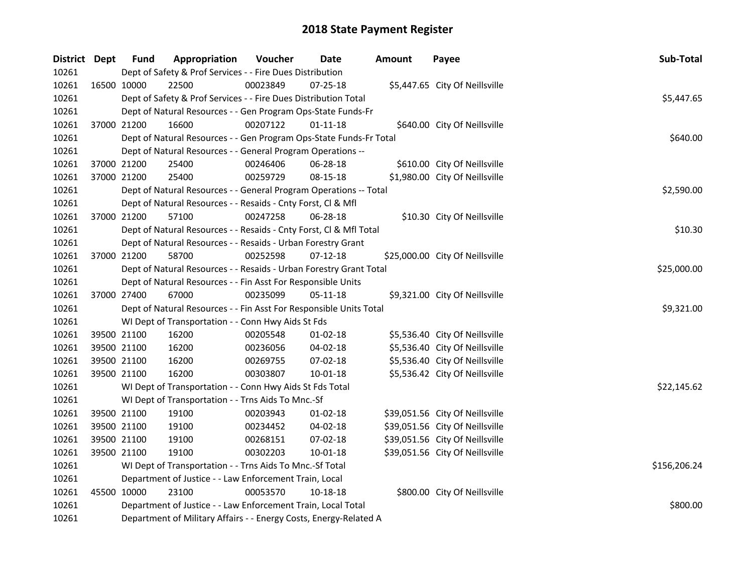# 2018 State Payment Register

| District | Dept | Fund | Appropriation | Voucher | Date | Amount | Payee | Sub-Total |
|---|---|---|---|---|---|---|---|---|
| 10261 | | Dept of Safety & Prof Services - - Fire Dues Distribution | | | | | | |
| 10261 | 16500 | 10000 | 22500 | 00023849 | 07-25-18 | $5,447.65 | City Of Neillsville | |
| 10261 | | Dept of Safety & Prof Services - - Fire Dues Distribution Total | | | | | | $5,447.65 |
| 10261 | | Dept of Natural Resources - - Gen Program Ops-State Funds-Fr | | | | | | |
| 10261 | 37000 | 21200 | 16600 | 00207122 | 01-11-18 | $640.00 | City Of Neillsville | |
| 10261 | | Dept of Natural Resources - - Gen Program Ops-State Funds-Fr Total | | | | | | $640.00 |
| 10261 | | Dept of Natural Resources - - General Program Operations -- | | | | | | |
| 10261 | 37000 | 21200 | 25400 | 00246406 | 06-28-18 | $610.00 | City Of Neillsville | |
| 10261 | 37000 | 21200 | 25400 | 00259729 | 08-15-18 | $1,980.00 | City Of Neillsville | |
| 10261 | | Dept of Natural Resources - - General Program Operations -- Total | | | | | | $2,590.00 |
| 10261 | | Dept of Natural Resources - - Resaids - Cnty Forst, Cl & Mfl | | | | | | |
| 10261 | 37000 | 21200 | 57100 | 00247258 | 06-28-18 | $10.30 | City Of Neillsville | |
| 10261 | | Dept of Natural Resources - - Resaids - Cnty Forst, Cl & Mfl Total | | | | | | $10.30 |
| 10261 | | Dept of Natural Resources - - Resaids - Urban Forestry Grant | | | | | | |
| 10261 | 37000 | 21200 | 58700 | 00252598 | 07-12-18 | $25,000.00 | City Of Neillsville | |
| 10261 | | Dept of Natural Resources - - Resaids - Urban Forestry Grant Total | | | | | | $25,000.00 |
| 10261 | | Dept of Natural Resources - - Fin Asst For Responsible Units | | | | | | |
| 10261 | 37000 | 27400 | 67000 | 00235099 | 05-11-18 | $9,321.00 | City Of Neillsville | |
| 10261 | | Dept of Natural Resources - - Fin Asst For Responsible Units Total | | | | | | $9,321.00 |
| 10261 | | WI Dept of Transportation - - Conn Hwy Aids St Fds | | | | | | |
| 10261 | 39500 | 21100 | 16200 | 00205548 | 01-02-18 | $5,536.40 | City Of Neillsville | |
| 10261 | 39500 | 21100 | 16200 | 00236056 | 04-02-18 | $5,536.40 | City Of Neillsville | |
| 10261 | 39500 | 21100 | 16200 | 00269755 | 07-02-18 | $5,536.40 | City Of Neillsville | |
| 10261 | 39500 | 21100 | 16200 | 00303807 | 10-01-18 | $5,536.42 | City Of Neillsville | |
| 10261 | | WI Dept of Transportation - - Conn Hwy Aids St Fds Total | | | | | | $22,145.62 |
| 10261 | | WI Dept of Transportation - - Trns Aids To Mnc.-Sf | | | | | | |
| 10261 | 39500 | 21100 | 19100 | 00203943 | 01-02-18 | $39,051.56 | City Of Neillsville | |
| 10261 | 39500 | 21100 | 19100 | 00234452 | 04-02-18 | $39,051.56 | City Of Neillsville | |
| 10261 | 39500 | 21100 | 19100 | 00268151 | 07-02-18 | $39,051.56 | City Of Neillsville | |
| 10261 | 39500 | 21100 | 19100 | 00302203 | 10-01-18 | $39,051.56 | City Of Neillsville | |
| 10261 | | WI Dept of Transportation - - Trns Aids To Mnc.-Sf Total | | | | | | $156,206.24 |
| 10261 | | Department of Justice - - Law Enforcement Train, Local | | | | | | |
| 10261 | 45500 | 10000 | 23100 | 00053570 | 10-18-18 | $800.00 | City Of Neillsville | |
| 10261 | | Department of Justice - - Law Enforcement Train, Local Total | | | | | | $800.00 |
| 10261 | | Department of Military Affairs - - Energy Costs, Energy-Related A | | | | | | |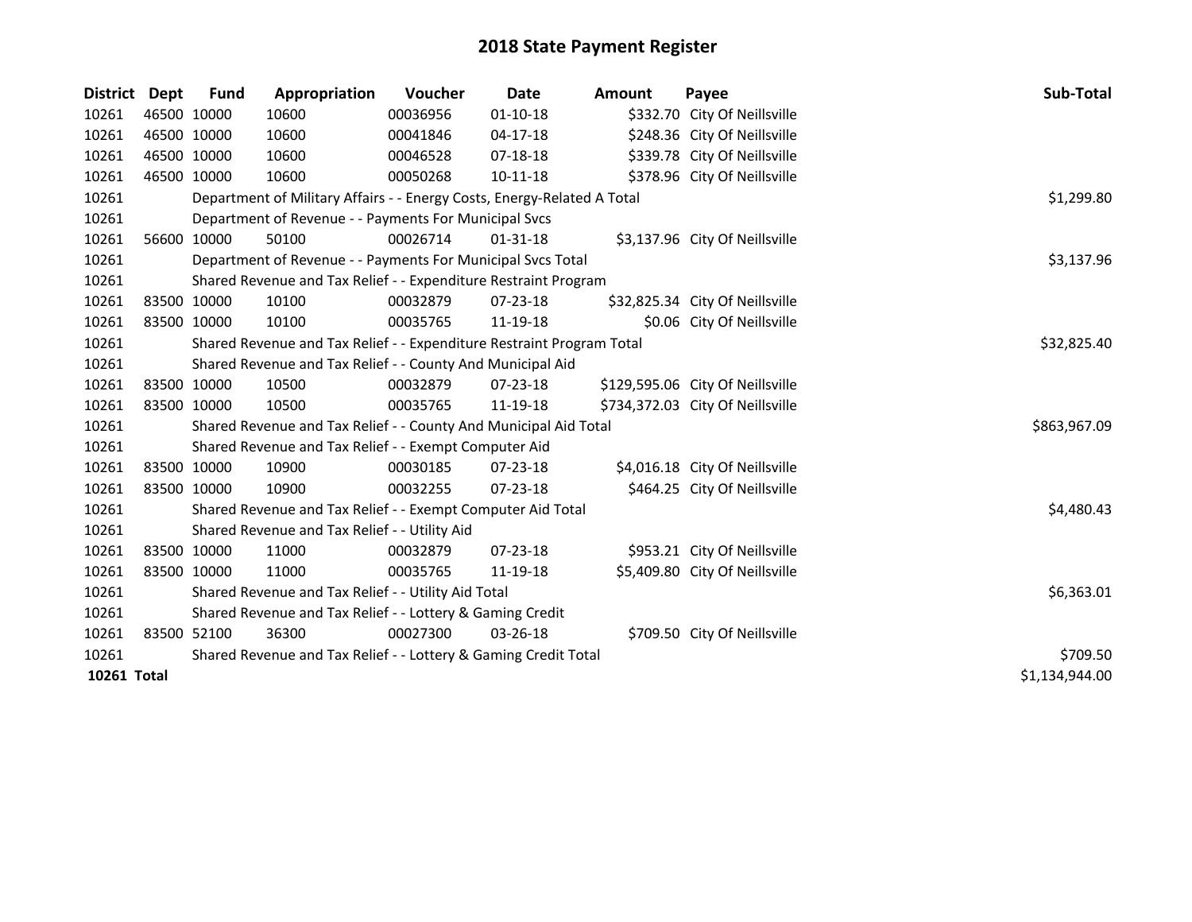# 2018 State Payment Register

| District | Dept | Fund | Appropriation | Voucher | Date | Amount | Payee | Sub-Total |
|---|---|---|---|---|---|---|---|---|
| 10261 | 46500 | 10000 | 10600 | 00036956 | 01-10-18 | $332.70 | City Of Neillsville | |
| 10261 | 46500 | 10000 | 10600 | 00041846 | 04-17-18 | $248.36 | City Of Neillsville | |
| 10261 | 46500 | 10000 | 10600 | 00046528 | 07-18-18 | $339.78 | City Of Neillsville | |
| 10261 | 46500 | 10000 | 10600 | 00050268 | 10-11-18 | $378.96 | City Of Neillsville | |
| 10261 | | Department of Military Affairs - - Energy Costs, Energy-Related A Total | | | | | | $1,299.80 |
| 10261 | | Department of Revenue - - Payments For Municipal Svcs | | | | | | |
| 10261 | 56600 | 10000 | 50100 | 00026714 | 01-31-18 | $3,137.96 | City Of Neillsville | |
| 10261 | | Department of Revenue - - Payments For Municipal Svcs Total | | | | | | $3,137.96 |
| 10261 | | Shared Revenue and Tax Relief - - Expenditure Restraint Program | | | | | | |
| 10261 | 83500 | 10000 | 10100 | 00032879 | 07-23-18 | $32,825.34 | City Of Neillsville | |
| 10261 | 83500 | 10000 | 10100 | 00035765 | 11-19-18 | $0.06 | City Of Neillsville | |
| 10261 | | Shared Revenue and Tax Relief - - Expenditure Restraint Program Total | | | | | | $32,825.40 |
| 10261 | | Shared Revenue and Tax Relief - - County And Municipal Aid | | | | | | |
| 10261 | 83500 | 10000 | 10500 | 00032879 | 07-23-18 | $129,595.06 | City Of Neillsville | |
| 10261 | 83500 | 10000 | 10500 | 00035765 | 11-19-18 | $734,372.03 | City Of Neillsville | |
| 10261 | | Shared Revenue and Tax Relief - - County And Municipal Aid Total | | | | | | $863,967.09 |
| 10261 | | Shared Revenue and Tax Relief - - Exempt Computer Aid | | | | | | |
| 10261 | 83500 | 10000 | 10900 | 00030185 | 07-23-18 | $4,016.18 | City Of Neillsville | |
| 10261 | 83500 | 10000 | 10900 | 00032255 | 07-23-18 | $464.25 | City Of Neillsville | |
| 10261 | | Shared Revenue and Tax Relief - - Exempt Computer Aid Total | | | | | | $4,480.43 |
| 10261 | | Shared Revenue and Tax Relief - - Utility Aid | | | | | | |
| 10261 | 83500 | 10000 | 11000 | 00032879 | 07-23-18 | $953.21 | City Of Neillsville | |
| 10261 | 83500 | 10000 | 11000 | 00035765 | 11-19-18 | $5,409.80 | City Of Neillsville | |
| 10261 | | Shared Revenue and Tax Relief - - Utility Aid Total | | | | | | $6,363.01 |
| 10261 | | Shared Revenue and Tax Relief - - Lottery & Gaming Credit | | | | | | |
| 10261 | 83500 | 52100 | 36300 | 00027300 | 03-26-18 | $709.50 | City Of Neillsville | |
| 10261 | | Shared Revenue and Tax Relief - - Lottery & Gaming Credit Total | | | | | | $709.50 |
| **10261 Total** | | | | | | | | $1,134,944.00 |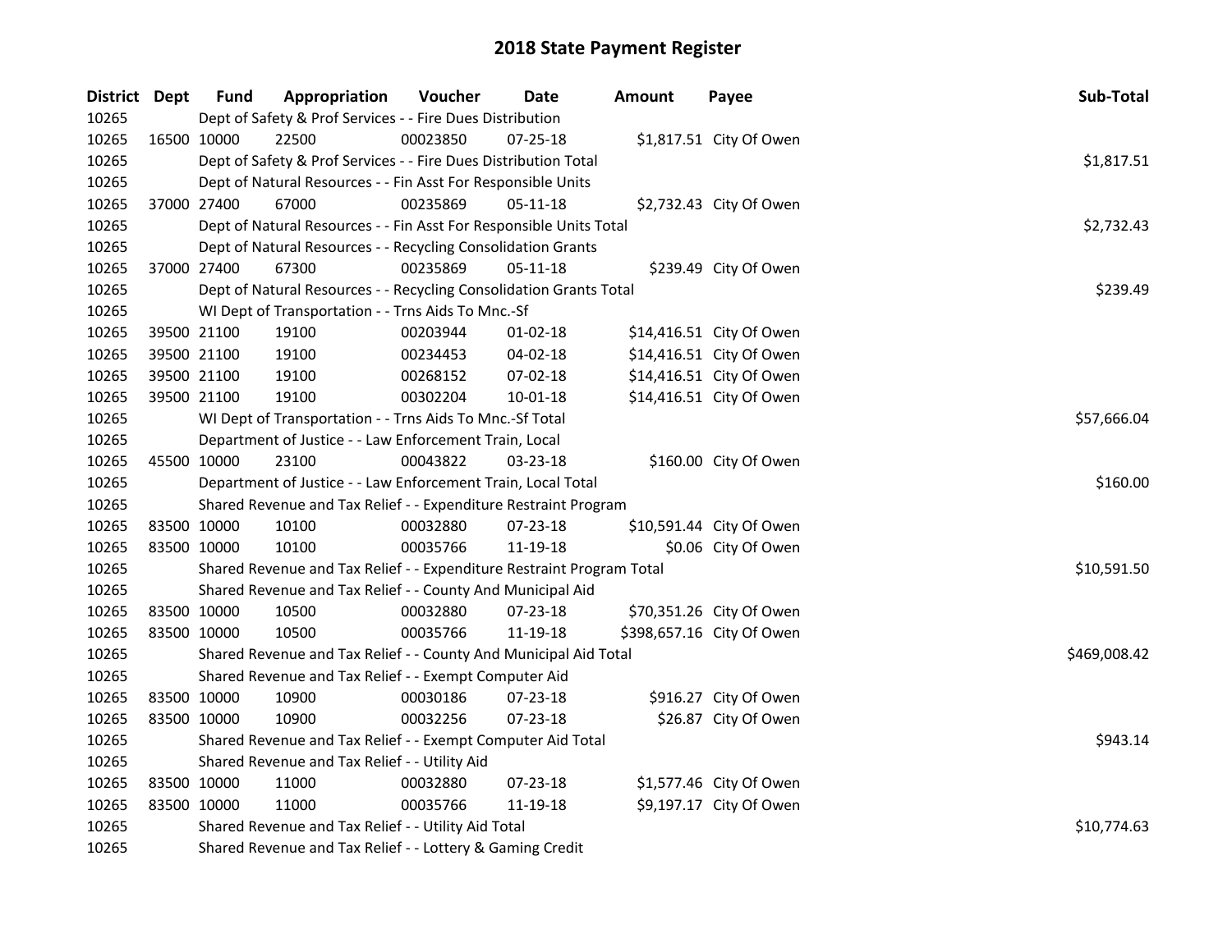# 2018 State Payment Register

| District | Dept | Fund | Appropriation | Voucher | Date | Amount | Payee | Sub-Total |
|---|---|---|---|---|---|---|---|---|
| 10265 | Dept of Safety & Prof Services - - Fire Dues Distribution | | | | | | | |
| 10265 | 16500 | 10000 | 22500 | 00023850 | 07-25-18 | $1,817.51 | City Of Owen | |
| 10265 | Dept of Safety & Prof Services - - Fire Dues Distribution Total | | | | | | | $1,817.51 |
| 10265 | Dept of Natural Resources - - Fin Asst For Responsible Units | | | | | | | |
| 10265 | 37000 | 27400 | 67000 | 00235869 | 05-11-18 | $2,732.43 | City Of Owen | |
| 10265 | Dept of Natural Resources - - Fin Asst For Responsible Units Total | | | | | | | $2,732.43 |
| 10265 | Dept of Natural Resources - - Recycling Consolidation Grants | | | | | | | |
| 10265 | 37000 | 27400 | 67300 | 00235869 | 05-11-18 | $239.49 | City Of Owen | |
| 10265 | Dept of Natural Resources - - Recycling Consolidation Grants Total | | | | | | | $239.49 |
| 10265 | WI Dept of Transportation - - Trns Aids To Mnc.-Sf | | | | | | | |
| 10265 | 39500 | 21100 | 19100 | 00203944 | 01-02-18 | $14,416.51 | City Of Owen | |
| 10265 | 39500 | 21100 | 19100 | 00234453 | 04-02-18 | $14,416.51 | City Of Owen | |
| 10265 | 39500 | 21100 | 19100 | 00268152 | 07-02-18 | $14,416.51 | City Of Owen | |
| 10265 | 39500 | 21100 | 19100 | 00302204 | 10-01-18 | $14,416.51 | City Of Owen | |
| 10265 | WI Dept of Transportation - - Trns Aids To Mnc.-Sf Total | | | | | | | $57,666.04 |
| 10265 | Department of Justice - - Law Enforcement Train, Local | | | | | | | |
| 10265 | 45500 | 10000 | 23100 | 00043822 | 03-23-18 | $160.00 | City Of Owen | |
| 10265 | Department of Justice - - Law Enforcement Train, Local Total | | | | | | | $160.00 |
| 10265 | Shared Revenue and Tax Relief - - Expenditure Restraint Program | | | | | | | |
| 10265 | 83500 | 10000 | 10100 | 00032880 | 07-23-18 | $10,591.44 | City Of Owen | |
| 10265 | 83500 | 10000 | 10100 | 00035766 | 11-19-18 | $0.06 | City Of Owen | |
| 10265 | Shared Revenue and Tax Relief - - Expenditure Restraint Program Total | | | | | | | $10,591.50 |
| 10265 | Shared Revenue and Tax Relief - - County And Municipal Aid | | | | | | | |
| 10265 | 83500 | 10000 | 10500 | 00032880 | 07-23-18 | $70,351.26 | City Of Owen | |
| 10265 | 83500 | 10000 | 10500 | 00035766 | 11-19-18 | $398,657.16 | City Of Owen | |
| 10265 | Shared Revenue and Tax Relief - - County And Municipal Aid Total | | | | | | | $469,008.42 |
| 10265 | Shared Revenue and Tax Relief - - Exempt Computer Aid | | | | | | | |
| 10265 | 83500 | 10000 | 10900 | 00030186 | 07-23-18 | $916.27 | City Of Owen | |
| 10265 | 83500 | 10000 | 10900 | 00032256 | 07-23-18 | $26.87 | City Of Owen | |
| 10265 | Shared Revenue and Tax Relief - - Exempt Computer Aid Total | | | | | | | $943.14 |
| 10265 | Shared Revenue and Tax Relief - - Utility Aid | | | | | | | |
| 10265 | 83500 | 10000 | 11000 | 00032880 | 07-23-18 | $1,577.46 | City Of Owen | |
| 10265 | 83500 | 10000 | 11000 | 00035766 | 11-19-18 | $9,197.17 | City Of Owen | |
| 10265 | Shared Revenue and Tax Relief - - Utility Aid Total | | | | | | | $10,774.63 |
| 10265 | Shared Revenue and Tax Relief - - Lottery & Gaming Credit | | | | | | | |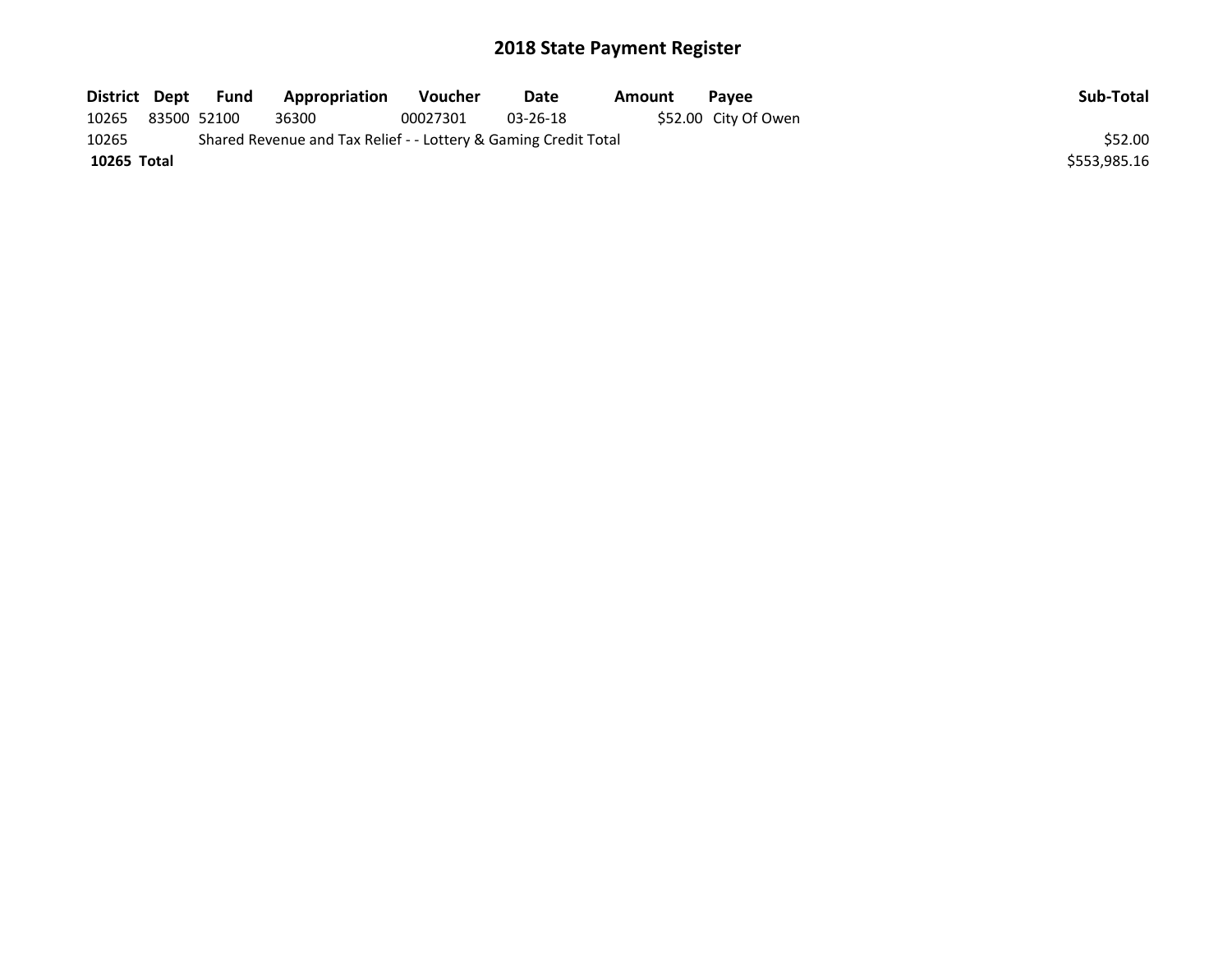# 2018 State Payment Register

| District | Dept | Fund | Appropriation | Voucher | Date | Amount | Payee | Sub-Total |
|---|---|---|---|---|---|---|---|---|
| 10265 | 83500 | 52100 | 36300 | 00027301 | 03-26-18 | $52.00 | City Of Owen | |
| 10265 | | Shared Revenue and Tax Relief - - Lottery & Gaming Credit Total | | | | | | $52.00 |
| **10265 Total** | | | | | | | | $553,985.16 |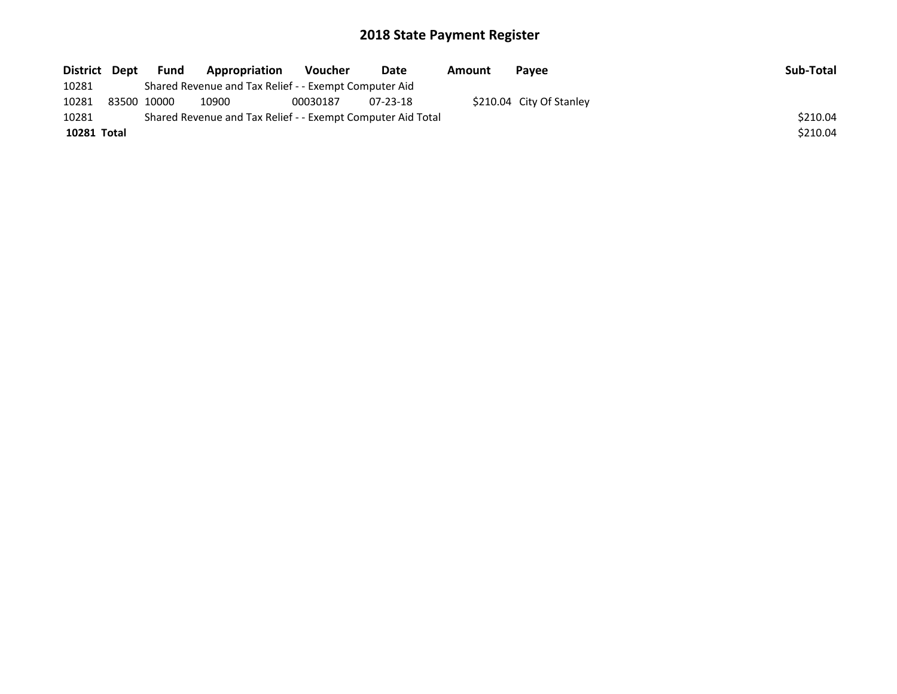# 2018 State Payment Register

| District | Dept | Fund | Appropriation | Voucher | Date | Amount | Payee | Sub-Total |
|---|---|---|---|---|---|---|---|---|
| 10281 | | Shared Revenue and Tax Relief - - Exempt Computer Aid | | | | | | |
| 10281 | 83500 | 10000 | 10900 | 00030187 | 07-23-18 | $210.04 | City Of Stanley | |
| 10281 | | Shared Revenue and Tax Relief - - Exempt Computer Aid Total | | | | | | $210.04 |
| **10281** | **Total** | | | | | | | $210.04 |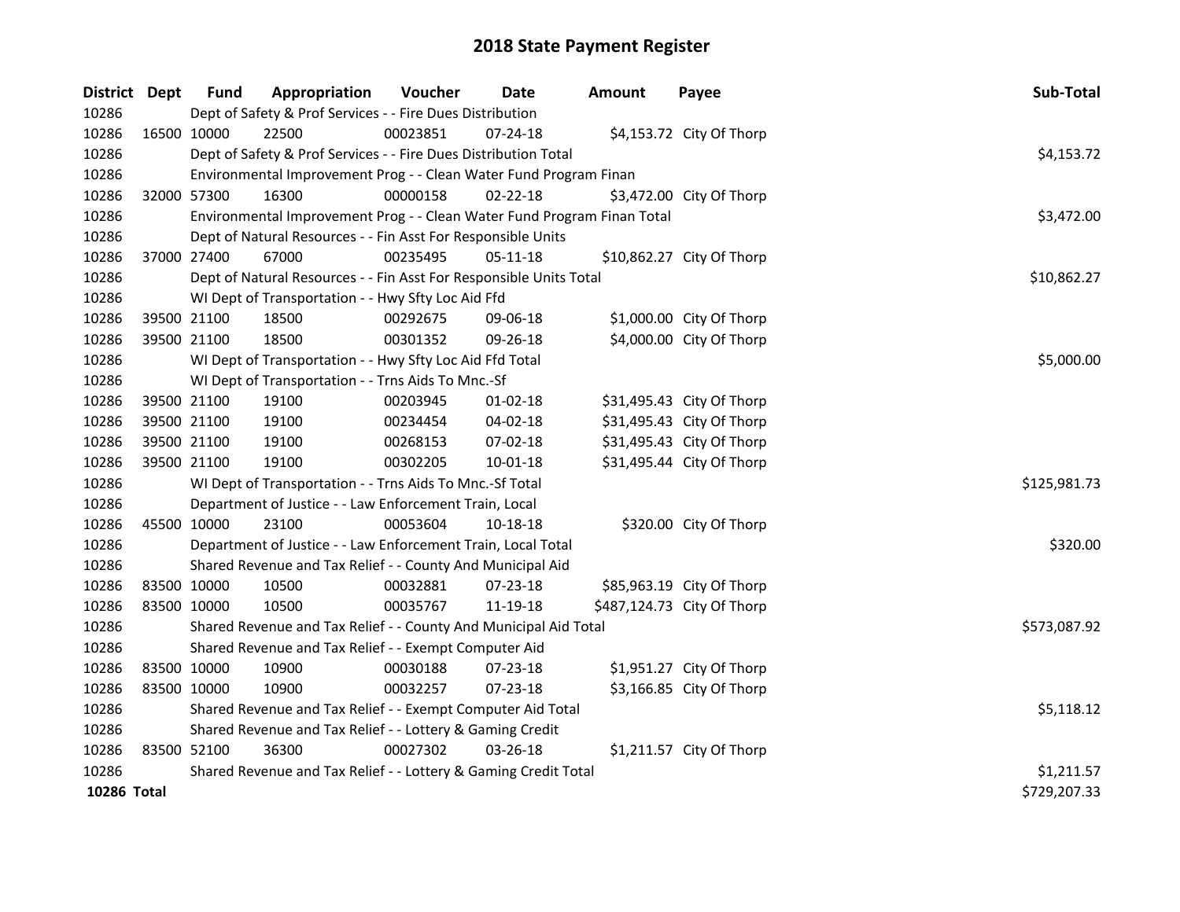# 2018 State Payment Register

| District | Dept | Fund | Appropriation | Voucher | Date | Amount | Payee | Sub-Total |
|---|---|---|---|---|---|---|---|---|
| 10286 | | Dept of Safety & Prof Services - - Fire Dues Distribution | | | | | | |
| 10286 | 16500 | 10000 | 22500 | 00023851 | 07-24-18 | $4,153.72 | City Of Thorp | |
| 10286 | | Dept of Safety & Prof Services - - Fire Dues Distribution Total | | | | | | $4,153.72 |
| 10286 | | Environmental Improvement Prog - - Clean Water Fund Program Finan | | | | | | |
| 10286 | 32000 | 57300 | 16300 | 00000158 | 02-22-18 | $3,472.00 | City Of Thorp | |
| 10286 | | Environmental Improvement Prog - - Clean Water Fund Program Finan Total | | | | | | $3,472.00 |
| 10286 | | Dept of Natural Resources - - Fin Asst For Responsible Units | | | | | | |
| 10286 | 37000 | 27400 | 67000 | 00235495 | 05-11-18 | $10,862.27 | City Of Thorp | |
| 10286 | | Dept of Natural Resources - - Fin Asst For Responsible Units Total | | | | | | $10,862.27 |
| 10286 | | WI Dept of Transportation - - Hwy Sfty Loc Aid Ffd | | | | | | |
| 10286 | 39500 | 21100 | 18500 | 00292675 | 09-06-18 | $1,000.00 | City Of Thorp | |
| 10286 | 39500 | 21100 | 18500 | 00301352 | 09-26-18 | $4,000.00 | City Of Thorp | |
| 10286 | | WI Dept of Transportation - - Hwy Sfty Loc Aid Ffd Total | | | | | | $5,000.00 |
| 10286 | | WI Dept of Transportation - - Trns Aids To Mnc.-Sf | | | | | | |
| 10286 | 39500 | 21100 | 19100 | 00203945 | 01-02-18 | $31,495.43 | City Of Thorp | |
| 10286 | 39500 | 21100 | 19100 | 00234454 | 04-02-18 | $31,495.43 | City Of Thorp | |
| 10286 | 39500 | 21100 | 19100 | 00268153 | 07-02-18 | $31,495.43 | City Of Thorp | |
| 10286 | 39500 | 21100 | 19100 | 00302205 | 10-01-18 | $31,495.44 | City Of Thorp | |
| 10286 | | WI Dept of Transportation - - Trns Aids To Mnc.-Sf Total | | | | | | $125,981.73 |
| 10286 | | Department of Justice - - Law Enforcement Train, Local | | | | | | |
| 10286 | 45500 | 10000 | 23100 | 00053604 | 10-18-18 | $320.00 | City Of Thorp | |
| 10286 | | Department of Justice - - Law Enforcement Train, Local Total | | | | | | $320.00 |
| 10286 | | Shared Revenue and Tax Relief - - County And Municipal Aid | | | | | | |
| 10286 | 83500 | 10000 | 10500 | 00032881 | 07-23-18 | $85,963.19 | City Of Thorp | |
| 10286 | 83500 | 10000 | 10500 | 00035767 | 11-19-18 | $487,124.73 | City Of Thorp | |
| 10286 | | Shared Revenue and Tax Relief - - County And Municipal Aid Total | | | | | | $573,087.92 |
| 10286 | | Shared Revenue and Tax Relief - - Exempt Computer Aid | | | | | | |
| 10286 | 83500 | 10000 | 10900 | 00030188 | 07-23-18 | $1,951.27 | City Of Thorp | |
| 10286 | 83500 | 10000 | 10900 | 00032257 | 07-23-18 | $3,166.85 | City Of Thorp | |
| 10286 | | Shared Revenue and Tax Relief - - Exempt Computer Aid Total | | | | | | $5,118.12 |
| 10286 | | Shared Revenue and Tax Relief - - Lottery & Gaming Credit | | | | | | |
| 10286 | 83500 | 52100 | 36300 | 00027302 | 03-26-18 | $1,211.57 | City Of Thorp | |
| 10286 | | Shared Revenue and Tax Relief - - Lottery & Gaming Credit Total | | | | | | $1,211.57 |
| **10286 Total** | | | | | | | | $729,207.33 |